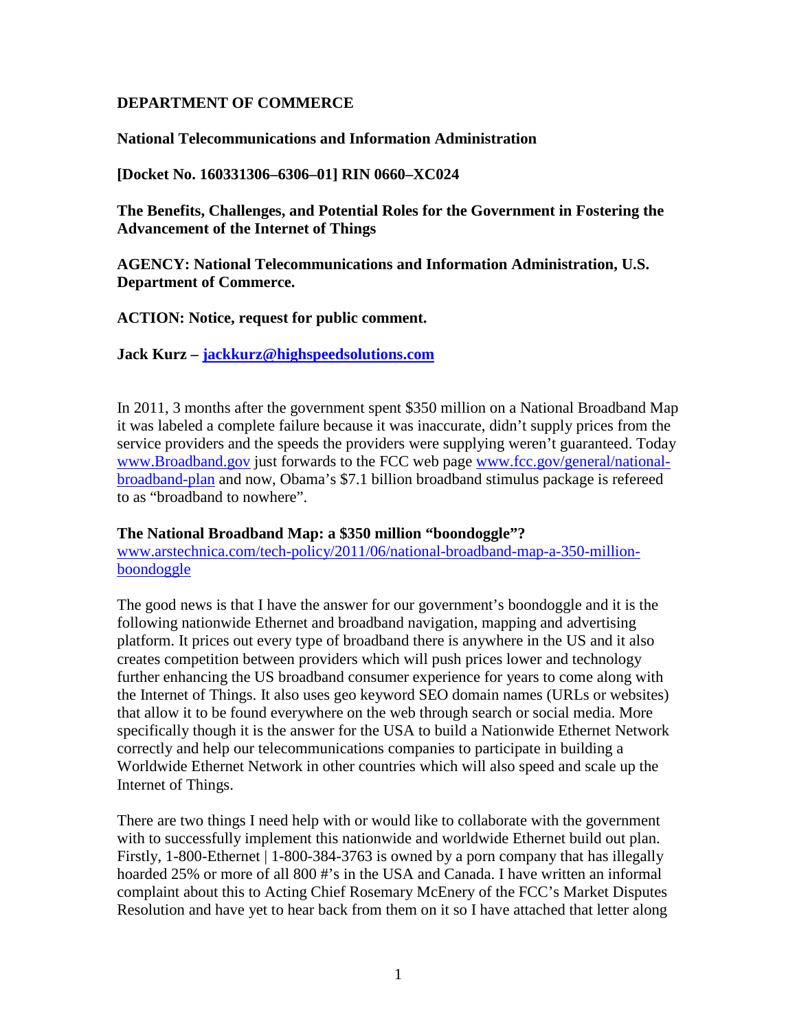**DEPARTMENT OF COMMERCE**

**National Telecommunications and Information Administration**

**[Docket No. 160331306–6306–01] RIN 0660–XC024**

**The Benefits, Challenges, and Potential Roles for the Government in Fostering the Advancement of the Internet of Things**

**AGENCY: National Telecommunications and Information Administration, U.S. Department of Commerce.**

**ACTION: Notice, request for public comment.**

**Jack Kurz – jackkurz@highspeedsolutions.com**

In 2011, 3 months after the government spent $350 million on a National Broadband Map it was labeled a complete failure because it was inaccurate, didn't supply prices from the service providers and the speeds the providers were supplying weren't guaranteed. Today www.Broadband.gov just forwards to the FCC web page www.fcc.gov/general/national-broadband-plan and now, Obama's $7.1 billion broadband stimulus package is refereed to as "broadband to nowhere".

**The National Broadband Map: a $350 million "boondoggle"?**
www.arstechnica.com/tech-policy/2011/06/national-broadband-map-a-350-million-boondoggle

The good news is that I have the answer for our government's boondoggle and it is the following nationwide Ethernet and broadband navigation, mapping and advertising platform. It prices out every type of broadband there is anywhere in the US and it also creates competition between providers which will push prices lower and technology further enhancing the US broadband consumer experience for years to come along with the Internet of Things. It also uses geo keyword SEO domain names (URLs or websites) that allow it to be found everywhere on the web through search or social media. More specifically though it is the answer for the USA to build a Nationwide Ethernet Network correctly and help our telecommunications companies to participate in building a Worldwide Ethernet Network in other countries which will also speed and scale up the Internet of Things.

There are two things I need help with or would like to collaborate with the government with to successfully implement this nationwide and worldwide Ethernet build out plan. Firstly, 1-800-Ethernet | 1-800-384-3763 is owned by a porn company that has illegally hoarded 25% or more of all 800 #'s in the USA and Canada. I have written an informal complaint about this to Acting Chief Rosemary McEnery of the FCC's Market Disputes Resolution and have yet to hear back from them on it so I have attached that letter along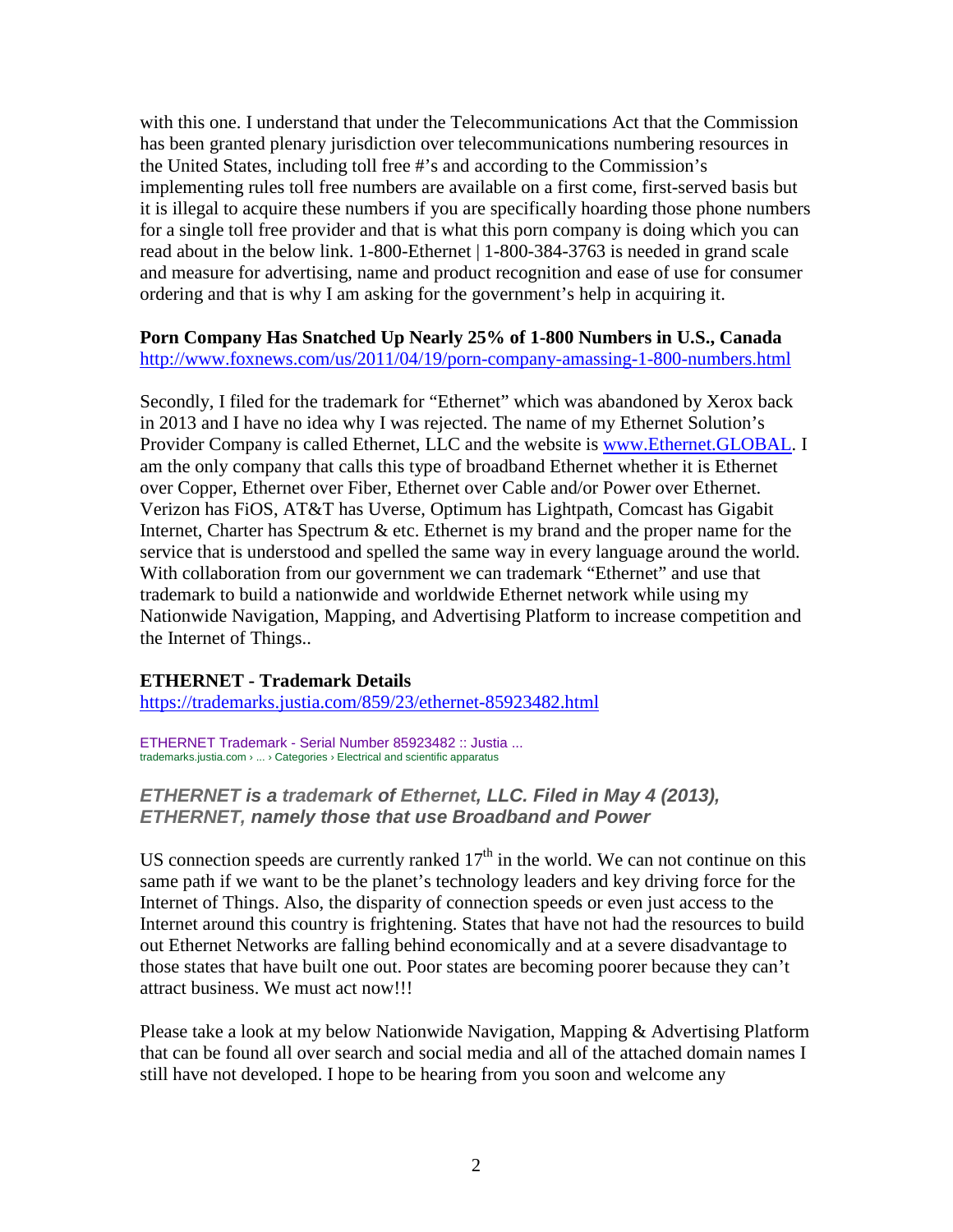with this one. I understand that under the Telecommunications Act that the Commission has been granted plenary jurisdiction over telecommunications numbering resources in the United States, including toll free #'s and according to the Commission's implementing rules toll free numbers are available on a first come, first-served basis but it is illegal to acquire these numbers if you are specifically hoarding those phone numbers for a single toll free provider and that is what this porn company is doing which you can read about in the below link. 1-800-Ethernet | 1-800-384-3763 is needed in grand scale and measure for advertising, name and product recognition and ease of use for consumer ordering and that is why I am asking for the government's help in acquiring it.

**Porn Company Has Snatched Up Nearly 25% of 1-800 Numbers in U.S., Canada**
http://www.foxnews.com/us/2011/04/19/porn-company-amassing-1-800-numbers.html

Secondly, I filed for the trademark for "Ethernet" which was abandoned by Xerox back in 2013 and I have no idea why I was rejected. The name of my Ethernet Solution's Provider Company is called Ethernet, LLC and the website is www.Ethernet.GLOBAL. I am the only company that calls this type of broadband Ethernet whether it is Ethernet over Copper, Ethernet over Fiber, Ethernet over Cable and/or Power over Ethernet. Verizon has FiOS, AT&T has Uverse, Optimum has Lightpath, Comcast has Gigabit Internet, Charter has Spectrum & etc. Ethernet is my brand and the proper name for the service that is understood and spelled the same way in every language around the world. With collaboration from our government we can trademark "Ethernet" and use that trademark to build a nationwide and worldwide Ethernet network while using my Nationwide Navigation, Mapping, and Advertising Platform to increase competition and the Internet of Things..

**ETHERNET - Trademark Details**
https://trademarks.justia.com/859/23/ethernet-85923482.html

ETHERNET Trademark - Serial Number 85923482 :: Justia ...
trademarks.justia.com › ... › Categories › Electrical and scientific apparatus

***ETHERNET is a trademark of Ethernet, LLC. Filed in May 4 (2013), ETHERNET, namely those that use Broadband and Power***

US connection speeds are currently ranked 17th in the world. We can not continue on this same path if we want to be the planet's technology leaders and key driving force for the Internet of Things. Also, the disparity of connection speeds or even just access to the Internet around this country is frightening. States that have not had the resources to build out Ethernet Networks are falling behind economically and at a severe disadvantage to those states that have built one out. Poor states are becoming poorer because they can't attract business. We must act now!!!

Please take a look at my below Nationwide Navigation, Mapping & Advertising Platform that can be found all over search and social media and all of the attached domain names I still have not developed. I hope to be hearing from you soon and welcome any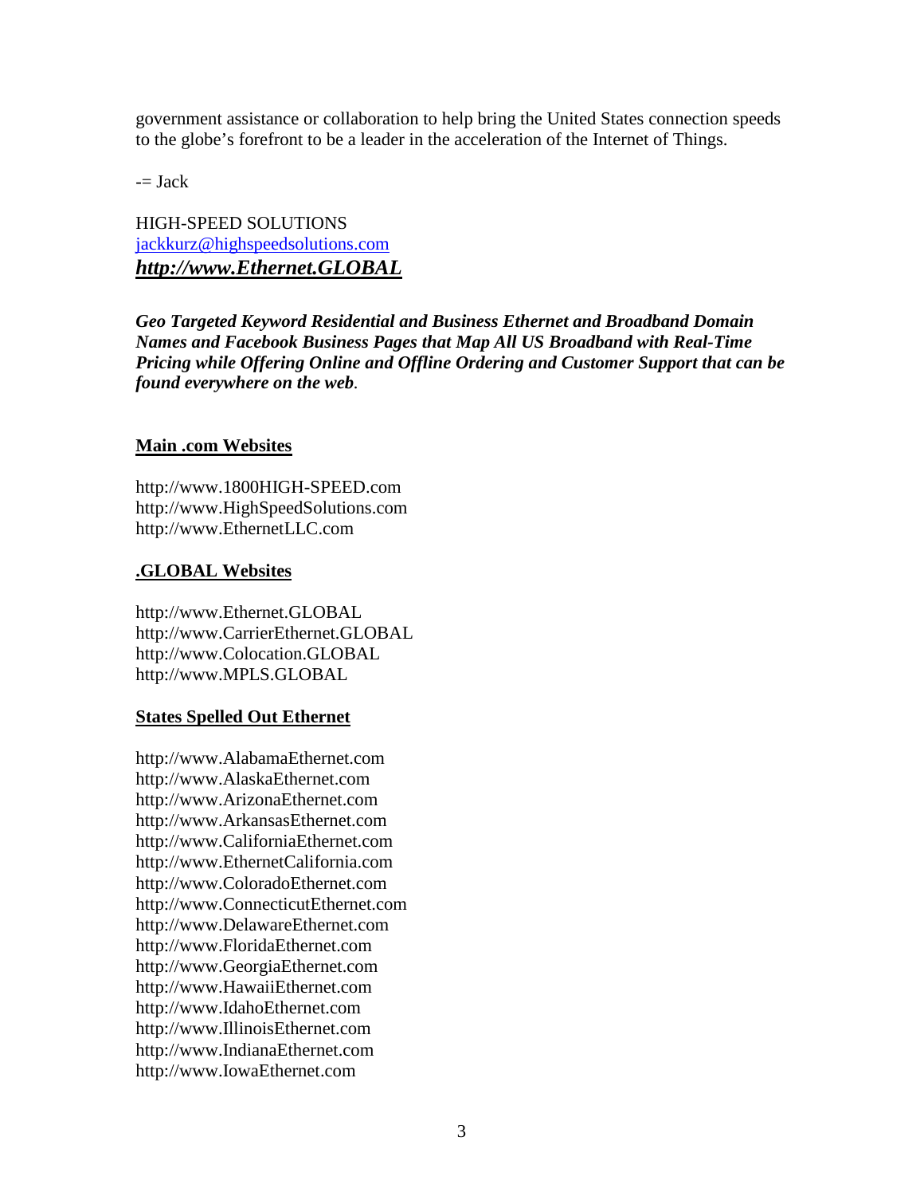government assistance or collaboration to help bring the United States connection speeds to the globe's forefront to be a leader in the acceleration of the Internet of Things.

-= Jack

HIGH-SPEED SOLUTIONS
jackkurz@highspeedsolutions.com
***http://www.Ethernet.GLOBAL***

***Geo Targeted Keyword Residential and Business Ethernet and Broadband Domain Names and Facebook Business Pages that Map All US Broadband with Real-Time Pricing while Offering Online and Offline Ordering and Customer Support that can be found everywhere on the web***.

**Main .com Websites**

http://www.1800HIGH-SPEED.com
http://www.HighSpeedSolutions.com
http://www.EthernetLLC.com

**.GLOBAL Websites**

http://www.Ethernet.GLOBAL
http://www.CarrierEthernet.GLOBAL
http://www.Colocation.GLOBAL
http://www.MPLS.GLOBAL

**States Spelled Out Ethernet**

http://www.AlabamaEthernet.com
http://www.AlaskaEthernet.com
http://www.ArizonaEthernet.com
http://www.ArkansasEthernet.com
http://www.CaliforniaEthernet.com
http://www.EthernetCalifornia.com
http://www.ColoradoEthernet.com
http://www.ConnecticutEthernet.com
http://www.DelawareEthernet.com
http://www.FloridaEthernet.com
http://www.GeorgiaEthernet.com
http://www.HawaiiEthernet.com
http://www.IdahoEthernet.com
http://www.IllinoisEthernet.com
http://www.IndianaEthernet.com
http://www.IowaEthernet.com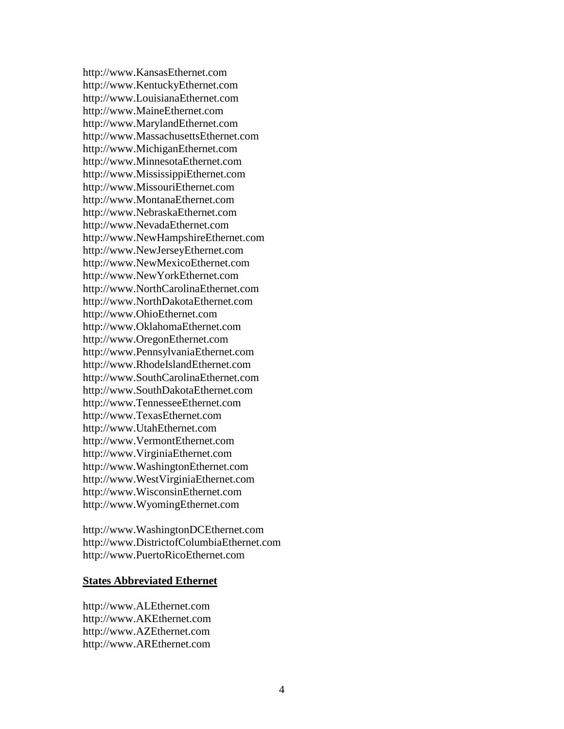http://www.KansasEthernet.com
http://www.KentuckyEthernet.com
http://www.LouisianaEthernet.com
http://www.MaineEthernet.com
http://www.MarylandEthernet.com
http://www.MassachusettsEthernet.com
http://www.MichiganEthernet.com
http://www.MinnesotaEthernet.com
http://www.MississippiEthernet.com
http://www.MissouriEthernet.com
http://www.MontanaEthernet.com
http://www.NebraskaEthernet.com
http://www.NevadaEthernet.com
http://www.NewHampshireEthernet.com
http://www.NewJerseyEthernet.com
http://www.NewMexicoEthernet.com
http://www.NewYorkEthernet.com
http://www.NorthCarolinaEthernet.com
http://www.NorthDakotaEthernet.com
http://www.OhioEthernet.com
http://www.OklahomaEthernet.com
http://www.OregonEthernet.com
http://www.PennsylvaniaEthernet.com
http://www.RhodeIslandEthernet.com
http://www.SouthCarolinaEthernet.com
http://www.SouthDakotaEthernet.com
http://www.TennesseeEthernet.com
http://www.TexasEthernet.com
http://www.UtahEthernet.com
http://www.VermontEthernet.com
http://www.VirginiaEthernet.com
http://www.WashingtonEthernet.com
http://www.WestVirginiaEthernet.com
http://www.WisconsinEthernet.com
http://www.WyomingEthernet.com

http://www.WashingtonDCEthernet.com
http://www.DistrictofColumbiaEthernet.com
http://www.PuertoRicoEthernet.com

**States Abbreviated Ethernet**

http://www.ALEthernet.com
http://www.AKEthernet.com
http://www.AZEthernet.com
http://www.AREthernet.com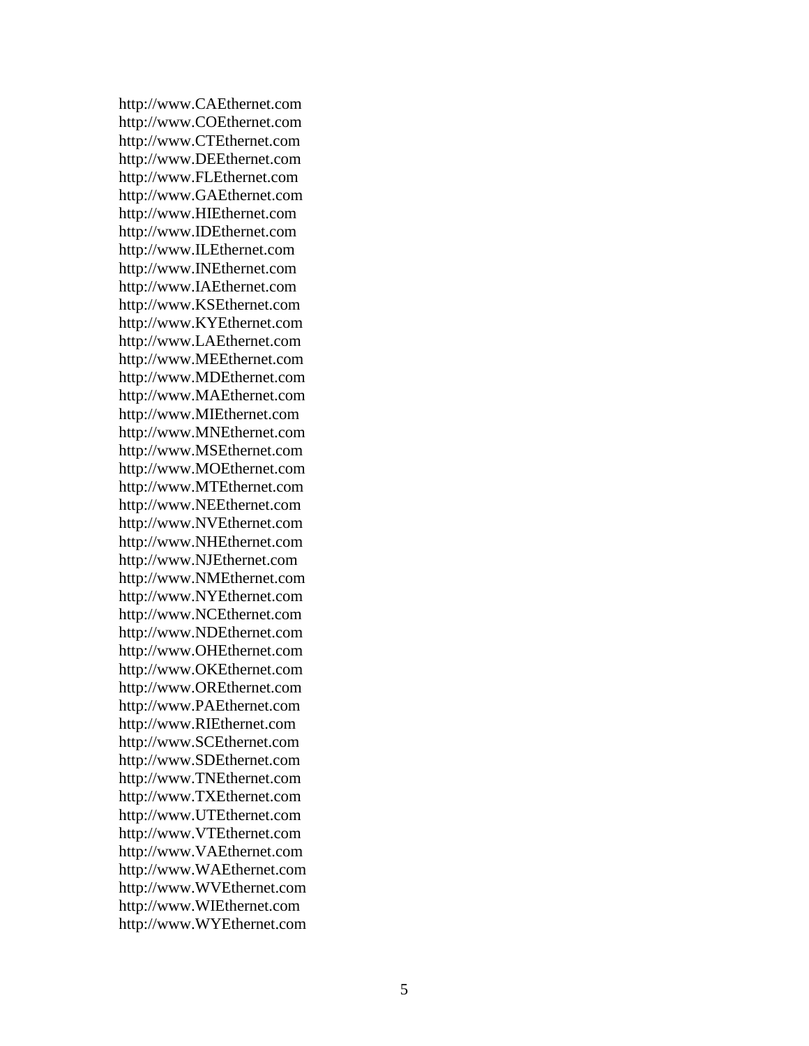http://www.CAEthernet.com
http://www.COEthernet.com
http://www.CTEthernet.com
http://www.DEEthernet.com
http://www.FLEthernet.com
http://www.GAEthernet.com
http://www.HIEthernet.com
http://www.IDEthernet.com
http://www.ILEthernet.com
http://www.INEthernet.com
http://www.IAEthernet.com
http://www.KSEthernet.com
http://www.KYEthernet.com
http://www.LAEthernet.com
http://www.MEEthernet.com
http://www.MDEthernet.com
http://www.MAEthernet.com
http://www.MIEthernet.com
http://www.MNEthernet.com
http://www.MSEthernet.com
http://www.MOEthernet.com
http://www.MTEthernet.com
http://www.NEEthernet.com
http://www.NVEthernet.com
http://www.NHEthernet.com
http://www.NJEthernet.com
http://www.NMEthernet.com
http://www.NYEthernet.com
http://www.NCEthernet.com
http://www.NDEthernet.com
http://www.OHEthernet.com
http://www.OKEthernet.com
http://www.OREthernet.com
http://www.PAEthernet.com
http://www.RIEthernet.com
http://www.SCEthernet.com
http://www.SDEthernet.com
http://www.TNEthernet.com
http://www.TXEthernet.com
http://www.UTEthernet.com
http://www.VTEthernet.com
http://www.VAEthernet.com
http://www.WAEthernet.com
http://www.WVEthernet.com
http://www.WIEthernet.com
http://www.WYEthernet.com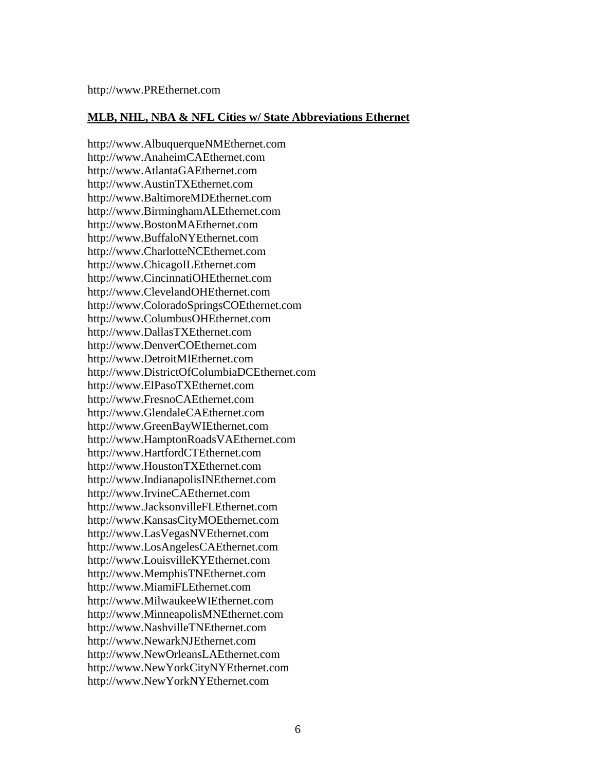http://www.PREthernet.com

**MLB, NHL, NBA & NFL Cities w/ State Abbreviations Ethernet**

http://www.AlbuquerqueNMEthernet.com
http://www.AnaheimCAEthernet.com
http://www.AtlantaGAEthernet.com
http://www.AustinTXEthernet.com
http://www.BaltimoreMDEthernet.com
http://www.BirminghamALEthernet.com
http://www.BostonMAEthernet.com
http://www.BuffaloNYEthernet.com
http://www.CharlotteNCEthernet.com
http://www.ChicagoILEthernet.com
http://www.CincinnatiOHEthernet.com
http://www.ClevelandOHEthernet.com
http://www.ColoradoSpringsCOEthernet.com
http://www.ColumbusOHEthernet.com
http://www.DallasTXEthernet.com
http://www.DenverCOEthernet.com
http://www.DetroitMIEthernet.com
http://www.DistrictOfColumbiaDCEthernet.com
http://www.ElPasoTXEthernet.com
http://www.FresnoCAEthernet.com
http://www.GlendaleCAEthernet.com
http://www.GreenBayWIEthernet.com
http://www.HamptonRoadsVAEthernet.com
http://www.HartfordCTEthernet.com
http://www.HoustonTXEthernet.com
http://www.IndianapolisINEthernet.com
http://www.IrvineCAEthernet.com
http://www.JacksonvilleFLEthernet.com
http://www.KansasCityMOEthernet.com
http://www.LasVegasNVEthernet.com
http://www.LosAngelesCAEthernet.com
http://www.LouisvilleKYEthernet.com
http://www.MemphisTNEthernet.com
http://www.MiamiFLEthernet.com
http://www.MilwaukeeWIEthernet.com
http://www.MinneapolisMNEthernet.com
http://www.NashvilleTNEthernet.com
http://www.NewarkNJEthernet.com
http://www.NewOrleansLAEthernet.com
http://www.NewYorkCityNYEthernet.com
http://www.NewYorkNYEthernet.com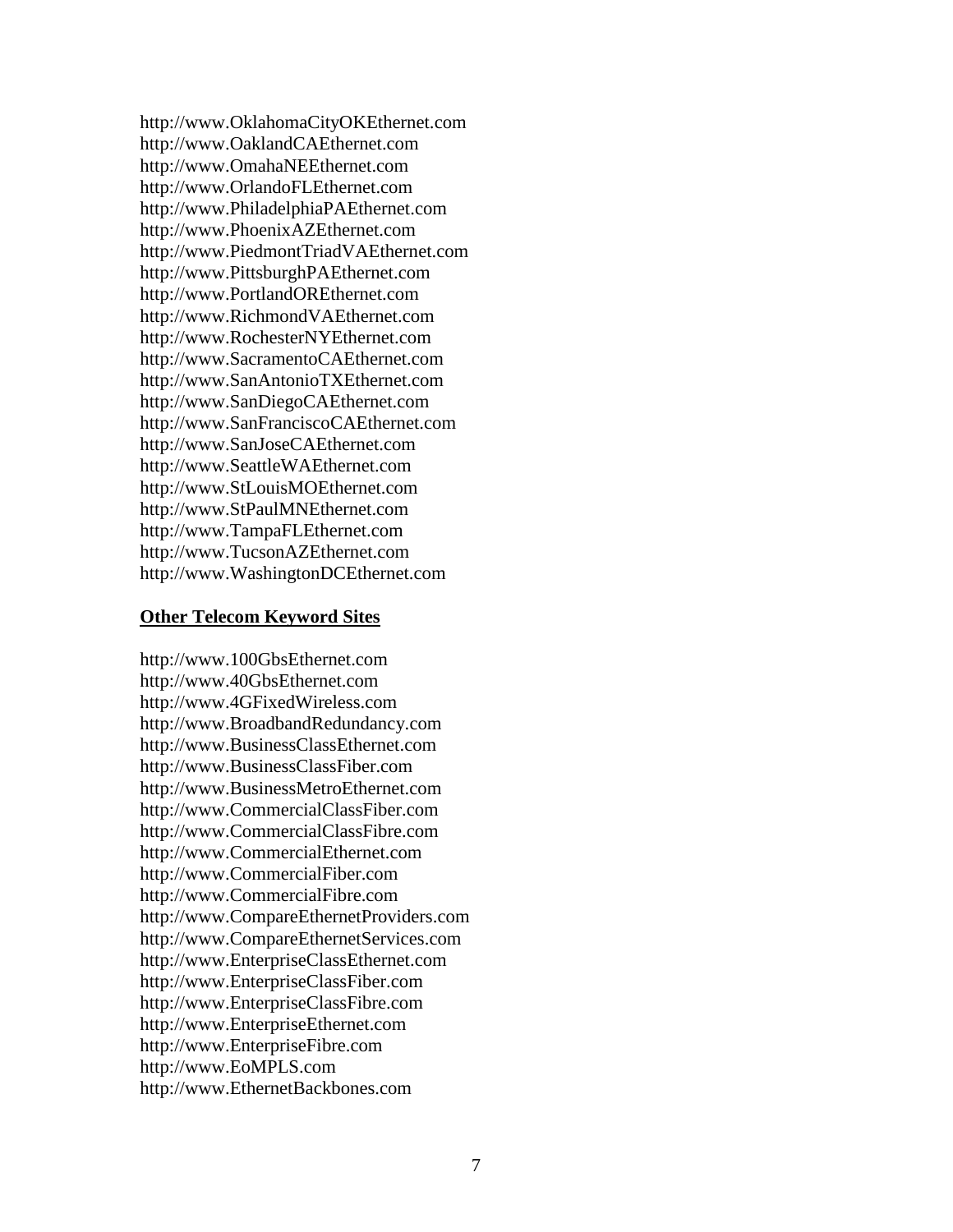http://www.OklahomaCityOKEthernet.com
http://www.OaklandCAEthernet.com
http://www.OmahaNEEthernet.com
http://www.OrlandoFLEthernet.com
http://www.PhiladelphiaPAEthernet.com
http://www.PhoenixAZEthernet.com
http://www.PiedmontTriadVAEthernet.com
http://www.PittsburghPAEthernet.com
http://www.PortlandOREthernet.com
http://www.RichmondVAEthernet.com
http://www.RochesterNYEthernet.com
http://www.SacramentoCAEthernet.com
http://www.SanAntonioTXEthernet.com
http://www.SanDiegoCAEthernet.com
http://www.SanFranciscoCAEthernet.com
http://www.SanJoseCAEthernet.com
http://www.SeattleWAEthernet.com
http://www.StLouisMOEthernet.com
http://www.StPaulMNEthernet.com
http://www.TampaFLEthernet.com
http://www.TucsonAZEthernet.com
http://www.WashingtonDCEthernet.com

**Other Telecom Keyword Sites**

http://www.100GbsEthernet.com
http://www.40GbsEthernet.com
http://www.4GFixedWireless.com
http://www.BroadbandRedundancy.com
http://www.BusinessClassEthernet.com
http://www.BusinessClassFiber.com
http://www.BusinessMetroEthernet.com
http://www.CommercialClassFiber.com
http://www.CommercialClassFibre.com
http://www.CommercialEthernet.com
http://www.CommercialFiber.com
http://www.CommercialFibre.com
http://www.CompareEthernetProviders.com
http://www.CompareEthernetServices.com
http://www.EnterpriseClassEthernet.com
http://www.EnterpriseClassFiber.com
http://www.EnterpriseClassFibre.com
http://www.EnterpriseEthernet.com
http://www.EnterpriseFibre.com
http://www.EoMPLS.com
http://www.EthernetBackbones.com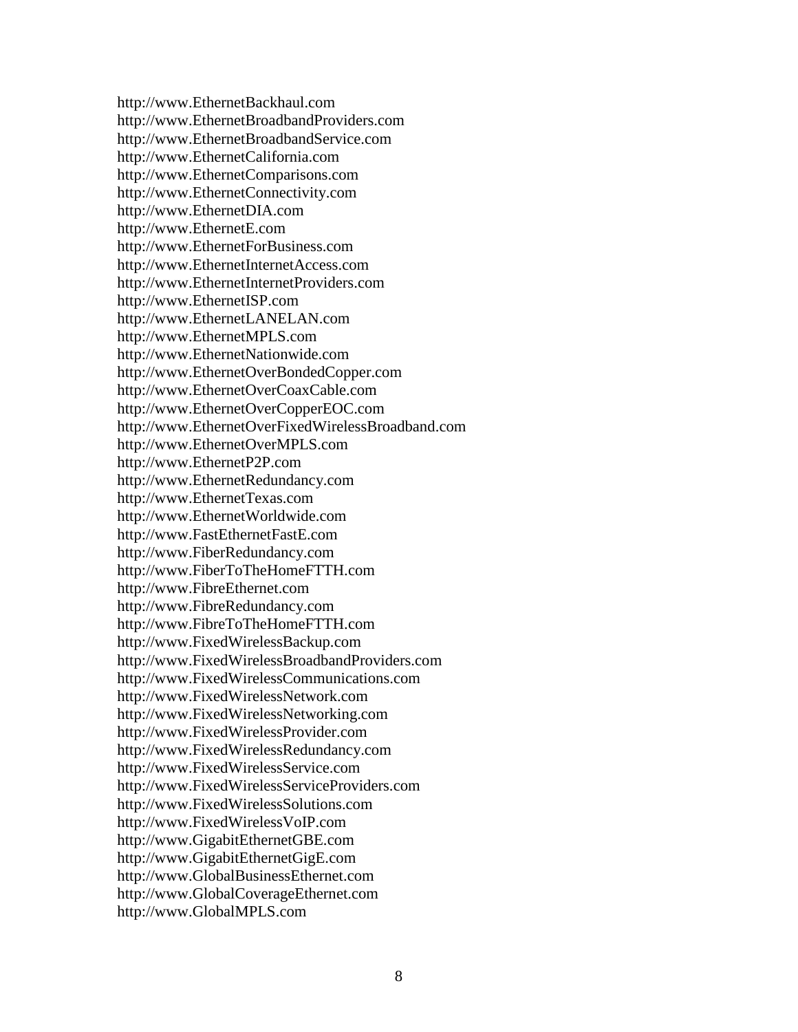http://www.EthernetBackhaul.com
http://www.EthernetBroadbandProviders.com
http://www.EthernetBroadbandService.com
http://www.EthernetCalifornia.com
http://www.EthernetComparisons.com
http://www.EthernetConnectivity.com
http://www.EthernetDIA.com
http://www.EthernetE.com
http://www.EthernetForBusiness.com
http://www.EthernetInternetAccess.com
http://www.EthernetInternetProviders.com
http://www.EthernetISP.com
http://www.EthernetLANELAN.com
http://www.EthernetMPLS.com
http://www.EthernetNationwide.com
http://www.EthernetOverBondedCopper.com
http://www.EthernetOverCoaxCable.com
http://www.EthernetOverCopperEOC.com
http://www.EthernetOverFixedWirelessBroadband.com
http://www.EthernetOverMPLS.com
http://www.EthernetP2P.com
http://www.EthernetRedundancy.com
http://www.EthernetTexas.com
http://www.EthernetWorldwide.com
http://www.FastEthernetFastE.com
http://www.FiberRedundancy.com
http://www.FiberToTheHomeFTTH.com
http://www.FibreEthernet.com
http://www.FibreRedundancy.com
http://www.FibreToTheHomeFTTH.com
http://www.FixedWirelessBackup.com
http://www.FixedWirelessBroadbandProviders.com
http://www.FixedWirelessCommunications.com
http://www.FixedWirelessNetwork.com
http://www.FixedWirelessNetworking.com
http://www.FixedWirelessProvider.com
http://www.FixedWirelessRedundancy.com
http://www.FixedWirelessService.com
http://www.FixedWirelessServiceProviders.com
http://www.FixedWirelessSolutions.com
http://www.FixedWirelessVoIP.com
http://www.GigabitEthernetGBE.com
http://www.GigabitEthernetGigE.com
http://www.GlobalBusinessEthernet.com
http://www.GlobalCoverageEthernet.com
http://www.GlobalMPLS.com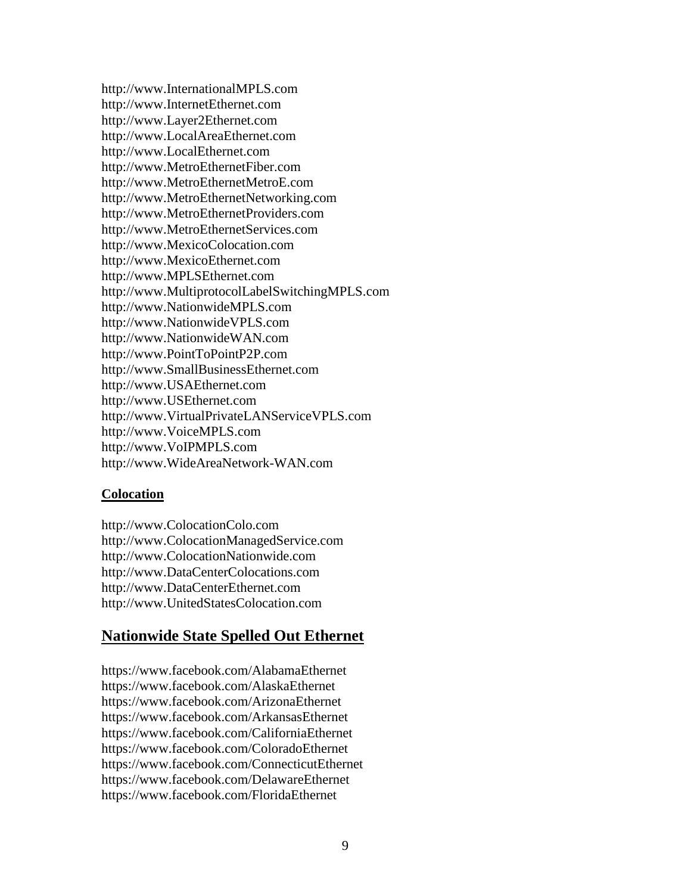http://www.InternationalMPLS.com
http://www.InternetEthernet.com
http://www.Layer2Ethernet.com
http://www.LocalAreaEthernet.com
http://www.LocalEthernet.com
http://www.MetroEthernetFiber.com
http://www.MetroEthernetMetroE.com
http://www.MetroEthernetNetworking.com
http://www.MetroEthernetProviders.com
http://www.MetroEthernetServices.com
http://www.MexicoColocation.com
http://www.MexicoEthernet.com
http://www.MPLSEthernet.com
http://www.MultiprotocolLabelSwitchingMPLS.com
http://www.NationwideMPLS.com
http://www.NationwideVPLS.com
http://www.NationwideWAN.com
http://www.PointToPointP2P.com
http://www.SmallBusinessEthernet.com
http://www.USAEthernet.com
http://www.USEthernet.com
http://www.VirtualPrivateLANServiceVPLS.com
http://www.VoiceMPLS.com
http://www.VoIPMPLS.com
http://www.WideAreaNetwork-WAN.com

**Colocation**

http://www.ColocationColo.com
http://www.ColocationManagedService.com
http://www.ColocationNationwide.com
http://www.DataCenterColocations.com
http://www.DataCenterEthernet.com
http://www.UnitedStatesColocation.com

## Nationwide State Spelled Out Ethernet

https://www.facebook.com/AlabamaEthernet
https://www.facebook.com/AlaskaEthernet
https://www.facebook.com/ArizonaEthernet
https://www.facebook.com/ArkansasEthernet
https://www.facebook.com/CaliforniaEthernet
https://www.facebook.com/ColoradoEthernet
https://www.facebook.com/ConnecticutEthernet
https://www.facebook.com/DelawareEthernet
https://www.facebook.com/FloridaEthernet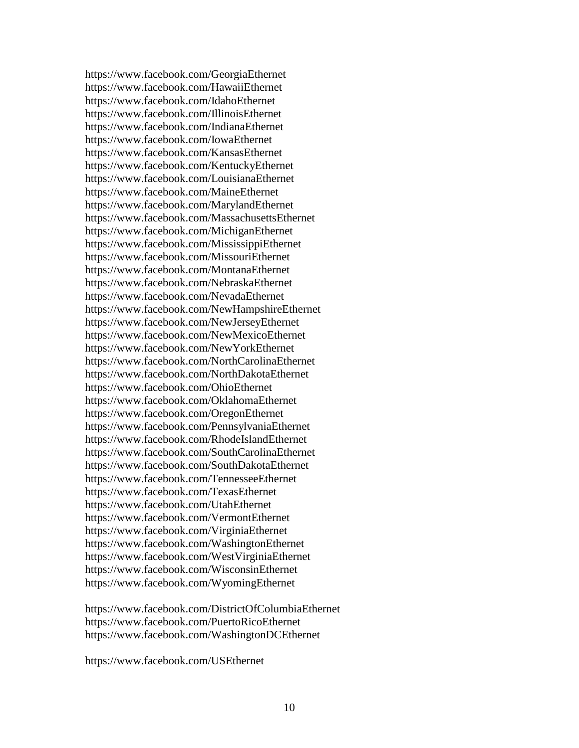https://www.facebook.com/GeorgiaEthernet
https://www.facebook.com/HawaiiEthernet
https://www.facebook.com/IdahoEthernet
https://www.facebook.com/IllinoisEthernet
https://www.facebook.com/IndianaEthernet
https://www.facebook.com/IowaEthernet
https://www.facebook.com/KansasEthernet
https://www.facebook.com/KentuckyEthernet
https://www.facebook.com/LouisianaEthernet
https://www.facebook.com/MaineEthernet
https://www.facebook.com/MarylandEthernet
https://www.facebook.com/MassachusettsEthernet
https://www.facebook.com/MichiganEthernet
https://www.facebook.com/MississippiEthernet
https://www.facebook.com/MissouriEthernet
https://www.facebook.com/MontanaEthernet
https://www.facebook.com/NebraskaEthernet
https://www.facebook.com/NevadaEthernet
https://www.facebook.com/NewHampshireEthernet
https://www.facebook.com/NewJerseyEthernet
https://www.facebook.com/NewMexicoEthernet
https://www.facebook.com/NewYorkEthernet
https://www.facebook.com/NorthCarolinaEthernet
https://www.facebook.com/NorthDakotaEthernet
https://www.facebook.com/OhioEthernet
https://www.facebook.com/OklahomaEthernet
https://www.facebook.com/OregonEthernet
https://www.facebook.com/PennsylvaniaEthernet
https://www.facebook.com/RhodeIslandEthernet
https://www.facebook.com/SouthCarolinaEthernet
https://www.facebook.com/SouthDakotaEthernet
https://www.facebook.com/TennesseeEthernet
https://www.facebook.com/TexasEthernet
https://www.facebook.com/UtahEthernet
https://www.facebook.com/VermontEthernet
https://www.facebook.com/VirginiaEthernet
https://www.facebook.com/WashingtonEthernet
https://www.facebook.com/WestVirginiaEthernet
https://www.facebook.com/WisconsinEthernet
https://www.facebook.com/WyomingEthernet

https://www.facebook.com/DistrictOfColumbiaEthernet
https://www.facebook.com/PuertoRicoEthernet
https://www.facebook.com/WashingtonDCEthernet

https://www.facebook.com/USEthernet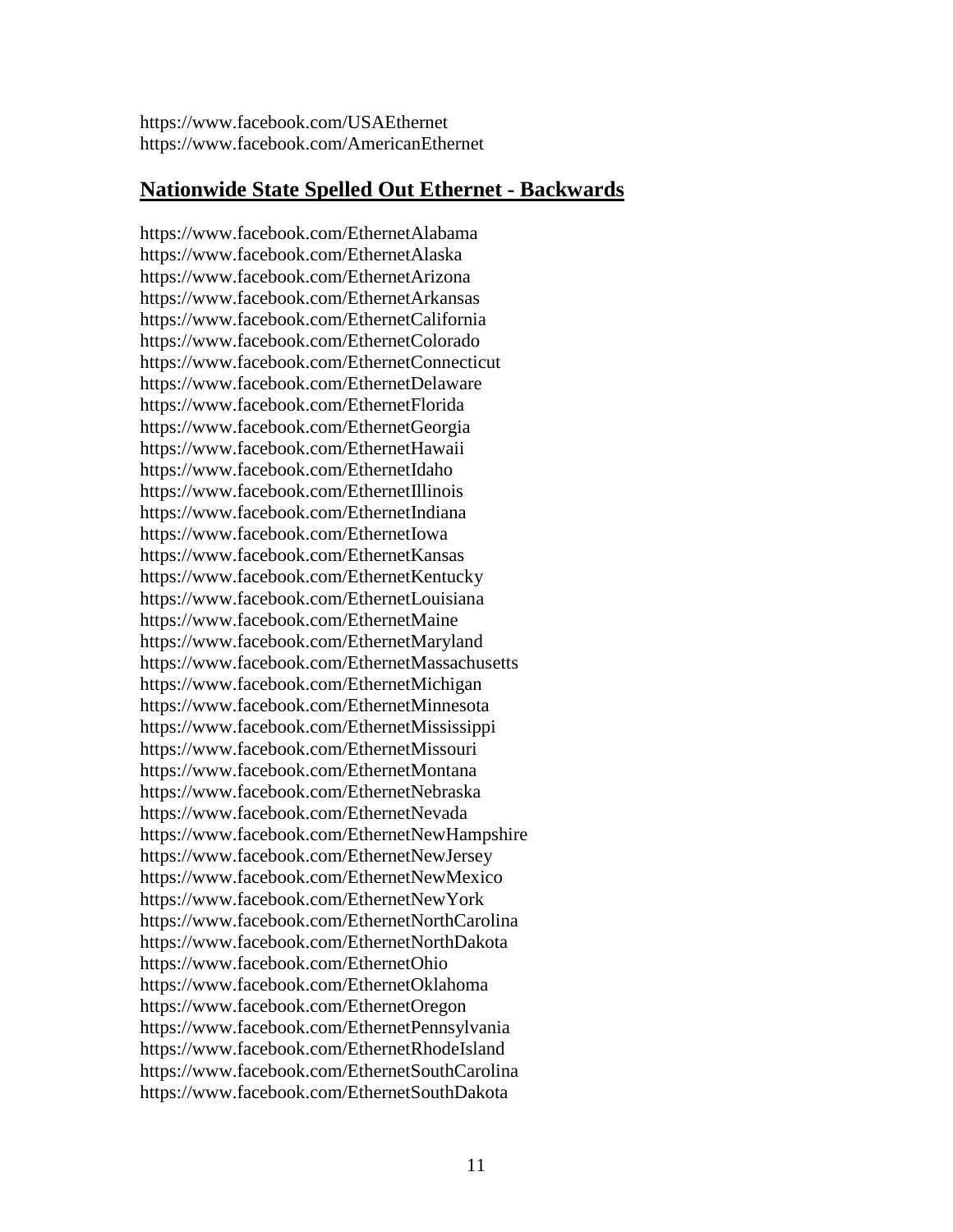https://www.facebook.com/USAEthernet
https://www.facebook.com/AmericanEthernet

## **Nationwide State Spelled Out Ethernet - Backwards**

https://www.facebook.com/EthernetAlabama
https://www.facebook.com/EthernetAlaska
https://www.facebook.com/EthernetArizona
https://www.facebook.com/EthernetArkansas
https://www.facebook.com/EthernetCalifornia
https://www.facebook.com/EthernetColorado
https://www.facebook.com/EthernetConnecticut
https://www.facebook.com/EthernetDelaware
https://www.facebook.com/EthernetFlorida
https://www.facebook.com/EthernetGeorgia
https://www.facebook.com/EthernetHawaii
https://www.facebook.com/EthernetIdaho
https://www.facebook.com/EthernetIllinois
https://www.facebook.com/EthernetIndiana
https://www.facebook.com/EthernetIowa
https://www.facebook.com/EthernetKansas
https://www.facebook.com/EthernetKentucky
https://www.facebook.com/EthernetLouisiana
https://www.facebook.com/EthernetMaine
https://www.facebook.com/EthernetMaryland
https://www.facebook.com/EthernetMassachusetts
https://www.facebook.com/EthernetMichigan
https://www.facebook.com/EthernetMinnesota
https://www.facebook.com/EthernetMississippi
https://www.facebook.com/EthernetMissouri
https://www.facebook.com/EthernetMontana
https://www.facebook.com/EthernetNebraska
https://www.facebook.com/EthernetNevada
https://www.facebook.com/EthernetNewHampshire
https://www.facebook.com/EthernetNewJersey
https://www.facebook.com/EthernetNewMexico
https://www.facebook.com/EthernetNewYork
https://www.facebook.com/EthernetNorthCarolina
https://www.facebook.com/EthernetNorthDakota
https://www.facebook.com/EthernetOhio
https://www.facebook.com/EthernetOklahoma
https://www.facebook.com/EthernetOregon
https://www.facebook.com/EthernetPennsylvania
https://www.facebook.com/EthernetRhodeIsland
https://www.facebook.com/EthernetSouthCarolina
https://www.facebook.com/EthernetSouthDakota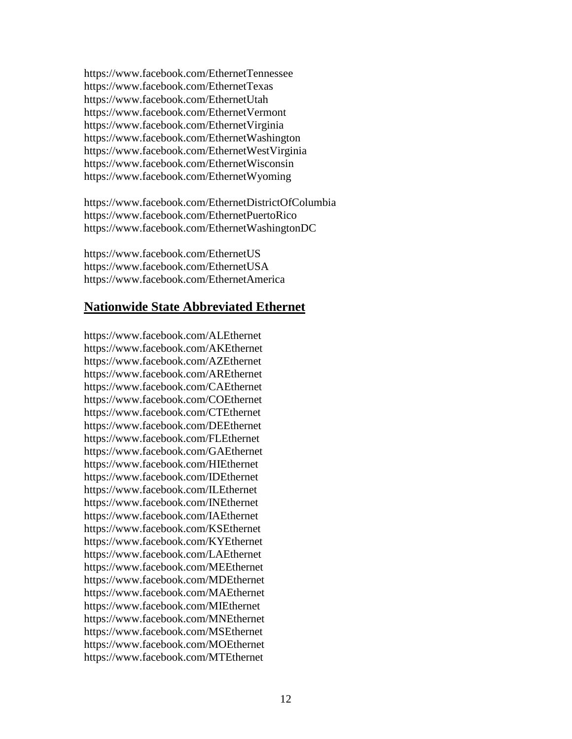https://www.facebook.com/EthernetTennessee
https://www.facebook.com/EthernetTexas
https://www.facebook.com/EthernetUtah
https://www.facebook.com/EthernetVermont
https://www.facebook.com/EthernetVirginia
https://www.facebook.com/EthernetWashington
https://www.facebook.com/EthernetWestVirginia
https://www.facebook.com/EthernetWisconsin
https://www.facebook.com/EthernetWyoming

https://www.facebook.com/EthernetDistrictOfColumbia
https://www.facebook.com/EthernetPuertoRico
https://www.facebook.com/EthernetWashingtonDC

https://www.facebook.com/EthernetUS
https://www.facebook.com/EthernetUSA
https://www.facebook.com/EthernetAmerica

## **Nationwide State Abbreviated Ethernet**

https://www.facebook.com/ALEthernet
https://www.facebook.com/AKEthernet
https://www.facebook.com/AZEthernet
https://www.facebook.com/AREthernet
https://www.facebook.com/CAEthernet
https://www.facebook.com/COEthernet
https://www.facebook.com/CTEthernet
https://www.facebook.com/DEEthernet
https://www.facebook.com/FLEthernet
https://www.facebook.com/GAEthernet
https://www.facebook.com/HIEthernet
https://www.facebook.com/IDEthernet
https://www.facebook.com/ILEthernet
https://www.facebook.com/INEthernet
https://www.facebook.com/IAEthernet
https://www.facebook.com/KSEthernet
https://www.facebook.com/KYEthernet
https://www.facebook.com/LAEthernet
https://www.facebook.com/MEEthernet
https://www.facebook.com/MDEthernet
https://www.facebook.com/MAEthernet
https://www.facebook.com/MIEthernet
https://www.facebook.com/MNEthernet
https://www.facebook.com/MSEthernet
https://www.facebook.com/MOEthernet
https://www.facebook.com/MTEthernet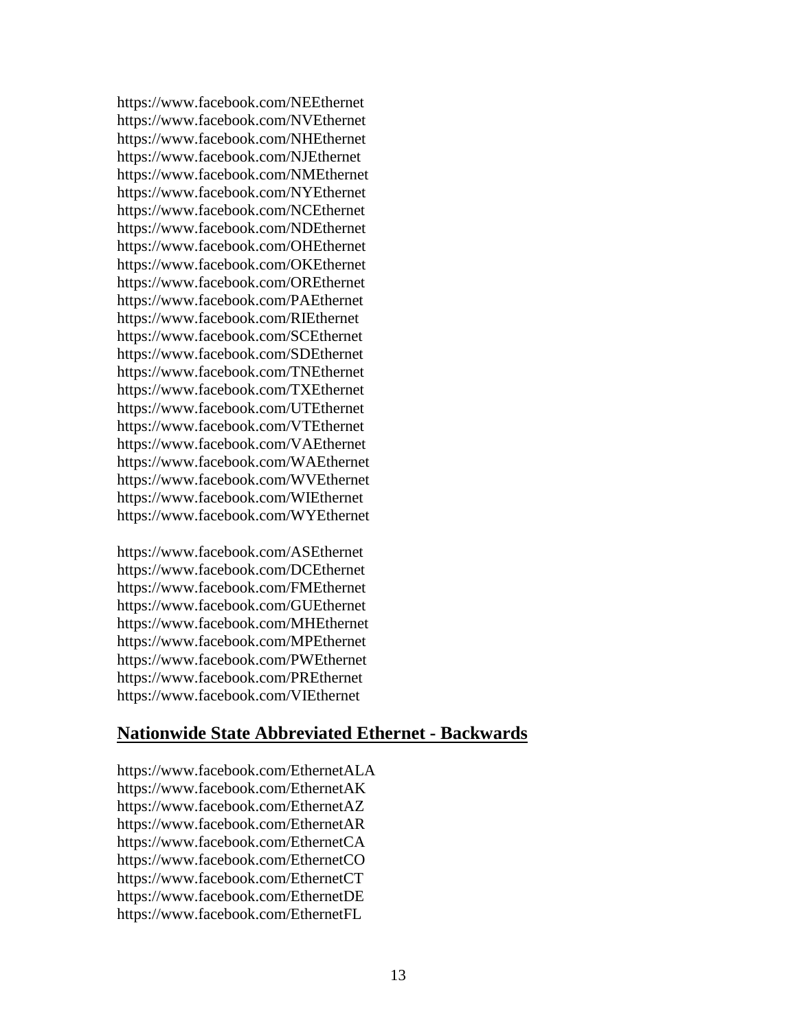https://www.facebook.com/NEEthernet
https://www.facebook.com/NVEthernet
https://www.facebook.com/NHEthernet
https://www.facebook.com/NJEthernet
https://www.facebook.com/NMEthernet
https://www.facebook.com/NYEthernet
https://www.facebook.com/NCEthernet
https://www.facebook.com/NDEthernet
https://www.facebook.com/OHEthernet
https://www.facebook.com/OKEthernet
https://www.facebook.com/OREthernet
https://www.facebook.com/PAEthernet
https://www.facebook.com/RIEthernet
https://www.facebook.com/SCEthernet
https://www.facebook.com/SDEthernet
https://www.facebook.com/TNEthernet
https://www.facebook.com/TXEthernet
https://www.facebook.com/UTEthernet
https://www.facebook.com/VTEthernet
https://www.facebook.com/VAEthernet
https://www.facebook.com/WAEthernet
https://www.facebook.com/WVEthernet
https://www.facebook.com/WIEthernet
https://www.facebook.com/WYEthernet

https://www.facebook.com/ASEthernet
https://www.facebook.com/DCEthernet
https://www.facebook.com/FMEthernet
https://www.facebook.com/GUEthernet
https://www.facebook.com/MHEthernet
https://www.facebook.com/MPEthernet
https://www.facebook.com/PWEthernet
https://www.facebook.com/PREthernet
https://www.facebook.com/VIEthernet

## Nationwide State Abbreviated Ethernet - Backwards

https://www.facebook.com/EthernetALA
https://www.facebook.com/EthernetAK
https://www.facebook.com/EthernetAZ
https://www.facebook.com/EthernetAR
https://www.facebook.com/EthernetCA
https://www.facebook.com/EthernetCO
https://www.facebook.com/EthernetCT
https://www.facebook.com/EthernetDE
https://www.facebook.com/EthernetFL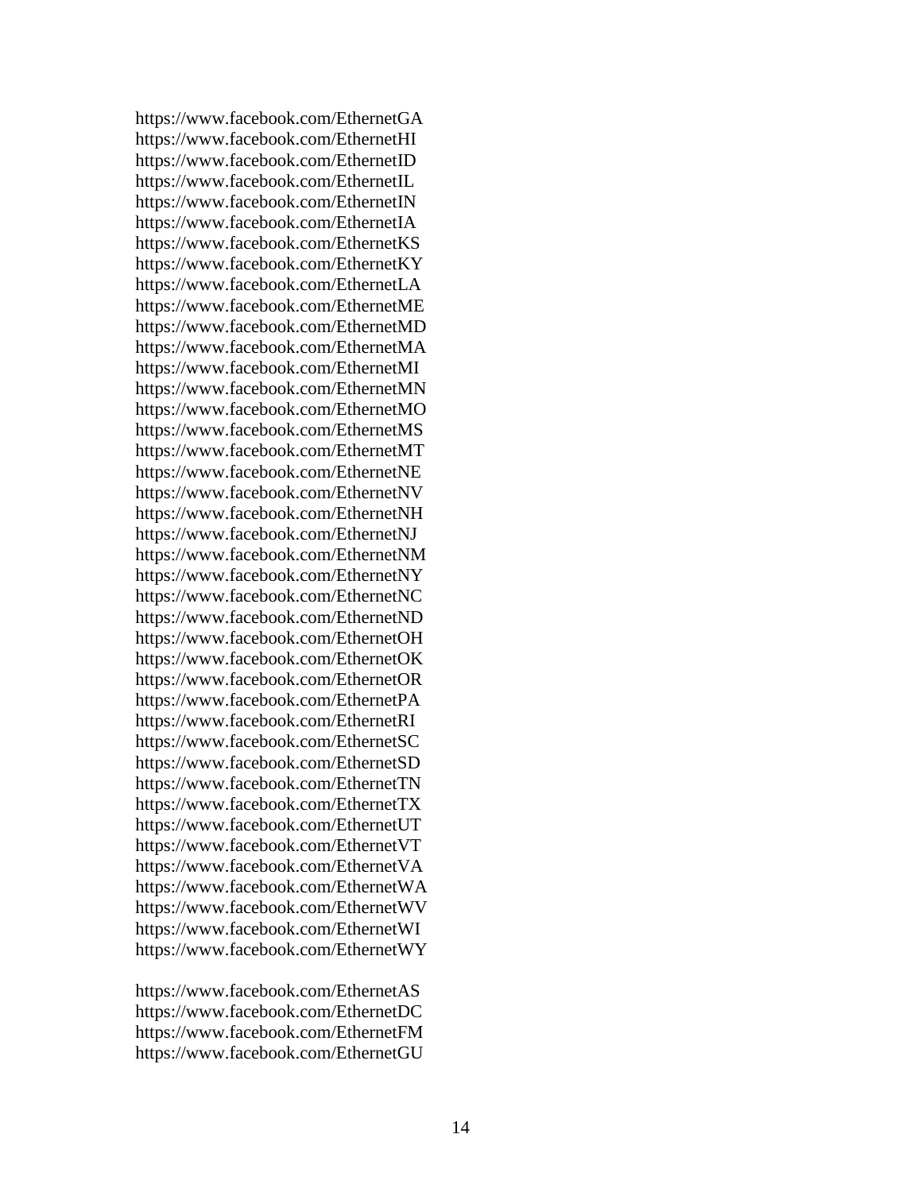https://www.facebook.com/EthernetGA
https://www.facebook.com/EthernetHI
https://www.facebook.com/EthernetID
https://www.facebook.com/EthernetIL
https://www.facebook.com/EthernetIN
https://www.facebook.com/EthernetIA
https://www.facebook.com/EthernetKS
https://www.facebook.com/EthernetKY
https://www.facebook.com/EthernetLA
https://www.facebook.com/EthernetME
https://www.facebook.com/EthernetMD
https://www.facebook.com/EthernetMA
https://www.facebook.com/EthernetMI
https://www.facebook.com/EthernetMN
https://www.facebook.com/EthernetMO
https://www.facebook.com/EthernetMS
https://www.facebook.com/EthernetMT
https://www.facebook.com/EthernetNE
https://www.facebook.com/EthernetNV
https://www.facebook.com/EthernetNH
https://www.facebook.com/EthernetNJ
https://www.facebook.com/EthernetNM
https://www.facebook.com/EthernetNY
https://www.facebook.com/EthernetNC
https://www.facebook.com/EthernetND
https://www.facebook.com/EthernetOH
https://www.facebook.com/EthernetOK
https://www.facebook.com/EthernetOR
https://www.facebook.com/EthernetPA
https://www.facebook.com/EthernetRI
https://www.facebook.com/EthernetSC
https://www.facebook.com/EthernetSD
https://www.facebook.com/EthernetTN
https://www.facebook.com/EthernetTX
https://www.facebook.com/EthernetUT
https://www.facebook.com/EthernetVT
https://www.facebook.com/EthernetVA
https://www.facebook.com/EthernetWA
https://www.facebook.com/EthernetWV
https://www.facebook.com/EthernetWI
https://www.facebook.com/EthernetWY

https://www.facebook.com/EthernetAS
https://www.facebook.com/EthernetDC
https://www.facebook.com/EthernetFM
https://www.facebook.com/EthernetGU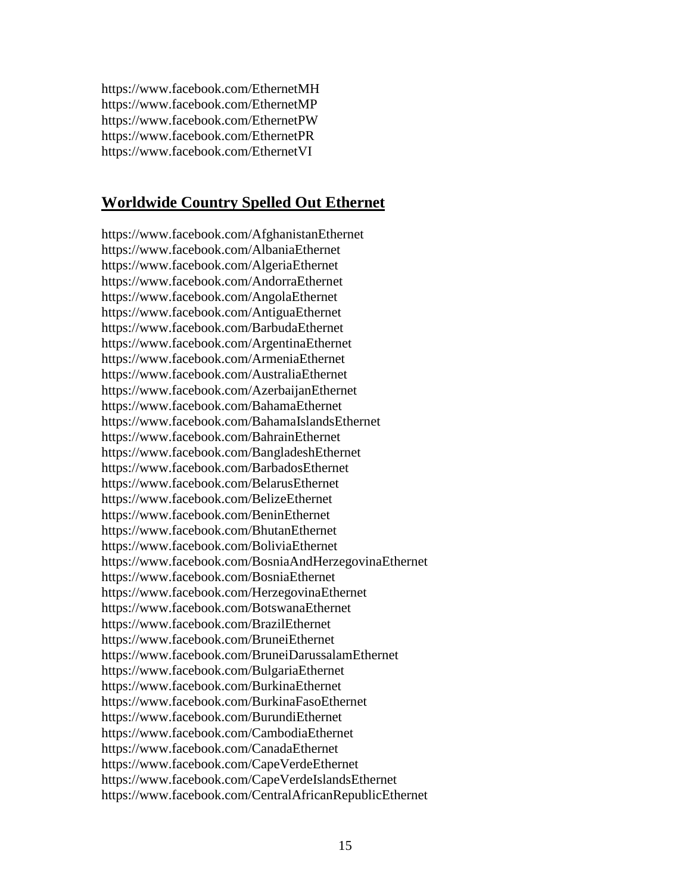https://www.facebook.com/EthernetMH
https://www.facebook.com/EthernetMP
https://www.facebook.com/EthernetPW
https://www.facebook.com/EthernetPR
https://www.facebook.com/EthernetVI

## Worldwide Country Spelled Out Ethernet

https://www.facebook.com/AfghanistanEthernet
https://www.facebook.com/AlbaniaEthernet
https://www.facebook.com/AlgeriaEthernet
https://www.facebook.com/AndorraEthernet
https://www.facebook.com/AngolaEthernet
https://www.facebook.com/AntiguaEthernet
https://www.facebook.com/BarbudaEthernet
https://www.facebook.com/ArgentinaEthernet
https://www.facebook.com/ArmeniaEthernet
https://www.facebook.com/AustraliaEthernet
https://www.facebook.com/AzerbaijanEthernet
https://www.facebook.com/BahamaEthernet
https://www.facebook.com/BahamaIslandsEthernet
https://www.facebook.com/BahrainEthernet
https://www.facebook.com/BangladeshEthernet
https://www.facebook.com/BarbadosEthernet
https://www.facebook.com/BelarusEthernet
https://www.facebook.com/BelizeEthernet
https://www.facebook.com/BeninEthernet
https://www.facebook.com/BhutanEthernet
https://www.facebook.com/BoliviaEthernet
https://www.facebook.com/BosniaAndHerzegovinaEthernet
https://www.facebook.com/BosniaEthernet
https://www.facebook.com/HerzegovinaEthernet
https://www.facebook.com/BotswanaEthernet
https://www.facebook.com/BrazilEthernet
https://www.facebook.com/BruneiEthernet
https://www.facebook.com/BruneiDarussalamEthernet
https://www.facebook.com/BulgariaEthernet
https://www.facebook.com/BurkinaEthernet
https://www.facebook.com/BurkinaFasoEthernet
https://www.facebook.com/BurundiEthernet
https://www.facebook.com/CambodiaEthernet
https://www.facebook.com/CanadaEthernet
https://www.facebook.com/CapeVerdeEthernet
https://www.facebook.com/CapeVerdeIslandsEthernet
https://www.facebook.com/CentralAfricanRepublicEthernet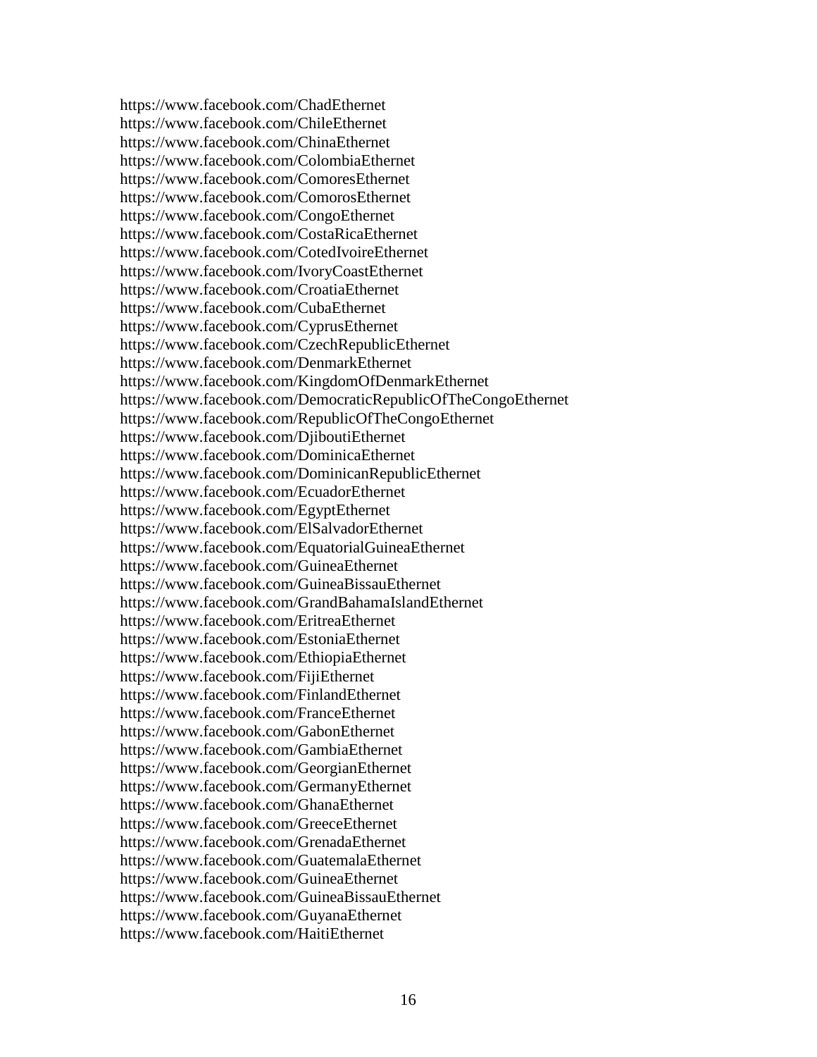https://www.facebook.com/ChadEthernet
https://www.facebook.com/ChileEthernet
https://www.facebook.com/ChinaEthernet
https://www.facebook.com/ColombiaEthernet
https://www.facebook.com/ComoresEthernet
https://www.facebook.com/ComorosEthernet
https://www.facebook.com/CongoEthernet
https://www.facebook.com/CostaRicaEthernet
https://www.facebook.com/CotedIvoireEthernet
https://www.facebook.com/IvoryCoastEthernet
https://www.facebook.com/CroatiaEthernet
https://www.facebook.com/CubaEthernet
https://www.facebook.com/CyprusEthernet
https://www.facebook.com/CzechRepublicEthernet
https://www.facebook.com/DenmarkEthernet
https://www.facebook.com/KingdomOfDenmarkEthernet
https://www.facebook.com/DemocraticRepublicOfTheCongoEthernet
https://www.facebook.com/RepublicOfTheCongoEthernet
https://www.facebook.com/DjiboutiEthernet
https://www.facebook.com/DominicaEthernet
https://www.facebook.com/DominicanRepublicEthernet
https://www.facebook.com/EcuadorEthernet
https://www.facebook.com/EgyptEthernet
https://www.facebook.com/ElSalvadorEthernet
https://www.facebook.com/EquatorialGuineaEthernet
https://www.facebook.com/GuineaEthernet
https://www.facebook.com/GuineaBissauEthernet
https://www.facebook.com/GrandBahamaIslandEthernet
https://www.facebook.com/EritreaEthernet
https://www.facebook.com/EstoniaEthernet
https://www.facebook.com/EthiopiaEthernet
https://www.facebook.com/FijiEthernet
https://www.facebook.com/FinlandEthernet
https://www.facebook.com/FranceEthernet
https://www.facebook.com/GabonEthernet
https://www.facebook.com/GambiaEthernet
https://www.facebook.com/GeorgianEthernet
https://www.facebook.com/GermanyEthernet
https://www.facebook.com/GhanaEthernet
https://www.facebook.com/GreeceEthernet
https://www.facebook.com/GrenadaEthernet
https://www.facebook.com/GuatemalaEthernet
https://www.facebook.com/GuineaEthernet
https://www.facebook.com/GuineaBissauEthernet
https://www.facebook.com/GuyanaEthernet
https://www.facebook.com/HaitiEthernet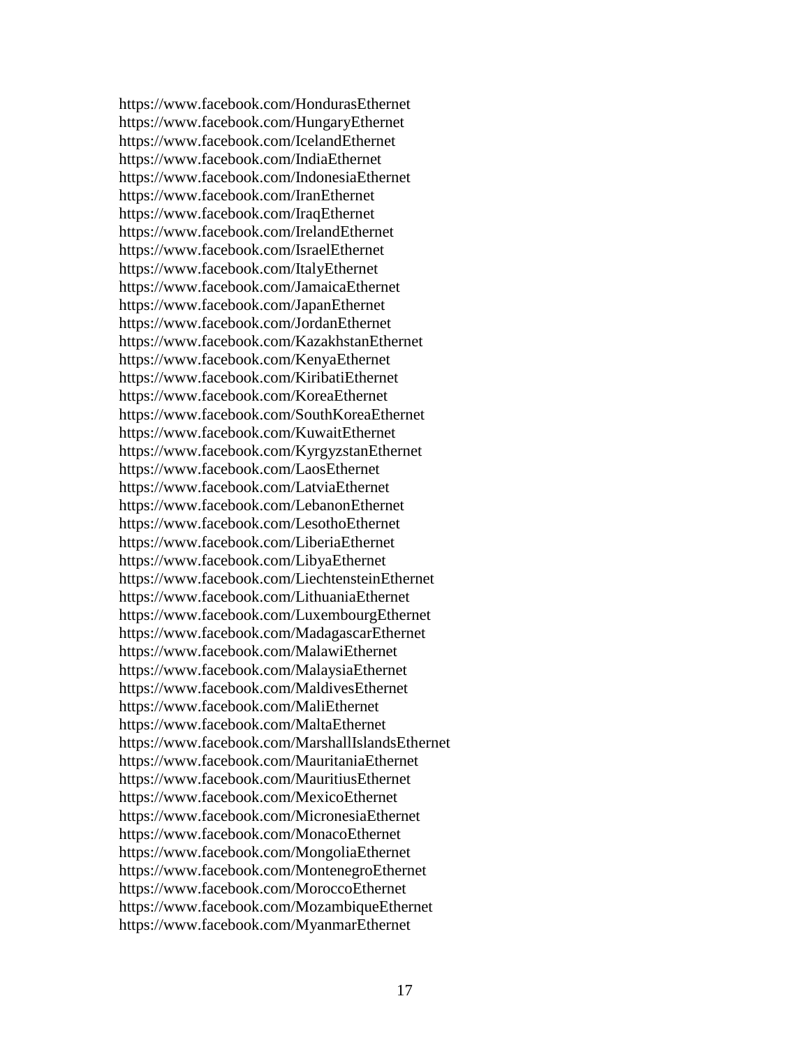https://www.facebook.com/HondurasEthernet
https://www.facebook.com/HungaryEthernet
https://www.facebook.com/IcelandEthernet
https://www.facebook.com/IndiaEthernet
https://www.facebook.com/IndonesiaEthernet
https://www.facebook.com/IranEthernet
https://www.facebook.com/IraqEthernet
https://www.facebook.com/IrelandEthernet
https://www.facebook.com/IsraelEthernet
https://www.facebook.com/ItalyEthernet
https://www.facebook.com/JamaicaEthernet
https://www.facebook.com/JapanEthernet
https://www.facebook.com/JordanEthernet
https://www.facebook.com/KazakhstanEthernet
https://www.facebook.com/KenyaEthernet
https://www.facebook.com/KiribatiEthernet
https://www.facebook.com/KoreaEthernet
https://www.facebook.com/SouthKoreaEthernet
https://www.facebook.com/KuwaitEthernet
https://www.facebook.com/KyrgyzstanEthernet
https://www.facebook.com/LaosEthernet
https://www.facebook.com/LatviaEthernet
https://www.facebook.com/LebanonEthernet
https://www.facebook.com/LesothoEthernet
https://www.facebook.com/LiberiaEthernet
https://www.facebook.com/LibyaEthernet
https://www.facebook.com/LiechtensteinEthernet
https://www.facebook.com/LithuaniaEthernet
https://www.facebook.com/LuxembourgEthernet
https://www.facebook.com/MadagascarEthernet
https://www.facebook.com/MalawiEthernet
https://www.facebook.com/MalaysiaEthernet
https://www.facebook.com/MaldivesEthernet
https://www.facebook.com/MaliEthernet
https://www.facebook.com/MaltaEthernet
https://www.facebook.com/MarshallIslandsEthernet
https://www.facebook.com/MauritaniaEthernet
https://www.facebook.com/MauritiusEthernet
https://www.facebook.com/MexicoEthernet
https://www.facebook.com/MicronesiaEthernet
https://www.facebook.com/MonacoEthernet
https://www.facebook.com/MongoliaEthernet
https://www.facebook.com/MontenegroEthernet
https://www.facebook.com/MoroccoEthernet
https://www.facebook.com/MozambiqueEthernet
https://www.facebook.com/MyanmarEthernet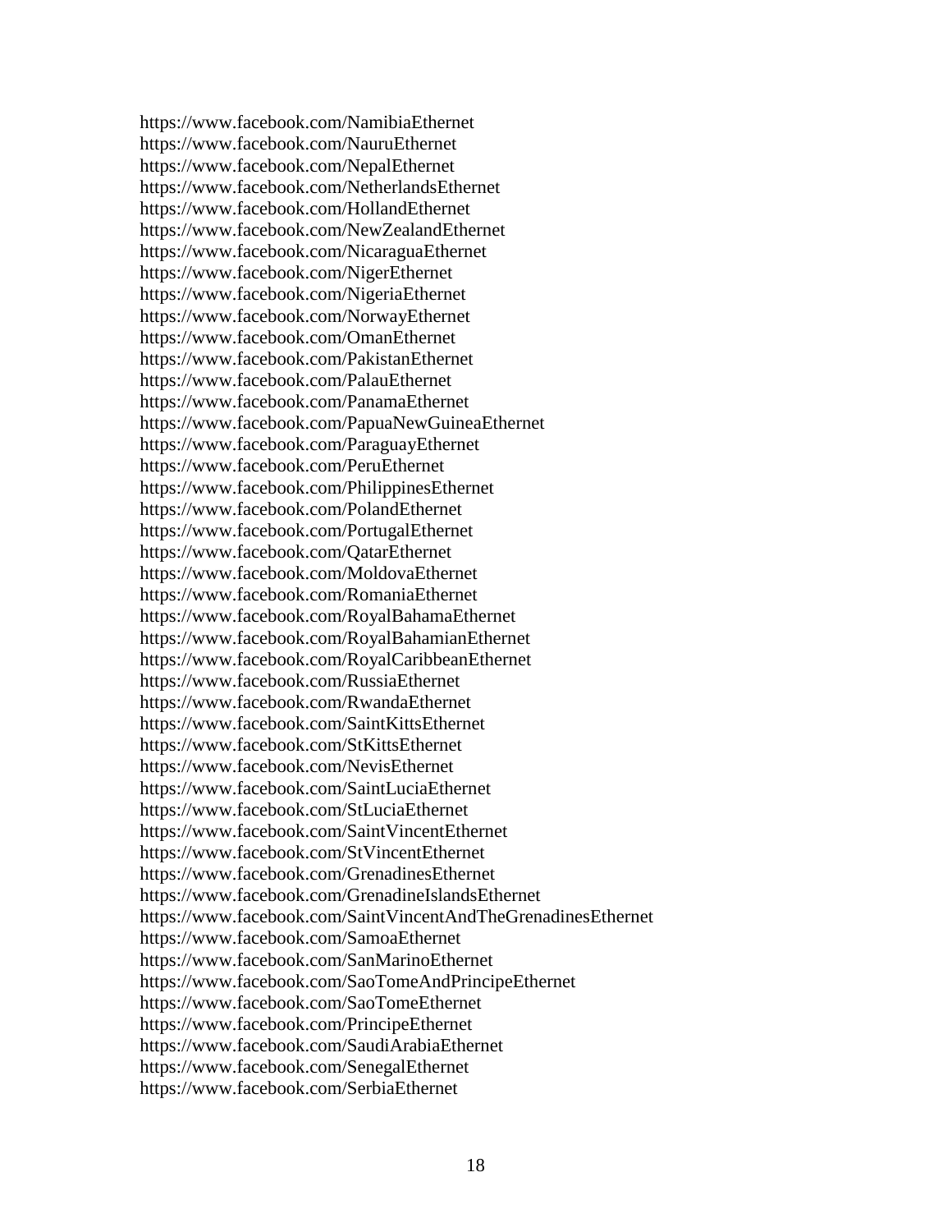https://www.facebook.com/NamibiaEthernet
https://www.facebook.com/NauruEthernet
https://www.facebook.com/NepalEthernet
https://www.facebook.com/NetherlandsEthernet
https://www.facebook.com/HollandEthernet
https://www.facebook.com/NewZealandEthernet
https://www.facebook.com/NicaraguaEthernet
https://www.facebook.com/NigerEthernet
https://www.facebook.com/NigeriaEthernet
https://www.facebook.com/NorwayEthernet
https://www.facebook.com/OmanEthernet
https://www.facebook.com/PakistanEthernet
https://www.facebook.com/PalauEthernet
https://www.facebook.com/PanamaEthernet
https://www.facebook.com/PapuaNewGuineaEthernet
https://www.facebook.com/ParaguayEthernet
https://www.facebook.com/PeruEthernet
https://www.facebook.com/PhilippinesEthernet
https://www.facebook.com/PolandEthernet
https://www.facebook.com/PortugalEthernet
https://www.facebook.com/QatarEthernet
https://www.facebook.com/MoldovaEthernet
https://www.facebook.com/RomaniaEthernet
https://www.facebook.com/RoyalBahamaEthernet
https://www.facebook.com/RoyalBahamianEthernet
https://www.facebook.com/RoyalCaribbeanEthernet
https://www.facebook.com/RussiaEthernet
https://www.facebook.com/RwandaEthernet
https://www.facebook.com/SaintKittsEthernet
https://www.facebook.com/StKittsEthernet
https://www.facebook.com/NevisEthernet
https://www.facebook.com/SaintLuciaEthernet
https://www.facebook.com/StLuciaEthernet
https://www.facebook.com/SaintVincentEthernet
https://www.facebook.com/StVincentEthernet
https://www.facebook.com/GrenadinesEthernet
https://www.facebook.com/GrenadineIslandsEthernet
https://www.facebook.com/SaintVincentAndTheGrenadinesEthernet
https://www.facebook.com/SamoaEthernet
https://www.facebook.com/SanMarinoEthernet
https://www.facebook.com/SaoTomeAndPrincipeEthernet
https://www.facebook.com/SaoTomeEthernet
https://www.facebook.com/PrincipeEthernet
https://www.facebook.com/SaudiArabiaEthernet
https://www.facebook.com/SenegalEthernet
https://www.facebook.com/SerbiaEthernet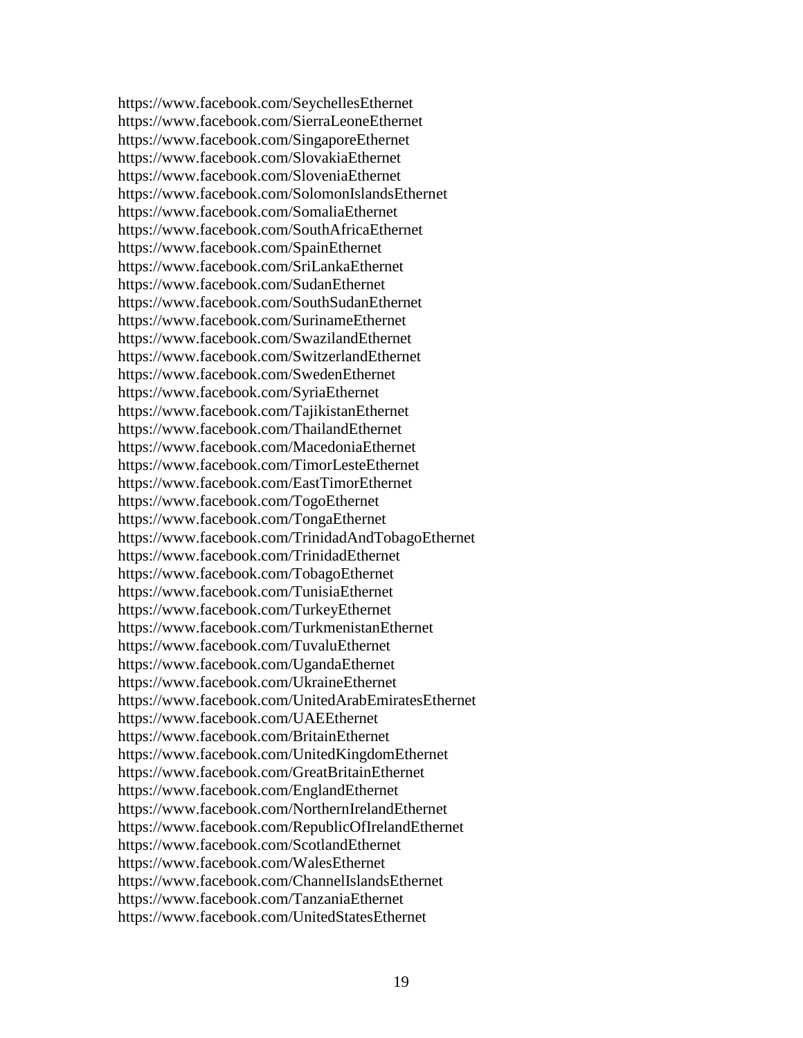https://www.facebook.com/SeychellesEthernet
https://www.facebook.com/SierraLeoneEthernet
https://www.facebook.com/SingaporeEthernet
https://www.facebook.com/SlovakiaEthernet
https://www.facebook.com/SloveniaEthernet
https://www.facebook.com/SolomonIslandsEthernet
https://www.facebook.com/SomaliaEthernet
https://www.facebook.com/SouthAfricaEthernet
https://www.facebook.com/SpainEthernet
https://www.facebook.com/SriLankaEthernet
https://www.facebook.com/SudanEthernet
https://www.facebook.com/SouthSudanEthernet
https://www.facebook.com/SurinameEthernet
https://www.facebook.com/SwazilandEthernet
https://www.facebook.com/SwitzerlandEthernet
https://www.facebook.com/SwedenEthernet
https://www.facebook.com/SyriaEthernet
https://www.facebook.com/TajikistanEthernet
https://www.facebook.com/ThailandEthernet
https://www.facebook.com/MacedoniaEthernet
https://www.facebook.com/TimorLesteEthernet
https://www.facebook.com/EastTimorEthernet
https://www.facebook.com/TogoEthernet
https://www.facebook.com/TongaEthernet
https://www.facebook.com/TrinidadAndTobagoEthernet
https://www.facebook.com/TrinidadEthernet
https://www.facebook.com/TobagoEthernet
https://www.facebook.com/TunisiaEthernet
https://www.facebook.com/TurkeyEthernet
https://www.facebook.com/TurkmenistanEthernet
https://www.facebook.com/TuvaluEthernet
https://www.facebook.com/UgandaEthernet
https://www.facebook.com/UkraineEthernet
https://www.facebook.com/UnitedArabEmiratesEthernet
https://www.facebook.com/UAEEthernet
https://www.facebook.com/BritainEthernet
https://www.facebook.com/UnitedKingdomEthernet
https://www.facebook.com/GreatBritainEthernet
https://www.facebook.com/EnglandEthernet
https://www.facebook.com/NorthernIrelandEthernet
https://www.facebook.com/RepublicOfIrelandEthernet
https://www.facebook.com/ScotlandEthernet
https://www.facebook.com/WalesEthernet
https://www.facebook.com/ChannelIslandsEthernet
https://www.facebook.com/TanzaniaEthernet
https://www.facebook.com/UnitedStatesEthernet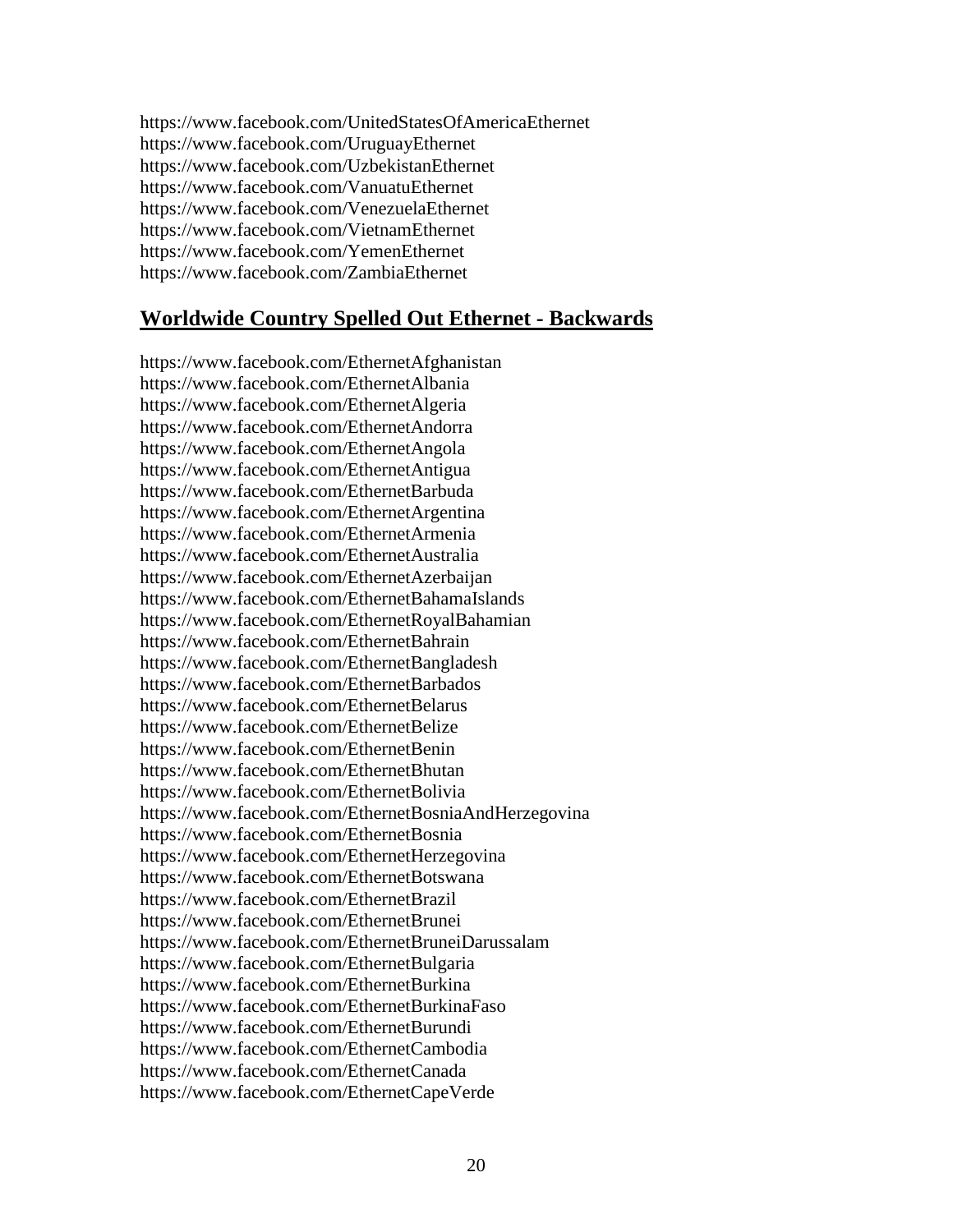https://www.facebook.com/UnitedStatesOfAmericaEthernet
https://www.facebook.com/UruguayEthernet
https://www.facebook.com/UzbekistanEthernet
https://www.facebook.com/VanuatuEthernet
https://www.facebook.com/VenezuelaEthernet
https://www.facebook.com/VietnamEthernet
https://www.facebook.com/YemenEthernet
https://www.facebook.com/ZambiaEthernet

## Worldwide Country Spelled Out Ethernet - Backwards

https://www.facebook.com/EthernetAfghanistan
https://www.facebook.com/EthernetAlbania
https://www.facebook.com/EthernetAlgeria
https://www.facebook.com/EthernetAndorra
https://www.facebook.com/EthernetAngola
https://www.facebook.com/EthernetAntigua
https://www.facebook.com/EthernetBarbuda
https://www.facebook.com/EthernetArgentina
https://www.facebook.com/EthernetArmenia
https://www.facebook.com/EthernetAustralia
https://www.facebook.com/EthernetAzerbaijan
https://www.facebook.com/EthernetBahamaIslands
https://www.facebook.com/EthernetRoyalBahamian
https://www.facebook.com/EthernetBahrain
https://www.facebook.com/EthernetBangladesh
https://www.facebook.com/EthernetBarbados
https://www.facebook.com/EthernetBelarus
https://www.facebook.com/EthernetBelize
https://www.facebook.com/EthernetBenin
https://www.facebook.com/EthernetBhutan
https://www.facebook.com/EthernetBolivia
https://www.facebook.com/EthernetBosniaAndHerzegovina
https://www.facebook.com/EthernetBosnia
https://www.facebook.com/EthernetHerzegovina
https://www.facebook.com/EthernetBotswana
https://www.facebook.com/EthernetBrazil
https://www.facebook.com/EthernetBrunei
https://www.facebook.com/EthernetBruneiDarussalam
https://www.facebook.com/EthernetBulgaria
https://www.facebook.com/EthernetBurkina
https://www.facebook.com/EthernetBurkinaFaso
https://www.facebook.com/EthernetBurundi
https://www.facebook.com/EthernetCambodia
https://www.facebook.com/EthernetCanada
https://www.facebook.com/EthernetCapeVerde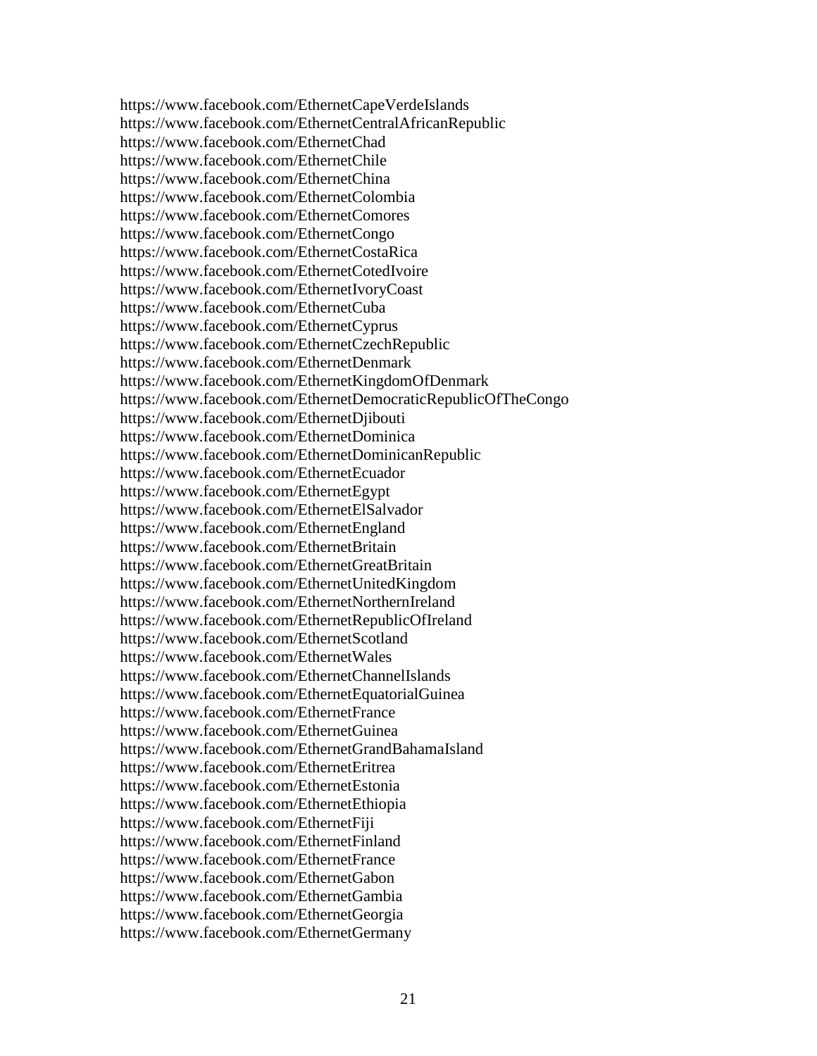https://www.facebook.com/EthernetCapeVerdeIslands
https://www.facebook.com/EthernetCentralAfricanRepublic
https://www.facebook.com/EthernetChad
https://www.facebook.com/EthernetChile
https://www.facebook.com/EthernetChina
https://www.facebook.com/EthernetColombia
https://www.facebook.com/EthernetComores
https://www.facebook.com/EthernetCongo
https://www.facebook.com/EthernetCostaRica
https://www.facebook.com/EthernetCotedIvoire
https://www.facebook.com/EthernetIvoryCoast
https://www.facebook.com/EthernetCuba
https://www.facebook.com/EthernetCyprus
https://www.facebook.com/EthernetCzechRepublic
https://www.facebook.com/EthernetDenmark
https://www.facebook.com/EthernetKingdomOfDenmark
https://www.facebook.com/EthernetDemocraticRepublicOfTheCongo
https://www.facebook.com/EthernetDjibouti
https://www.facebook.com/EthernetDominica
https://www.facebook.com/EthernetDominicanRepublic
https://www.facebook.com/EthernetEcuador
https://www.facebook.com/EthernetEgypt
https://www.facebook.com/EthernetElSalvador
https://www.facebook.com/EthernetEngland
https://www.facebook.com/EthernetBritain
https://www.facebook.com/EthernetGreatBritain
https://www.facebook.com/EthernetUnitedKingdom
https://www.facebook.com/EthernetNorthernIreland
https://www.facebook.com/EthernetRepublicOfIreland
https://www.facebook.com/EthernetScotland
https://www.facebook.com/EthernetWales
https://www.facebook.com/EthernetChannelIslands
https://www.facebook.com/EthernetEquatorialGuinea
https://www.facebook.com/EthernetFrance
https://www.facebook.com/EthernetGuinea
https://www.facebook.com/EthernetGrandBahamaIsland
https://www.facebook.com/EthernetEritrea
https://www.facebook.com/EthernetEstonia
https://www.facebook.com/EthernetEthiopia
https://www.facebook.com/EthernetFiji
https://www.facebook.com/EthernetFinland
https://www.facebook.com/EthernetFrance
https://www.facebook.com/EthernetGabon
https://www.facebook.com/EthernetGambia
https://www.facebook.com/EthernetGeorgia
https://www.facebook.com/EthernetGermany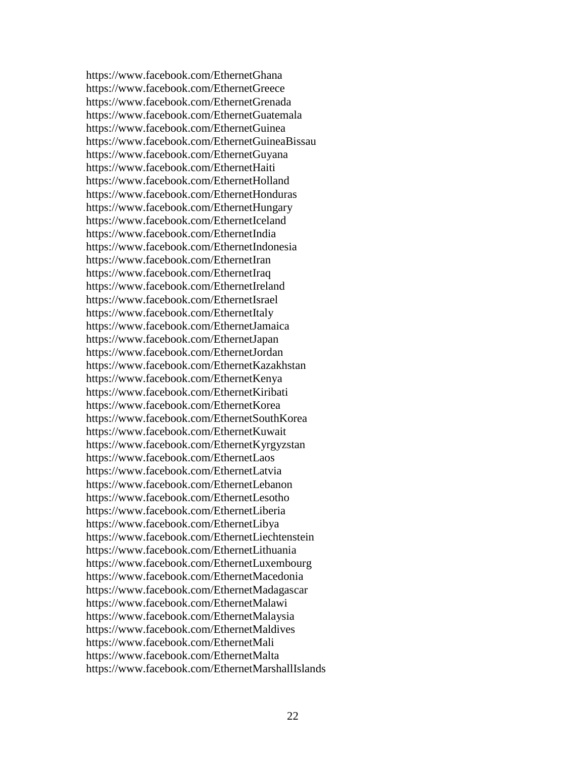https://www.facebook.com/EthernetGhana
https://www.facebook.com/EthernetGreece
https://www.facebook.com/EthernetGrenada
https://www.facebook.com/EthernetGuatemala
https://www.facebook.com/EthernetGuinea
https://www.facebook.com/EthernetGuineaBissau
https://www.facebook.com/EthernetGuyana
https://www.facebook.com/EthernetHaiti
https://www.facebook.com/EthernetHolland
https://www.facebook.com/EthernetHonduras
https://www.facebook.com/EthernetHungary
https://www.facebook.com/EthernetIceland
https://www.facebook.com/EthernetIndia
https://www.facebook.com/EthernetIndonesia
https://www.facebook.com/EthernetIran
https://www.facebook.com/EthernetIraq
https://www.facebook.com/EthernetIreland
https://www.facebook.com/EthernetIsrael
https://www.facebook.com/EthernetItaly
https://www.facebook.com/EthernetJamaica
https://www.facebook.com/EthernetJapan
https://www.facebook.com/EthernetJordan
https://www.facebook.com/EthernetKazakhstan
https://www.facebook.com/EthernetKenya
https://www.facebook.com/EthernetKiribati
https://www.facebook.com/EthernetKorea
https://www.facebook.com/EthernetSouthKorea
https://www.facebook.com/EthernetKuwait
https://www.facebook.com/EthernetKyrgyzstan
https://www.facebook.com/EthernetLaos
https://www.facebook.com/EthernetLatvia
https://www.facebook.com/EthernetLebanon
https://www.facebook.com/EthernetLesotho
https://www.facebook.com/EthernetLiberia
https://www.facebook.com/EthernetLibya
https://www.facebook.com/EthernetLiechtenstein
https://www.facebook.com/EthernetLithuania
https://www.facebook.com/EthernetLuxembourg
https://www.facebook.com/EthernetMacedonia
https://www.facebook.com/EthernetMadagascar
https://www.facebook.com/EthernetMalawi
https://www.facebook.com/EthernetMalaysia
https://www.facebook.com/EthernetMaldives
https://www.facebook.com/EthernetMali
https://www.facebook.com/EthernetMalta
https://www.facebook.com/EthernetMarshallIslands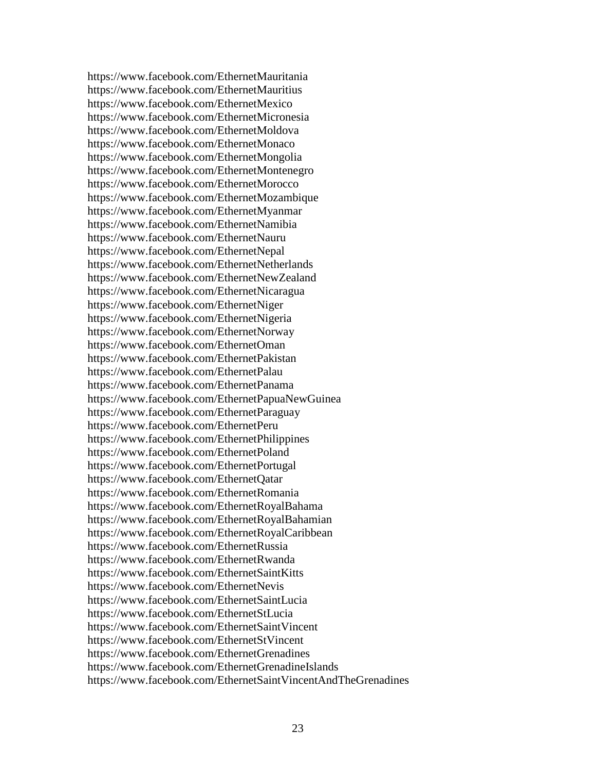https://www.facebook.com/EthernetMauritania
https://www.facebook.com/EthernetMauritius
https://www.facebook.com/EthernetMexico
https://www.facebook.com/EthernetMicronesia
https://www.facebook.com/EthernetMoldova
https://www.facebook.com/EthernetMonaco
https://www.facebook.com/EthernetMongolia
https://www.facebook.com/EthernetMontenegro
https://www.facebook.com/EthernetMorocco
https://www.facebook.com/EthernetMozambique
https://www.facebook.com/EthernetMyanmar
https://www.facebook.com/EthernetNamibia
https://www.facebook.com/EthernetNauru
https://www.facebook.com/EthernetNepal
https://www.facebook.com/EthernetNetherlands
https://www.facebook.com/EthernetNewZealand
https://www.facebook.com/EthernetNicaragua
https://www.facebook.com/EthernetNiger
https://www.facebook.com/EthernetNigeria
https://www.facebook.com/EthernetNorway
https://www.facebook.com/EthernetOman
https://www.facebook.com/EthernetPakistan
https://www.facebook.com/EthernetPalau
https://www.facebook.com/EthernetPanama
https://www.facebook.com/EthernetPapuaNewGuinea
https://www.facebook.com/EthernetParaguay
https://www.facebook.com/EthernetPeru
https://www.facebook.com/EthernetPhilippines
https://www.facebook.com/EthernetPoland
https://www.facebook.com/EthernetPortugal
https://www.facebook.com/EthernetQatar
https://www.facebook.com/EthernetRomania
https://www.facebook.com/EthernetRoyalBahama
https://www.facebook.com/EthernetRoyalBahamian
https://www.facebook.com/EthernetRoyalCaribbean
https://www.facebook.com/EthernetRussia
https://www.facebook.com/EthernetRwanda
https://www.facebook.com/EthernetSaintKitts
https://www.facebook.com/EthernetNevis
https://www.facebook.com/EthernetSaintLucia
https://www.facebook.com/EthernetStLucia
https://www.facebook.com/EthernetSaintVincent
https://www.facebook.com/EthernetStVincent
https://www.facebook.com/EthernetGrenadines
https://www.facebook.com/EthernetGrenadineIslands
https://www.facebook.com/EthernetSaintVincentAndTheGrenadines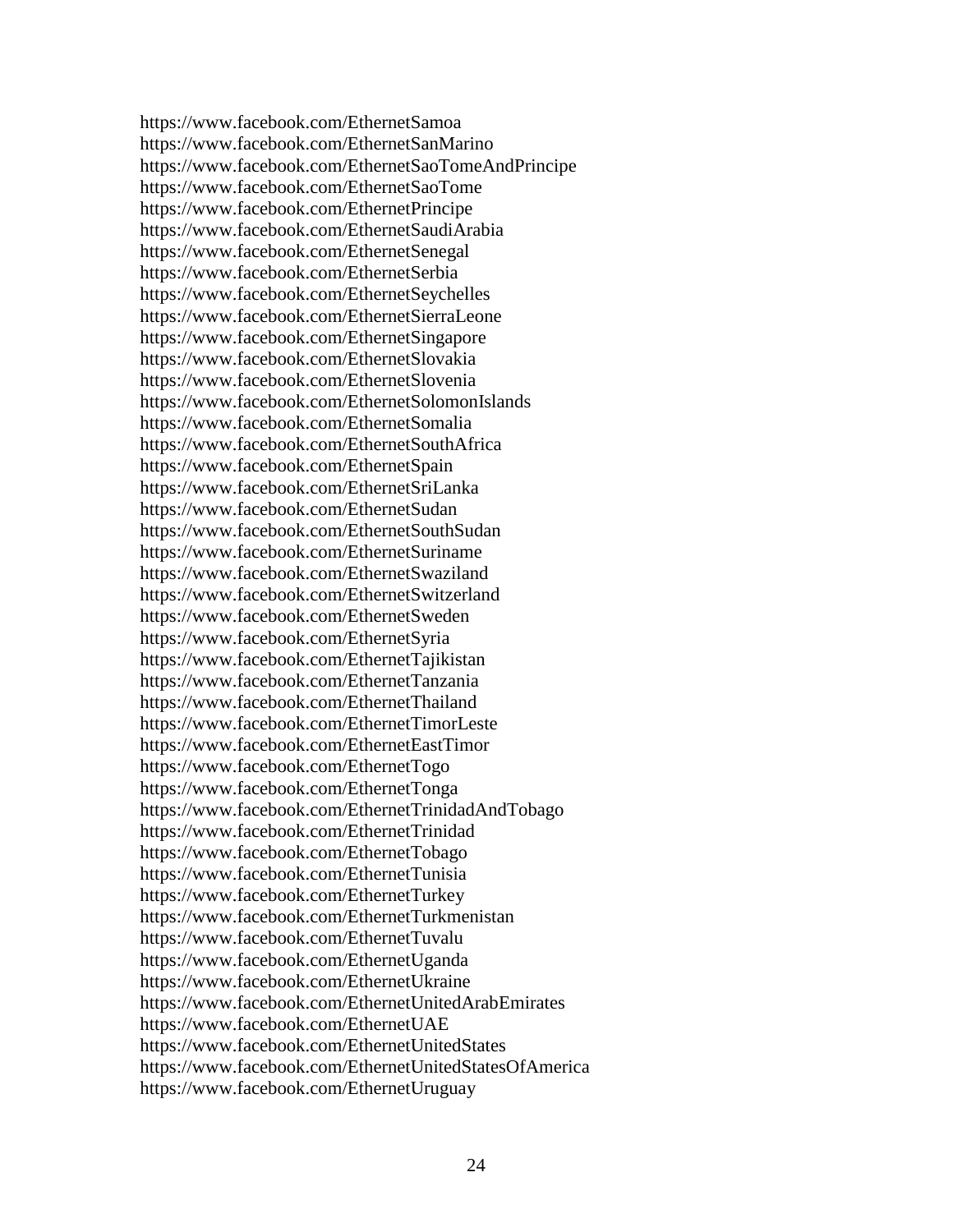https://www.facebook.com/EthernetSamoa
https://www.facebook.com/EthernetSanMarino
https://www.facebook.com/EthernetSaoTomeAndPrincipe
https://www.facebook.com/EthernetSaoTome
https://www.facebook.com/EthernetPrincipe
https://www.facebook.com/EthernetSaudiArabia
https://www.facebook.com/EthernetSenegal
https://www.facebook.com/EthernetSerbia
https://www.facebook.com/EthernetSeychelles
https://www.facebook.com/EthernetSierraLeone
https://www.facebook.com/EthernetSingapore
https://www.facebook.com/EthernetSlovakia
https://www.facebook.com/EthernetSlovenia
https://www.facebook.com/EthernetSolomonIslands
https://www.facebook.com/EthernetSomalia
https://www.facebook.com/EthernetSouthAfrica
https://www.facebook.com/EthernetSpain
https://www.facebook.com/EthernetSriLanka
https://www.facebook.com/EthernetSudan
https://www.facebook.com/EthernetSouthSudan
https://www.facebook.com/EthernetSuriname
https://www.facebook.com/EthernetSwaziland
https://www.facebook.com/EthernetSwitzerland
https://www.facebook.com/EthernetSweden
https://www.facebook.com/EthernetSyria
https://www.facebook.com/EthernetTajikistan
https://www.facebook.com/EthernetTanzania
https://www.facebook.com/EthernetThailand
https://www.facebook.com/EthernetTimorLeste
https://www.facebook.com/EthernetEastTimor
https://www.facebook.com/EthernetTogo
https://www.facebook.com/EthernetTonga
https://www.facebook.com/EthernetTrinidadAndTobago
https://www.facebook.com/EthernetTrinidad
https://www.facebook.com/EthernetTobago
https://www.facebook.com/EthernetTunisia
https://www.facebook.com/EthernetTurkey
https://www.facebook.com/EthernetTurkmenistan
https://www.facebook.com/EthernetTuvalu
https://www.facebook.com/EthernetUganda
https://www.facebook.com/EthernetUkraine
https://www.facebook.com/EthernetUnitedArabEmirates
https://www.facebook.com/EthernetUAE
https://www.facebook.com/EthernetUnitedStates
https://www.facebook.com/EthernetUnitedStatesOfAmerica
https://www.facebook.com/EthernetUruguay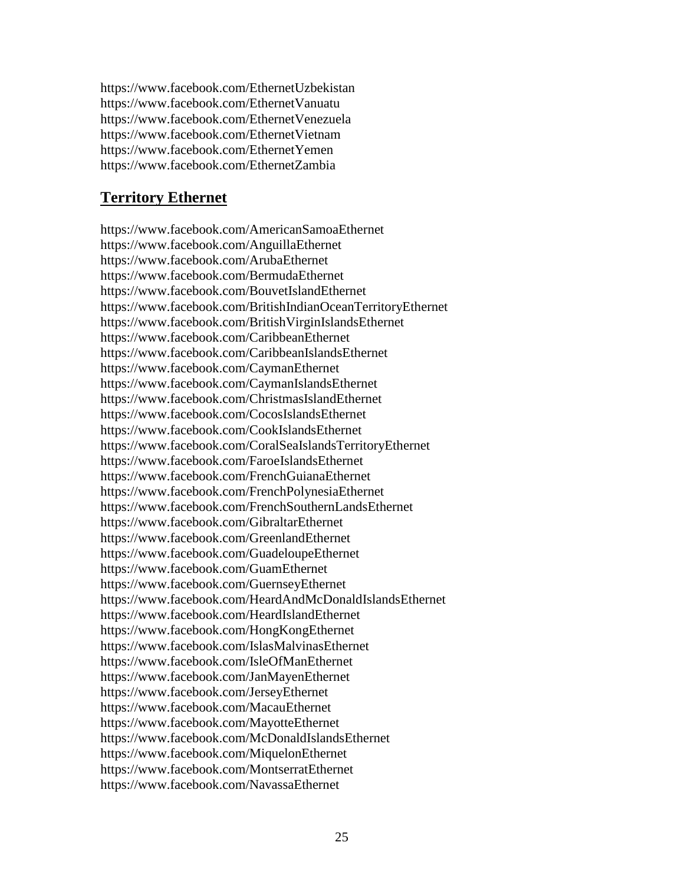https://www.facebook.com/EthernetUzbekistan
https://www.facebook.com/EthernetVanuatu
https://www.facebook.com/EthernetVenezuela
https://www.facebook.com/EthernetVietnam
https://www.facebook.com/EthernetYemen
https://www.facebook.com/EthernetZambia

## Territory Ethernet

https://www.facebook.com/AmericanSamoaEthernet
https://www.facebook.com/AnguillaEthernet
https://www.facebook.com/ArubaEthernet
https://www.facebook.com/BermudaEthernet
https://www.facebook.com/BouvetIslandEthernet
https://www.facebook.com/BritishIndianOceanTerritoryEthernet
https://www.facebook.com/BritishVirginIslandsEthernet
https://www.facebook.com/CaribbeanEthernet
https://www.facebook.com/CaribbeanIslandsEthernet
https://www.facebook.com/CaymanEthernet
https://www.facebook.com/CaymanIslandsEthernet
https://www.facebook.com/ChristmasIslandEthernet
https://www.facebook.com/CocosIslandsEthernet
https://www.facebook.com/CookIslandsEthernet
https://www.facebook.com/CoralSeaIslandsTerritoryEthernet
https://www.facebook.com/FaroeIslandsEthernet
https://www.facebook.com/FrenchGuianaEthernet
https://www.facebook.com/FrenchPolynesiaEthernet
https://www.facebook.com/FrenchSouthernLandsEthernet
https://www.facebook.com/GibraltarEthernet
https://www.facebook.com/GreenlandEthernet
https://www.facebook.com/GuadeloupeEthernet
https://www.facebook.com/GuamEthernet
https://www.facebook.com/GuernseyEthernet
https://www.facebook.com/HeardAndMcDonaldIslandsEthernet
https://www.facebook.com/HeardIslandEthernet
https://www.facebook.com/HongKongEthernet
https://www.facebook.com/IslasMalvinasEthernet
https://www.facebook.com/IsleOfManEthernet
https://www.facebook.com/JanMayenEthernet
https://www.facebook.com/JerseyEthernet
https://www.facebook.com/MacauEthernet
https://www.facebook.com/MayotteEthernet
https://www.facebook.com/McDonaldIslandsEthernet
https://www.facebook.com/MiquelonEthernet
https://www.facebook.com/MontserratEthernet
https://www.facebook.com/NavassaEthernet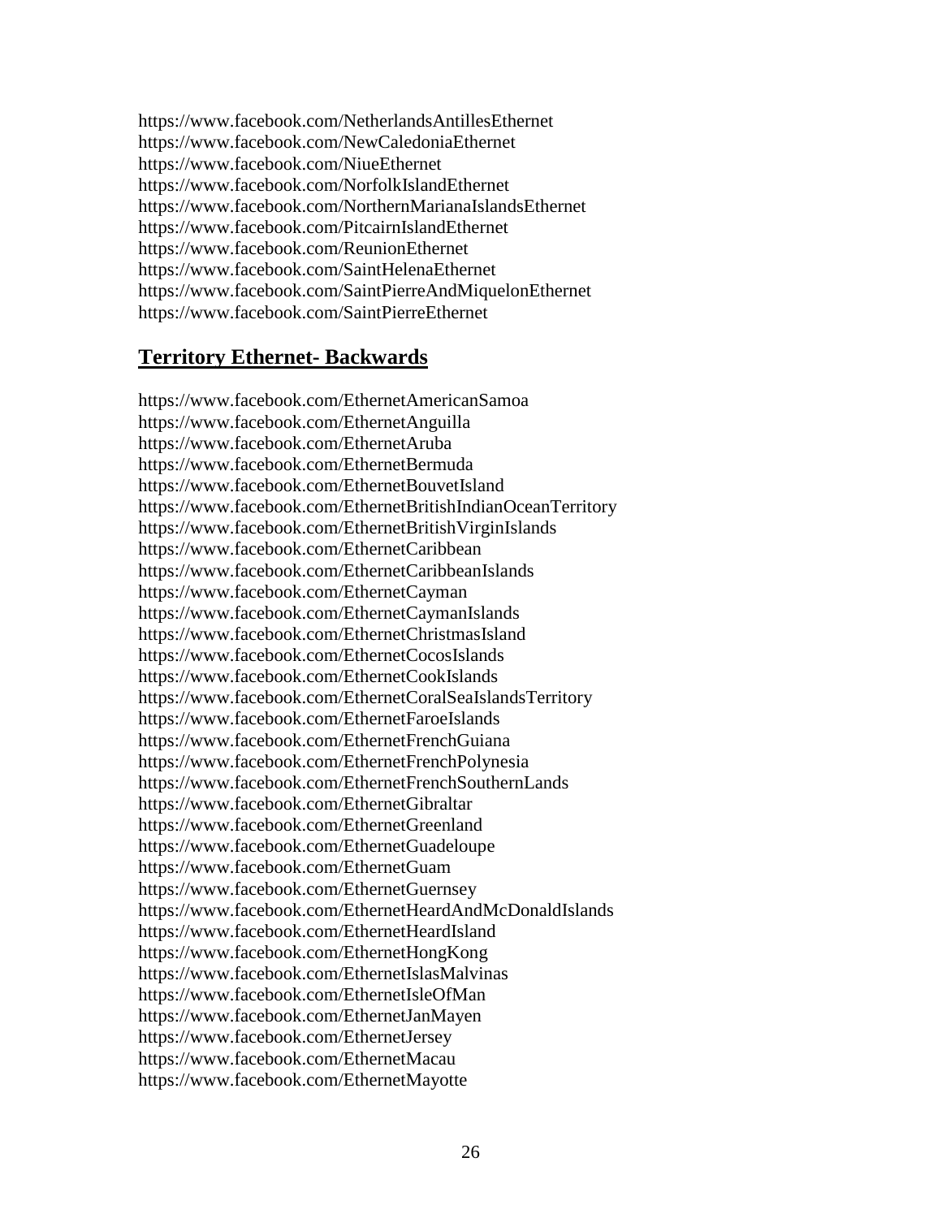https://www.facebook.com/NetherlandsAntillesEthernet
https://www.facebook.com/NewCaledoniaEthernet
https://www.facebook.com/NiueEthernet
https://www.facebook.com/NorfolkIslandEthernet
https://www.facebook.com/NorthernMarianaIslandsEthernet
https://www.facebook.com/PitcairnIslandEthernet
https://www.facebook.com/ReunionEthernet
https://www.facebook.com/SaintHelenaEthernet
https://www.facebook.com/SaintPierreAndMiquelonEthernet
https://www.facebook.com/SaintPierreEthernet

## Territory Ethernet- Backwards

https://www.facebook.com/EthernetAmericanSamoa
https://www.facebook.com/EthernetAnguilla
https://www.facebook.com/EthernetAruba
https://www.facebook.com/EthernetBermuda
https://www.facebook.com/EthernetBouvetIsland
https://www.facebook.com/EthernetBritishIndianOceanTerritory
https://www.facebook.com/EthernetBritishVirginIslands
https://www.facebook.com/EthernetCaribbean
https://www.facebook.com/EthernetCaribbeanIslands
https://www.facebook.com/EthernetCayman
https://www.facebook.com/EthernetCaymanIslands
https://www.facebook.com/EthernetChristmasIsland
https://www.facebook.com/EthernetCocosIslands
https://www.facebook.com/EthernetCookIslands
https://www.facebook.com/EthernetCoralSeaIslandsTerritory
https://www.facebook.com/EthernetFaroeIslands
https://www.facebook.com/EthernetFrenchGuiana
https://www.facebook.com/EthernetFrenchPolynesia
https://www.facebook.com/EthernetFrenchSouthernLands
https://www.facebook.com/EthernetGibraltar
https://www.facebook.com/EthernetGreenland
https://www.facebook.com/EthernetGuadeloupe
https://www.facebook.com/EthernetGuam
https://www.facebook.com/EthernetGuernsey
https://www.facebook.com/EthernetHeardAndMcDonaldIslands
https://www.facebook.com/EthernetHeardIsland
https://www.facebook.com/EthernetHongKong
https://www.facebook.com/EthernetIslasMalvinas
https://www.facebook.com/EthernetIsleOfMan
https://www.facebook.com/EthernetJanMayen
https://www.facebook.com/EthernetJersey
https://www.facebook.com/EthernetMacau
https://www.facebook.com/EthernetMayotte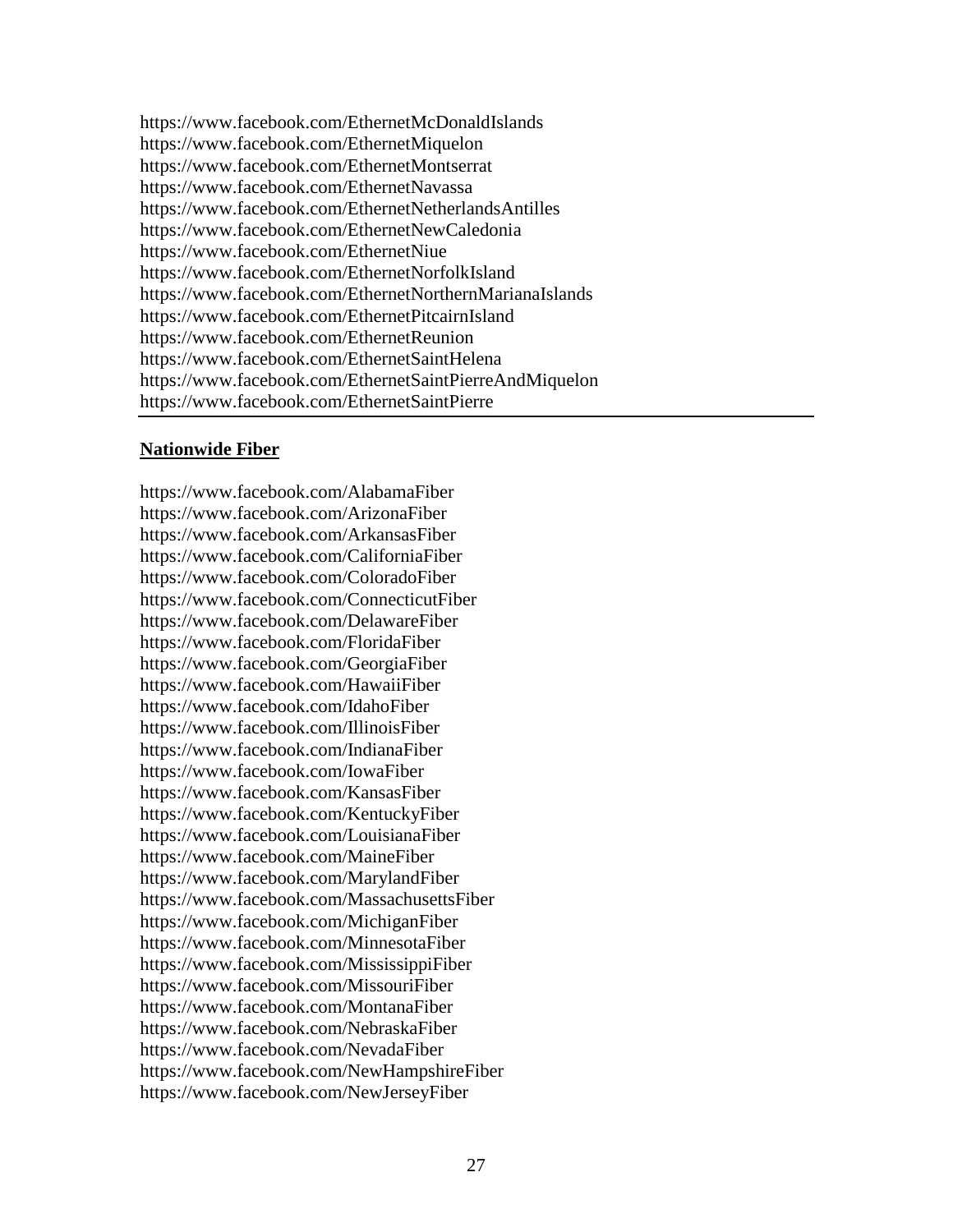https://www.facebook.com/EthernetMcDonaldIslands
https://www.facebook.com/EthernetMiquelon
https://www.facebook.com/EthernetMontserrat
https://www.facebook.com/EthernetNavassa
https://www.facebook.com/EthernetNetherlandsAntilles
https://www.facebook.com/EthernetNewCaledonia
https://www.facebook.com/EthernetNiue
https://www.facebook.com/EthernetNorfolkIsland
https://www.facebook.com/EthernetNorthernMarianaIslands
https://www.facebook.com/EthernetPitcairnIsland
https://www.facebook.com/EthernetReunion
https://www.facebook.com/EthernetSaintHelena
https://www.facebook.com/EthernetSaintPierreAndMiquelon
https://www.facebook.com/EthernetSaintPierre

---

**Nationwide Fiber**

https://www.facebook.com/AlabamaFiber
https://www.facebook.com/ArizonaFiber
https://www.facebook.com/ArkansasFiber
https://www.facebook.com/CaliforniaFiber
https://www.facebook.com/ColoradoFiber
https://www.facebook.com/ConnecticutFiber
https://www.facebook.com/DelawareFiber
https://www.facebook.com/FloridaFiber
https://www.facebook.com/GeorgiaFiber
https://www.facebook.com/HawaiiFiber
https://www.facebook.com/IdahoFiber
https://www.facebook.com/IllinoisFiber
https://www.facebook.com/IndianaFiber
https://www.facebook.com/IowaFiber
https://www.facebook.com/KansasFiber
https://www.facebook.com/KentuckyFiber
https://www.facebook.com/LouisianaFiber
https://www.facebook.com/MaineFiber
https://www.facebook.com/MarylandFiber
https://www.facebook.com/MassachusettsFiber
https://www.facebook.com/MichiganFiber
https://www.facebook.com/MinnesotaFiber
https://www.facebook.com/MississippiFiber
https://www.facebook.com/MissouriFiber
https://www.facebook.com/MontanaFiber
https://www.facebook.com/NebraskaFiber
https://www.facebook.com/NevadaFiber
https://www.facebook.com/NewHampshireFiber
https://www.facebook.com/NewJerseyFiber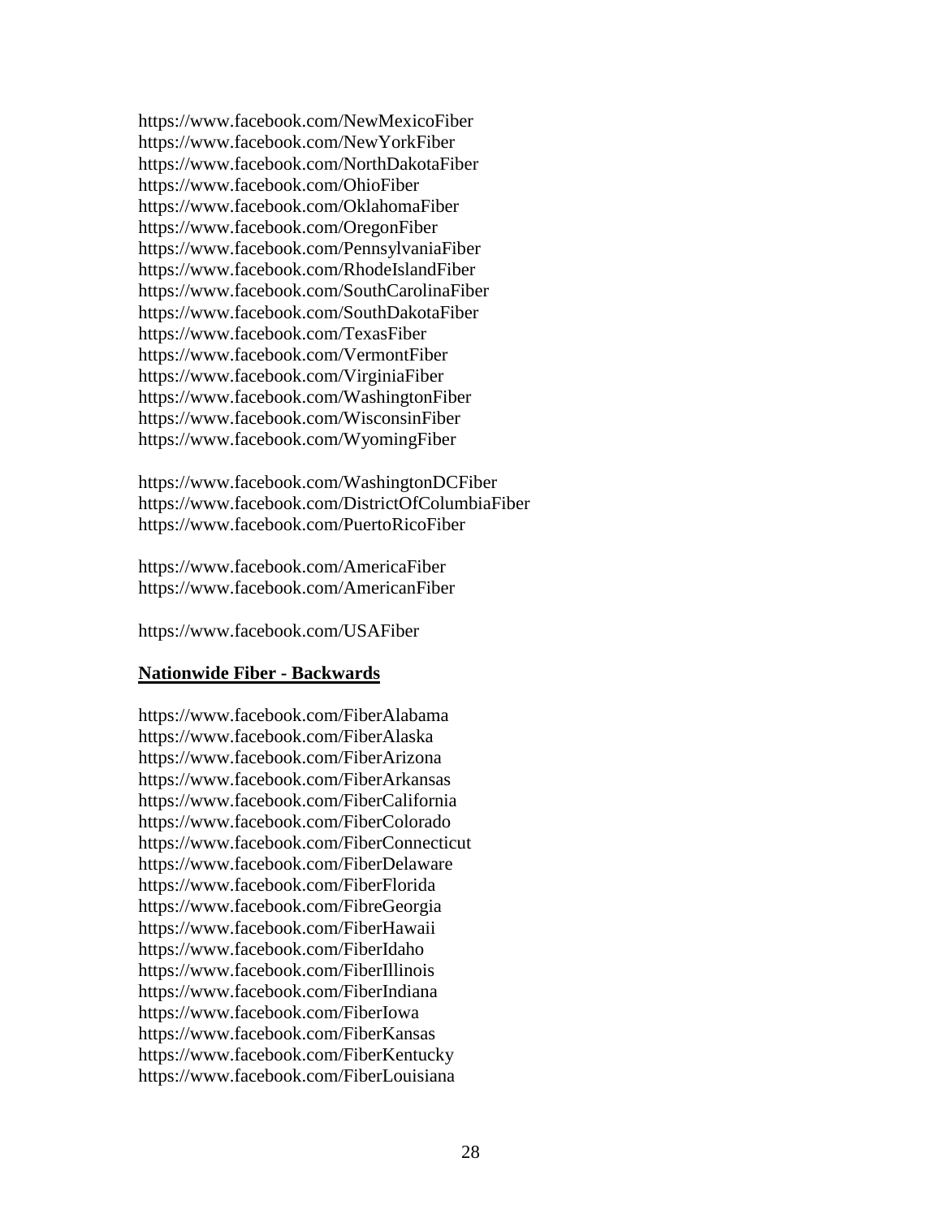https://www.facebook.com/NewMexicoFiber
https://www.facebook.com/NewYorkFiber
https://www.facebook.com/NorthDakotaFiber
https://www.facebook.com/OhioFiber
https://www.facebook.com/OklahomaFiber
https://www.facebook.com/OregonFiber
https://www.facebook.com/PennsylvaniaFiber
https://www.facebook.com/RhodeIslandFiber
https://www.facebook.com/SouthCarolinaFiber
https://www.facebook.com/SouthDakotaFiber
https://www.facebook.com/TexasFiber
https://www.facebook.com/VermontFiber
https://www.facebook.com/VirginiaFiber
https://www.facebook.com/WashingtonFiber
https://www.facebook.com/WisconsinFiber
https://www.facebook.com/WyomingFiber

https://www.facebook.com/WashingtonDCFiber
https://www.facebook.com/DistrictOfColumbiaFiber
https://www.facebook.com/PuertoRicoFiber

https://www.facebook.com/AmericaFiber
https://www.facebook.com/AmericanFiber

https://www.facebook.com/USAFiber

**Nationwide Fiber - Backwards**

https://www.facebook.com/FiberAlabama
https://www.facebook.com/FiberAlaska
https://www.facebook.com/FiberArizona
https://www.facebook.com/FiberArkansas
https://www.facebook.com/FiberCalifornia
https://www.facebook.com/FiberColorado
https://www.facebook.com/FiberConnecticut
https://www.facebook.com/FiberDelaware
https://www.facebook.com/FiberFlorida
https://www.facebook.com/FibreGeorgia
https://www.facebook.com/FiberHawaii
https://www.facebook.com/FiberIdaho
https://www.facebook.com/FiberIllinois
https://www.facebook.com/FiberIndiana
https://www.facebook.com/FiberIowa
https://www.facebook.com/FiberKansas
https://www.facebook.com/FiberKentucky
https://www.facebook.com/FiberLouisiana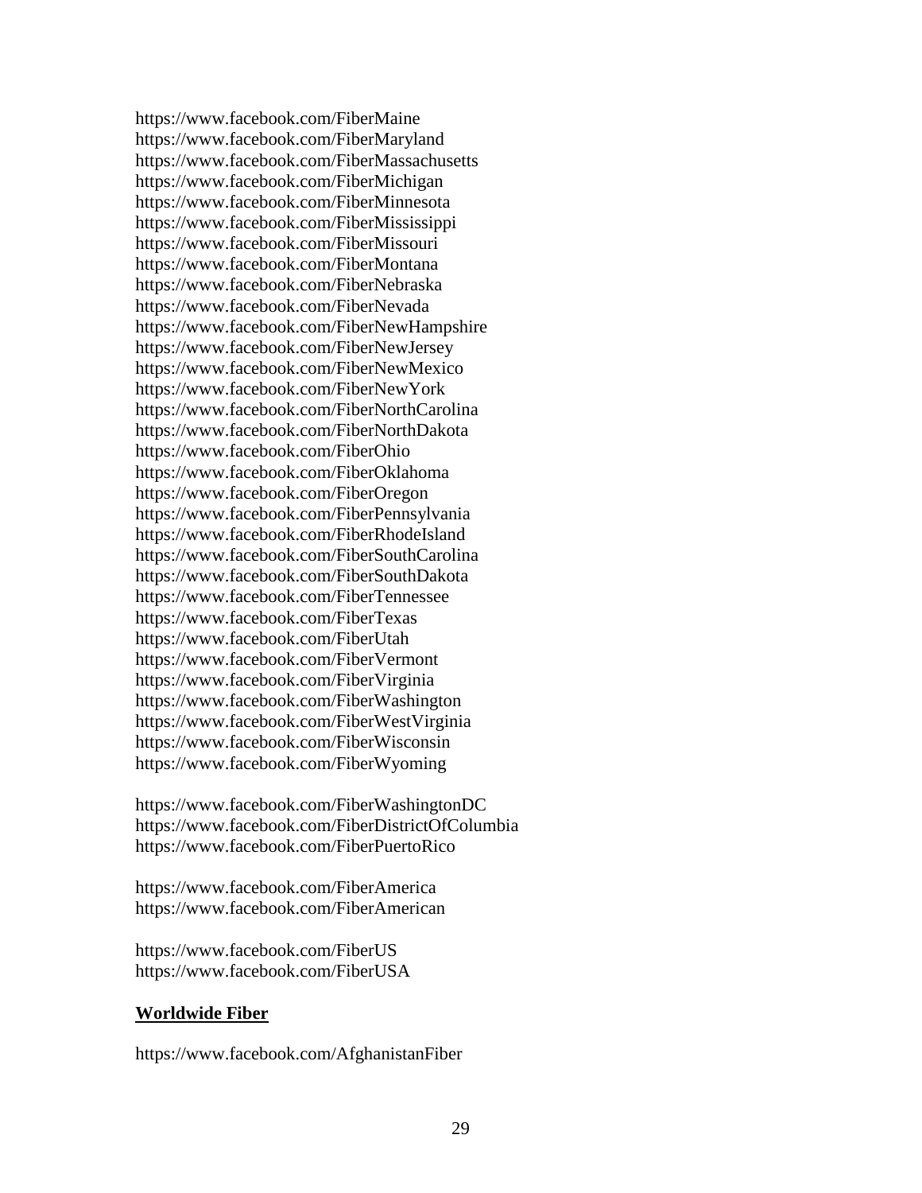https://www.facebook.com/FiberMaine
https://www.facebook.com/FiberMaryland
https://www.facebook.com/FiberMassachusetts
https://www.facebook.com/FiberMichigan
https://www.facebook.com/FiberMinnesota
https://www.facebook.com/FiberMississippi
https://www.facebook.com/FiberMissouri
https://www.facebook.com/FiberMontana
https://www.facebook.com/FiberNebraska
https://www.facebook.com/FiberNevada
https://www.facebook.com/FiberNewHampshire
https://www.facebook.com/FiberNewJersey
https://www.facebook.com/FiberNewMexico
https://www.facebook.com/FiberNewYork
https://www.facebook.com/FiberNorthCarolina
https://www.facebook.com/FiberNorthDakota
https://www.facebook.com/FiberOhio
https://www.facebook.com/FiberOklahoma
https://www.facebook.com/FiberOregon
https://www.facebook.com/FiberPennsylvania
https://www.facebook.com/FiberRhodeIsland
https://www.facebook.com/FiberSouthCarolina
https://www.facebook.com/FiberSouthDakota
https://www.facebook.com/FiberTennessee
https://www.facebook.com/FiberTexas
https://www.facebook.com/FiberUtah
https://www.facebook.com/FiberVermont
https://www.facebook.com/FiberVirginia
https://www.facebook.com/FiberWashington
https://www.facebook.com/FiberWestVirginia
https://www.facebook.com/FiberWisconsin
https://www.facebook.com/FiberWyoming

https://www.facebook.com/FiberWashingtonDC
https://www.facebook.com/FiberDistrictOfColumbia
https://www.facebook.com/FiberPuertoRico

https://www.facebook.com/FiberAmerica
https://www.facebook.com/FiberAmerican

https://www.facebook.com/FiberUS
https://www.facebook.com/FiberUSA

**Worldwide Fiber**

https://www.facebook.com/AfghanistanFiber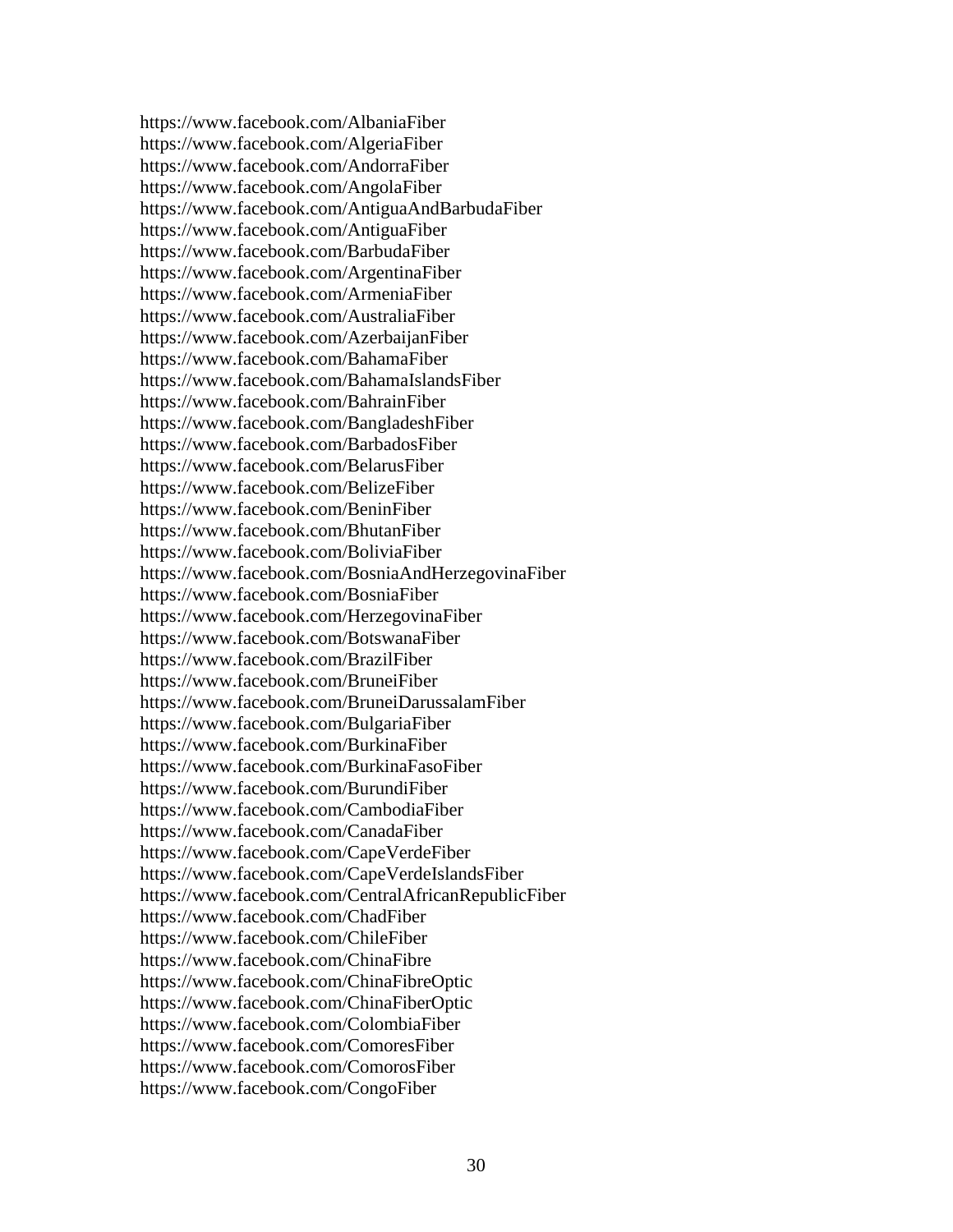https://www.facebook.com/AlbaniaFiber
https://www.facebook.com/AlgeriaFiber
https://www.facebook.com/AndorraFiber
https://www.facebook.com/AngolaFiber
https://www.facebook.com/AntiguaAndBarbudaFiber
https://www.facebook.com/AntiguaFiber
https://www.facebook.com/BarbudaFiber
https://www.facebook.com/ArgentinaFiber
https://www.facebook.com/ArmeniaFiber
https://www.facebook.com/AustraliaFiber
https://www.facebook.com/AzerbaijanFiber
https://www.facebook.com/BahamaFiber
https://www.facebook.com/BahamaIslandsFiber
https://www.facebook.com/BahrainFiber
https://www.facebook.com/BangladeshFiber
https://www.facebook.com/BarbadosFiber
https://www.facebook.com/BelarusFiber
https://www.facebook.com/BelizeFiber
https://www.facebook.com/BeninFiber
https://www.facebook.com/BhutanFiber
https://www.facebook.com/BoliviaFiber
https://www.facebook.com/BosniaAndHerzegovinaFiber
https://www.facebook.com/BosniaFiber
https://www.facebook.com/HerzegovinaFiber
https://www.facebook.com/BotswanaFiber
https://www.facebook.com/BrazilFiber
https://www.facebook.com/BruneiFiber
https://www.facebook.com/BruneiDarussalamFiber
https://www.facebook.com/BulgariaFiber
https://www.facebook.com/BurkinaFiber
https://www.facebook.com/BurkinaFasoFiber
https://www.facebook.com/BurundiFiber
https://www.facebook.com/CambodiaFiber
https://www.facebook.com/CanadaFiber
https://www.facebook.com/CapeVerdeFiber
https://www.facebook.com/CapeVerdeIslandsFiber
https://www.facebook.com/CentralAfricanRepublicFiber
https://www.facebook.com/ChadFiber
https://www.facebook.com/ChileFiber
https://www.facebook.com/ChinaFibre
https://www.facebook.com/ChinaFibreOptic
https://www.facebook.com/ChinaFiberOptic
https://www.facebook.com/ColombiaFiber
https://www.facebook.com/ComoresFiber
https://www.facebook.com/ComorosFiber
https://www.facebook.com/CongoFiber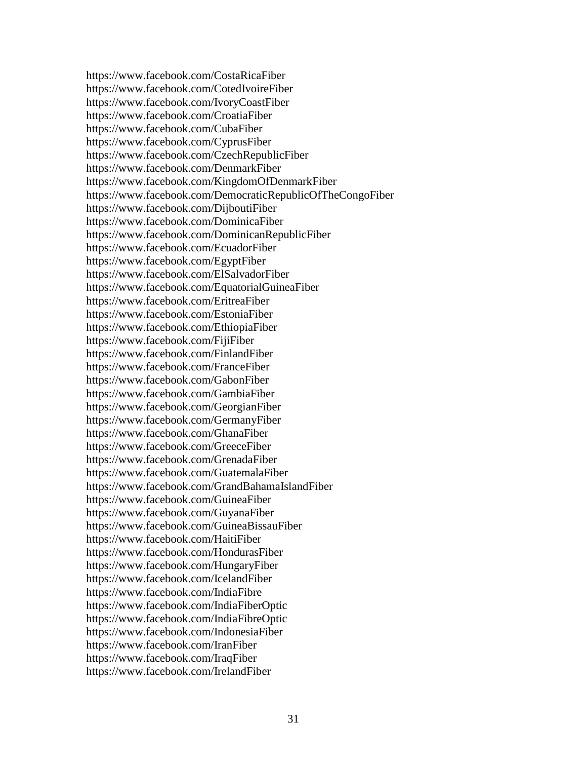https://www.facebook.com/CostaRicaFiber
https://www.facebook.com/CotedIvoireFiber
https://www.facebook.com/IvoryCoastFiber
https://www.facebook.com/CroatiaFiber
https://www.facebook.com/CubaFiber
https://www.facebook.com/CyprusFiber
https://www.facebook.com/CzechRepublicFiber
https://www.facebook.com/DenmarkFiber
https://www.facebook.com/KingdomOfDenmarkFiber
https://www.facebook.com/DemocraticRepublicOfTheCongoFiber
https://www.facebook.com/DijboutiFiber
https://www.facebook.com/DominicaFiber
https://www.facebook.com/DominicanRepublicFiber
https://www.facebook.com/EcuadorFiber
https://www.facebook.com/EgyptFiber
https://www.facebook.com/ElSalvadorFiber
https://www.facebook.com/EquatorialGuineaFiber
https://www.facebook.com/EritreaFiber
https://www.facebook.com/EstoniaFiber
https://www.facebook.com/EthiopiaFiber
https://www.facebook.com/FijiFiber
https://www.facebook.com/FinlandFiber
https://www.facebook.com/FranceFiber
https://www.facebook.com/GabonFiber
https://www.facebook.com/GambiaFiber
https://www.facebook.com/GeorgianFiber
https://www.facebook.com/GermanyFiber
https://www.facebook.com/GhanaFiber
https://www.facebook.com/GreeceFiber
https://www.facebook.com/GrenadaFiber
https://www.facebook.com/GuatemalaFiber
https://www.facebook.com/GrandBahamaIslandFiber
https://www.facebook.com/GuineaFiber
https://www.facebook.com/GuyanaFiber
https://www.facebook.com/GuineaBissauFiber
https://www.facebook.com/HaitiFiber
https://www.facebook.com/HondurasFiber
https://www.facebook.com/HungaryFiber
https://www.facebook.com/IcelandFiber
https://www.facebook.com/IndiaFibre
https://www.facebook.com/IndiaFiberOptic
https://www.facebook.com/IndiaFibreOptic
https://www.facebook.com/IndonesiaFiber
https://www.facebook.com/IranFiber
https://www.facebook.com/IraqFiber
https://www.facebook.com/IrelandFiber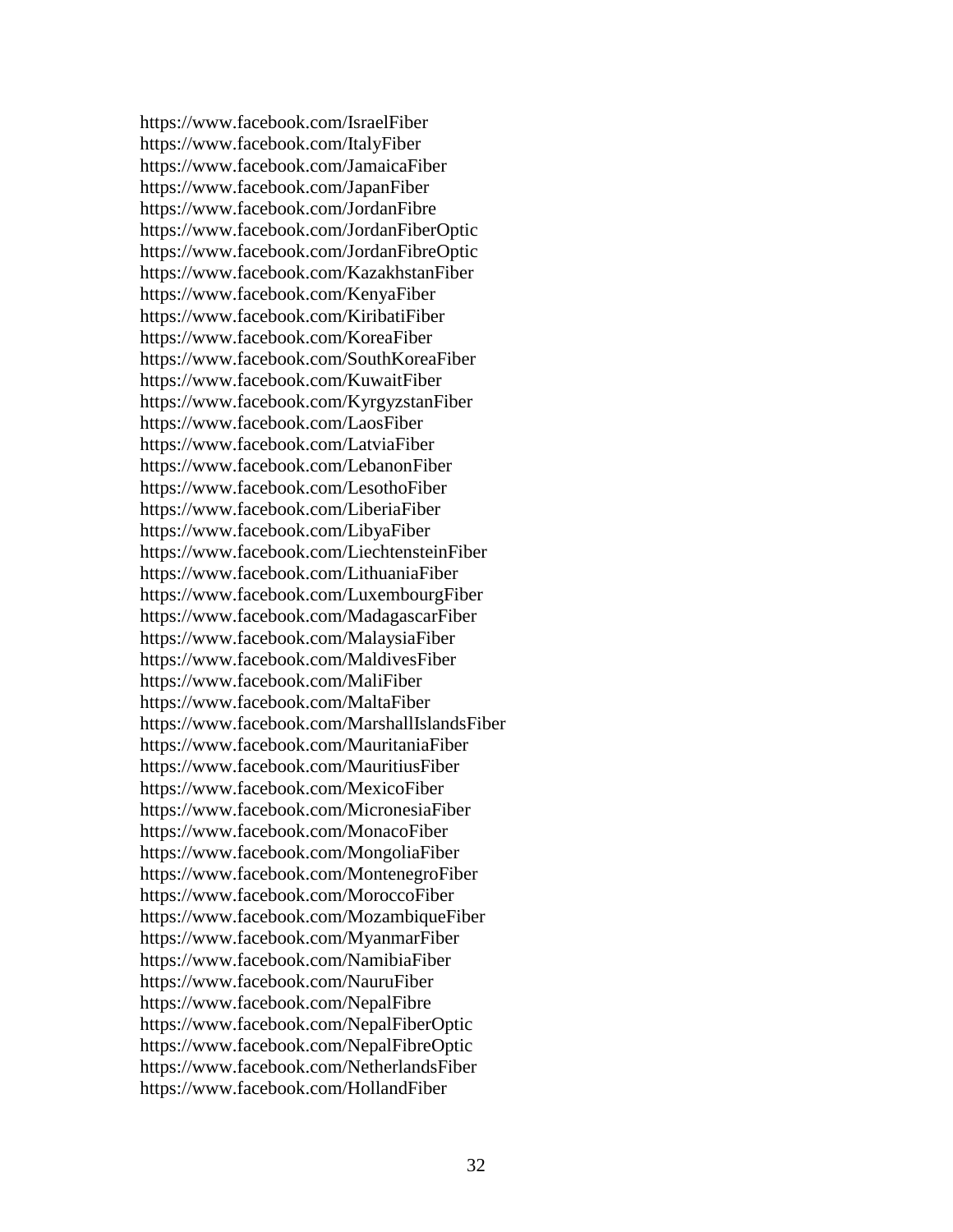https://www.facebook.com/IsraelFiber
https://www.facebook.com/ItalyFiber
https://www.facebook.com/JamaicaFiber
https://www.facebook.com/JapanFiber
https://www.facebook.com/JordanFibre
https://www.facebook.com/JordanFiberOptic
https://www.facebook.com/JordanFibreOptic
https://www.facebook.com/KazakhstanFiber
https://www.facebook.com/KenyaFiber
https://www.facebook.com/KiribatiFiber
https://www.facebook.com/KoreaFiber
https://www.facebook.com/SouthKoreaFiber
https://www.facebook.com/KuwaitFiber
https://www.facebook.com/KyrgyzstanFiber
https://www.facebook.com/LaosFiber
https://www.facebook.com/LatviaFiber
https://www.facebook.com/LebanonFiber
https://www.facebook.com/LesothoFiber
https://www.facebook.com/LiberiaFiber
https://www.facebook.com/LibyaFiber
https://www.facebook.com/LiechtensteinFiber
https://www.facebook.com/LithuaniaFiber
https://www.facebook.com/LuxembourgFiber
https://www.facebook.com/MadagascarFiber
https://www.facebook.com/MalaysiaFiber
https://www.facebook.com/MaldivesFiber
https://www.facebook.com/MaliFiber
https://www.facebook.com/MaltaFiber
https://www.facebook.com/MarshallIslandsFiber
https://www.facebook.com/MauritaniaFiber
https://www.facebook.com/MauritiusFiber
https://www.facebook.com/MexicoFiber
https://www.facebook.com/MicronesiaFiber
https://www.facebook.com/MonacoFiber
https://www.facebook.com/MongoliaFiber
https://www.facebook.com/MontenegroFiber
https://www.facebook.com/MoroccoFiber
https://www.facebook.com/MozambiqueFiber
https://www.facebook.com/MyanmarFiber
https://www.facebook.com/NamibiaFiber
https://www.facebook.com/NauruFiber
https://www.facebook.com/NepalFibre
https://www.facebook.com/NepalFiberOptic
https://www.facebook.com/NepalFibreOptic
https://www.facebook.com/NetherlandsFiber
https://www.facebook.com/HollandFiber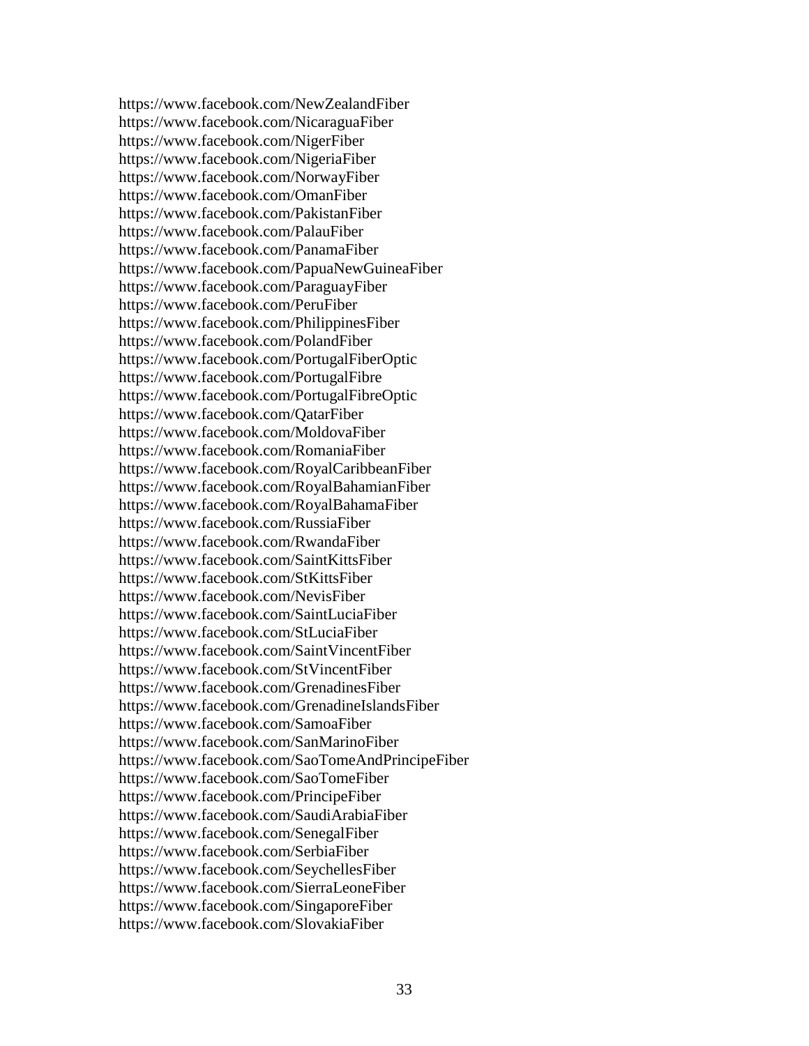https://www.facebook.com/NewZealandFiber
https://www.facebook.com/NicaraguaFiber
https://www.facebook.com/NigerFiber
https://www.facebook.com/NigeriaFiber
https://www.facebook.com/NorwayFiber
https://www.facebook.com/OmanFiber
https://www.facebook.com/PakistanFiber
https://www.facebook.com/PalauFiber
https://www.facebook.com/PanamaFiber
https://www.facebook.com/PapuaNewGuineaFiber
https://www.facebook.com/ParaguayFiber
https://www.facebook.com/PeruFiber
https://www.facebook.com/PhilippinesFiber
https://www.facebook.com/PolandFiber
https://www.facebook.com/PortugalFiberOptic
https://www.facebook.com/PortugalFibre
https://www.facebook.com/PortugalFibreOptic
https://www.facebook.com/QatarFiber
https://www.facebook.com/MoldovaFiber
https://www.facebook.com/RomaniaFiber
https://www.facebook.com/RoyalCaribbeanFiber
https://www.facebook.com/RoyalBahamianFiber
https://www.facebook.com/RoyalBahamaFiber
https://www.facebook.com/RussiaFiber
https://www.facebook.com/RwandaFiber
https://www.facebook.com/SaintKittsFiber
https://www.facebook.com/StKittsFiber
https://www.facebook.com/NevisFiber
https://www.facebook.com/SaintLuciaFiber
https://www.facebook.com/StLuciaFiber
https://www.facebook.com/SaintVincentFiber
https://www.facebook.com/StVincentFiber
https://www.facebook.com/GrenadinesFiber
https://www.facebook.com/GrenadineIslandsFiber
https://www.facebook.com/SamoaFiber
https://www.facebook.com/SanMarinoFiber
https://www.facebook.com/SaoTomeAndPrincipeFiber
https://www.facebook.com/SaoTomeFiber
https://www.facebook.com/PrincipeFiber
https://www.facebook.com/SaudiArabiaFiber
https://www.facebook.com/SenegalFiber
https://www.facebook.com/SerbiaFiber
https://www.facebook.com/SeychellesFiber
https://www.facebook.com/SierraLeoneFiber
https://www.facebook.com/SingaporeFiber
https://www.facebook.com/SlovakiaFiber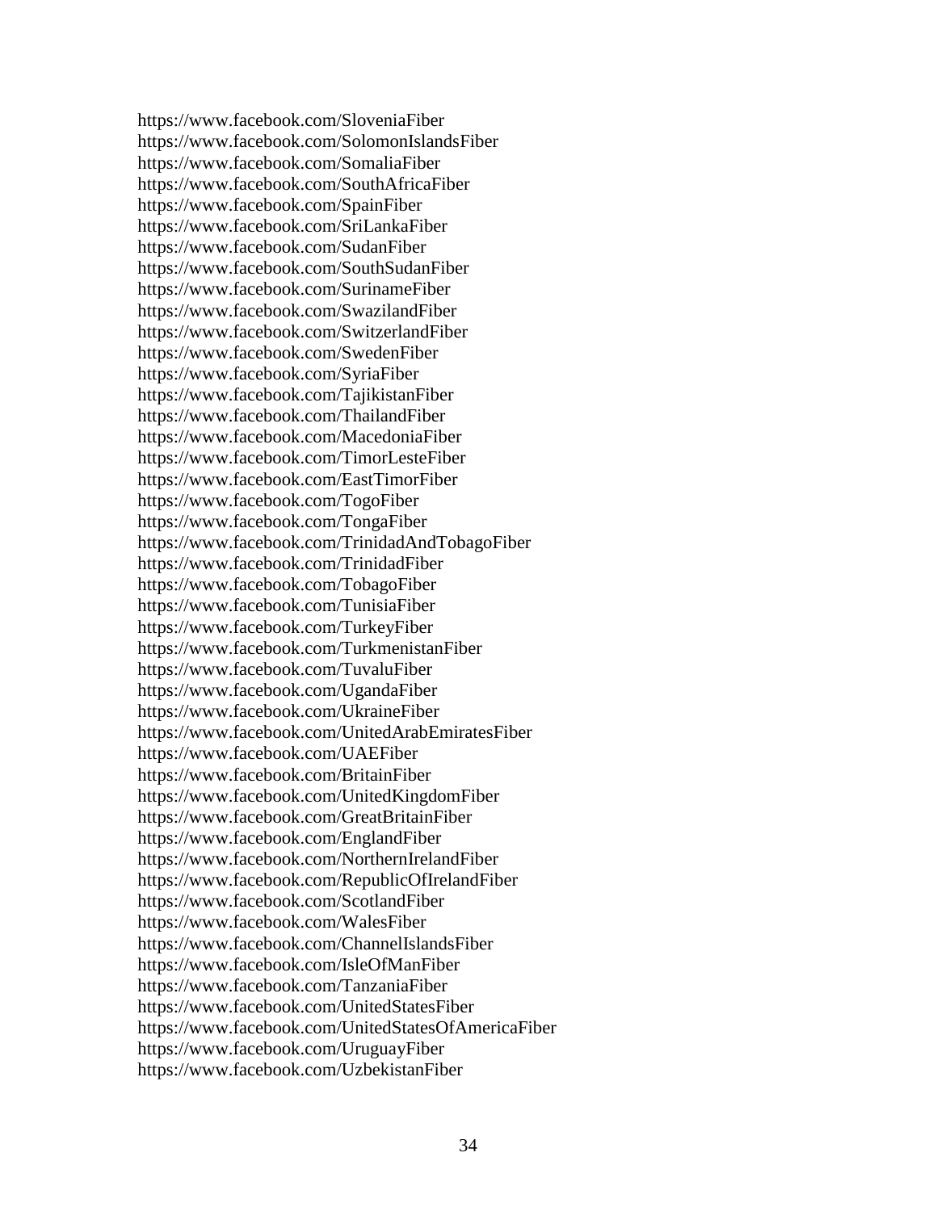https://www.facebook.com/SloveniaFiber
https://www.facebook.com/SolomonIslandsFiber
https://www.facebook.com/SomaliaFiber
https://www.facebook.com/SouthAfricaFiber
https://www.facebook.com/SpainFiber
https://www.facebook.com/SriLankaFiber
https://www.facebook.com/SudanFiber
https://www.facebook.com/SouthSudanFiber
https://www.facebook.com/SurinameFiber
https://www.facebook.com/SwazilandFiber
https://www.facebook.com/SwitzerlandFiber
https://www.facebook.com/SwedenFiber
https://www.facebook.com/SyriaFiber
https://www.facebook.com/TajikistanFiber
https://www.facebook.com/ThailandFiber
https://www.facebook.com/MacedoniaFiber
https://www.facebook.com/TimorLesteFiber
https://www.facebook.com/EastTimorFiber
https://www.facebook.com/TogoFiber
https://www.facebook.com/TongaFiber
https://www.facebook.com/TrinidadAndTobagoFiber
https://www.facebook.com/TrinidadFiber
https://www.facebook.com/TobagoFiber
https://www.facebook.com/TunisiaFiber
https://www.facebook.com/TurkeyFiber
https://www.facebook.com/TurkmenistanFiber
https://www.facebook.com/TuvaluFiber
https://www.facebook.com/UgandaFiber
https://www.facebook.com/UkraineFiber
https://www.facebook.com/UnitedArabEmiratesFiber
https://www.facebook.com/UAEFiber
https://www.facebook.com/BritainFiber
https://www.facebook.com/UnitedKingdomFiber
https://www.facebook.com/GreatBritainFiber
https://www.facebook.com/EnglandFiber
https://www.facebook.com/NorthernIrelandFiber
https://www.facebook.com/RepublicOfIrelandFiber
https://www.facebook.com/ScotlandFiber
https://www.facebook.com/WalesFiber
https://www.facebook.com/ChannelIslandsFiber
https://www.facebook.com/IsleOfManFiber
https://www.facebook.com/TanzaniaFiber
https://www.facebook.com/UnitedStatesFiber
https://www.facebook.com/UnitedStatesOfAmericaFiber
https://www.facebook.com/UruguayFiber
https://www.facebook.com/UzbekistanFiber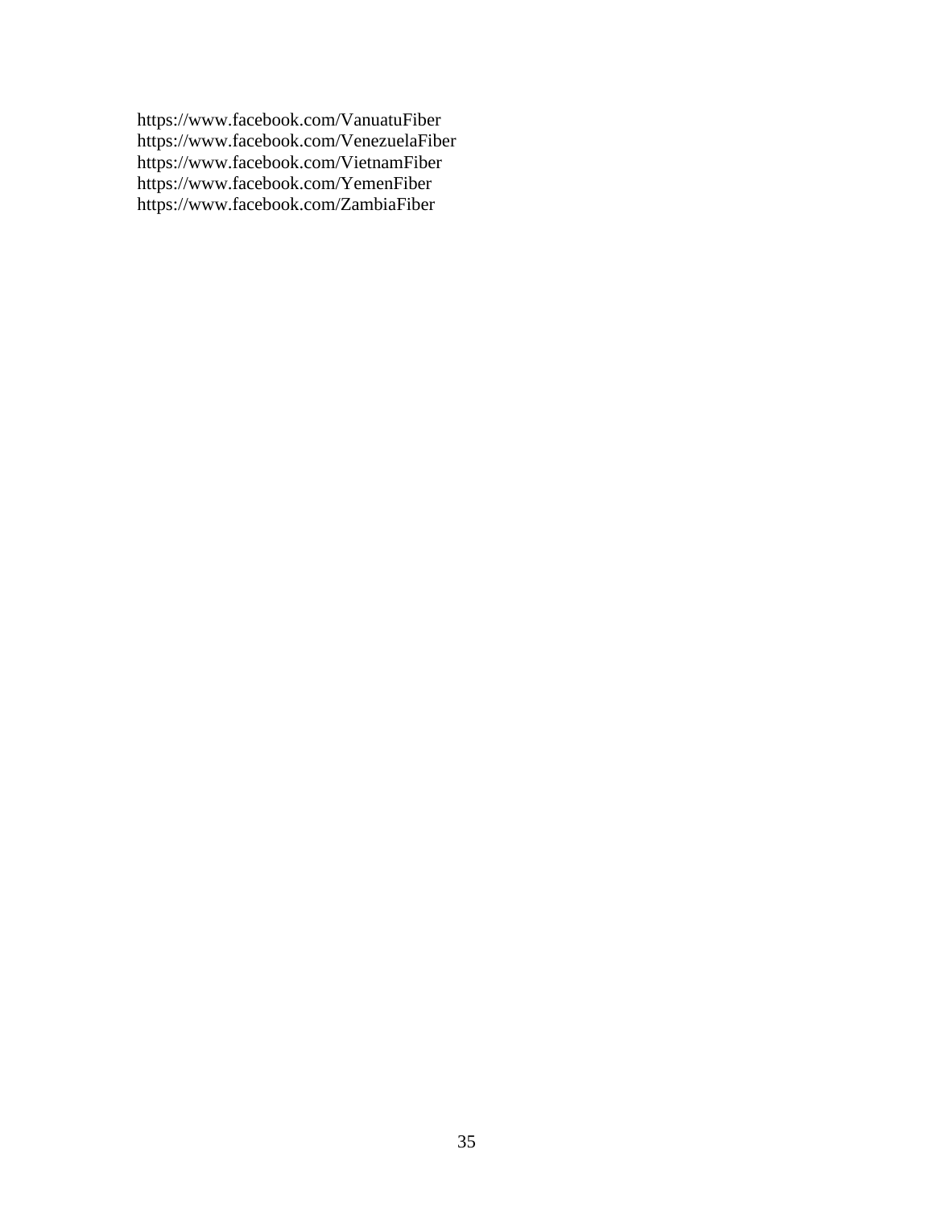https://www.facebook.com/VanuatuFiber
https://www.facebook.com/VenezuelaFiber
https://www.facebook.com/VietnamFiber
https://www.facebook.com/YemenFiber
https://www.facebook.com/ZambiaFiber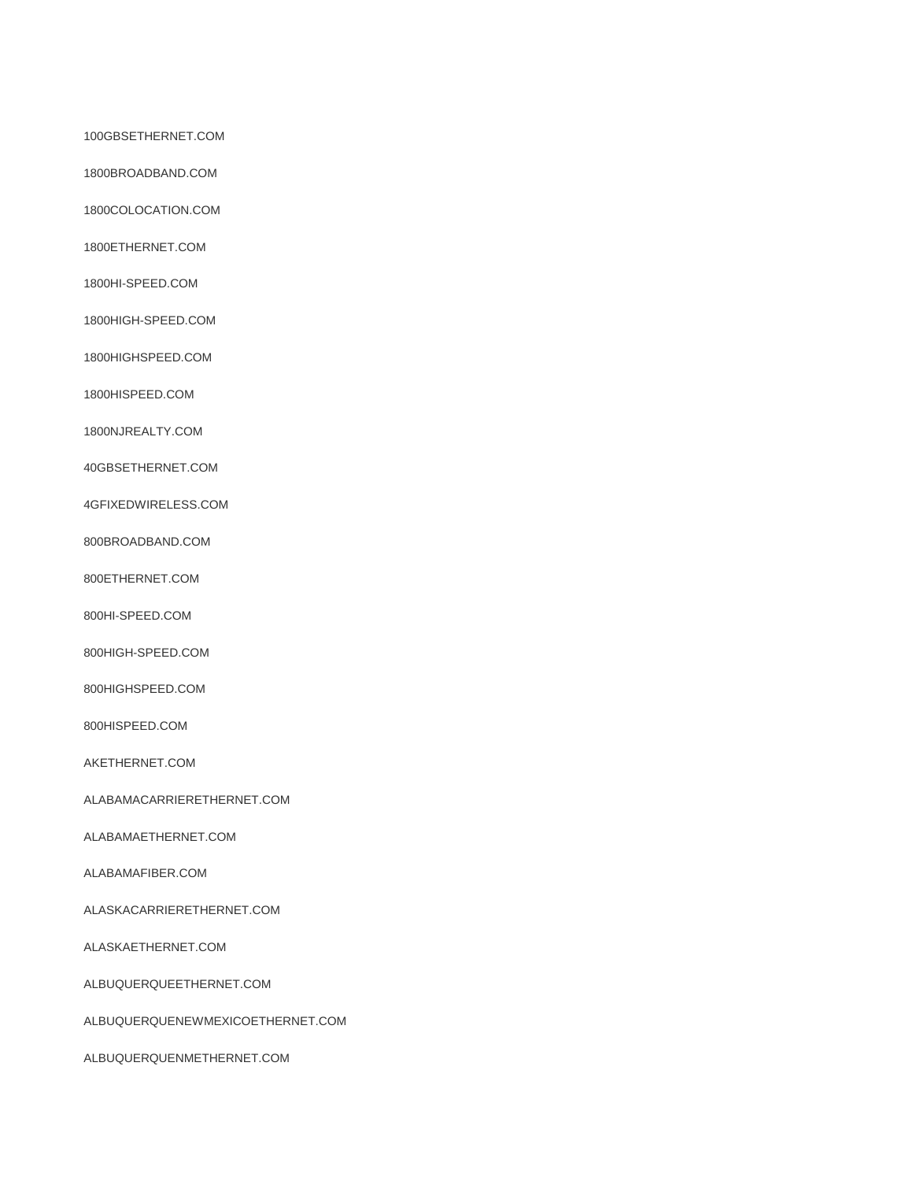100GBSETHERNET.COM

1800BROADBAND.COM

1800COLOCATION.COM

1800ETHERNET.COM

1800HI-SPEED.COM

1800HIGH-SPEED.COM

1800HIGHSPEED.COM

1800HISPEED.COM

1800NJREALTY.COM

40GBSETHERNET.COM

4GFIXEDWIRELESS.COM

800BROADBAND.COM

800ETHERNET.COM

800HI-SPEED.COM

800HIGH-SPEED.COM

800HIGHSPEED.COM

800HISPEED.COM

AKETHERNET.COM

ALABAMACARRIERETHERNET.COM

ALABAMAETHERNET.COM

ALABAMAFIBER.COM

ALASKACARRIERETHERNET.COM

ALASKAETHERNET.COM

ALBUQUERQUEETHERNET.COM

ALBUQUERQUENEWMEXICOETHERNET.COM

ALBUQUERQUENMETHERNET.COM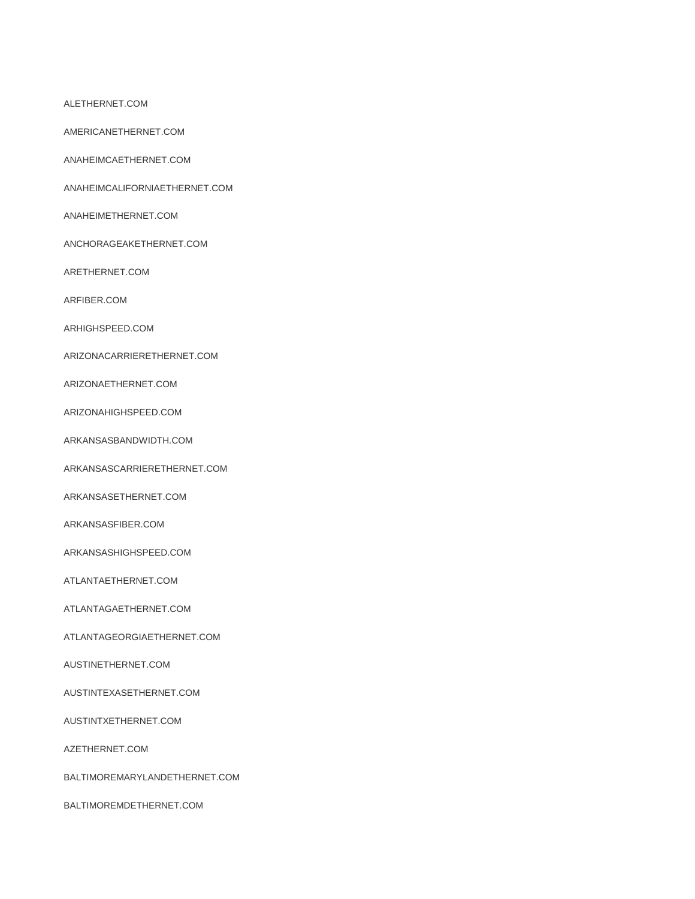ALETHERNET.COM

AMERICANETHERNET.COM

ANAHEIMCAETHERNET.COM

ANAHEIMCALIFORNIAETHERNET.COM

ANAHEIMETHERNET.COM

ANCHORAGEAKETHERNET.COM

ARETHERNET.COM

ARFIBER.COM

ARHIGHSPEED.COM

ARIZONACARRIERETHERNET.COM

ARIZONAETHERNET.COM

ARIZONAHIGHSPEED.COM

ARKANSASBANDWIDTH.COM

ARKANSASCARRIERETHERNET.COM

ARKANSASETHERNET.COM

ARKANSASFIBER.COM

ARKANSASHIGHSPEED.COM

ATLANTAETHERNET.COM

ATLANTAGAETHERNET.COM

ATLANTAGEORGIAETHERNET.COM

AUSTINETHERNET.COM

AUSTINTEXASETHERNET.COM

AUSTINTXETHERNET.COM

AZETHERNET.COM

BALTIMOREMARYLANDETHERNET.COM

BALTIMOREMDETHERNET.COM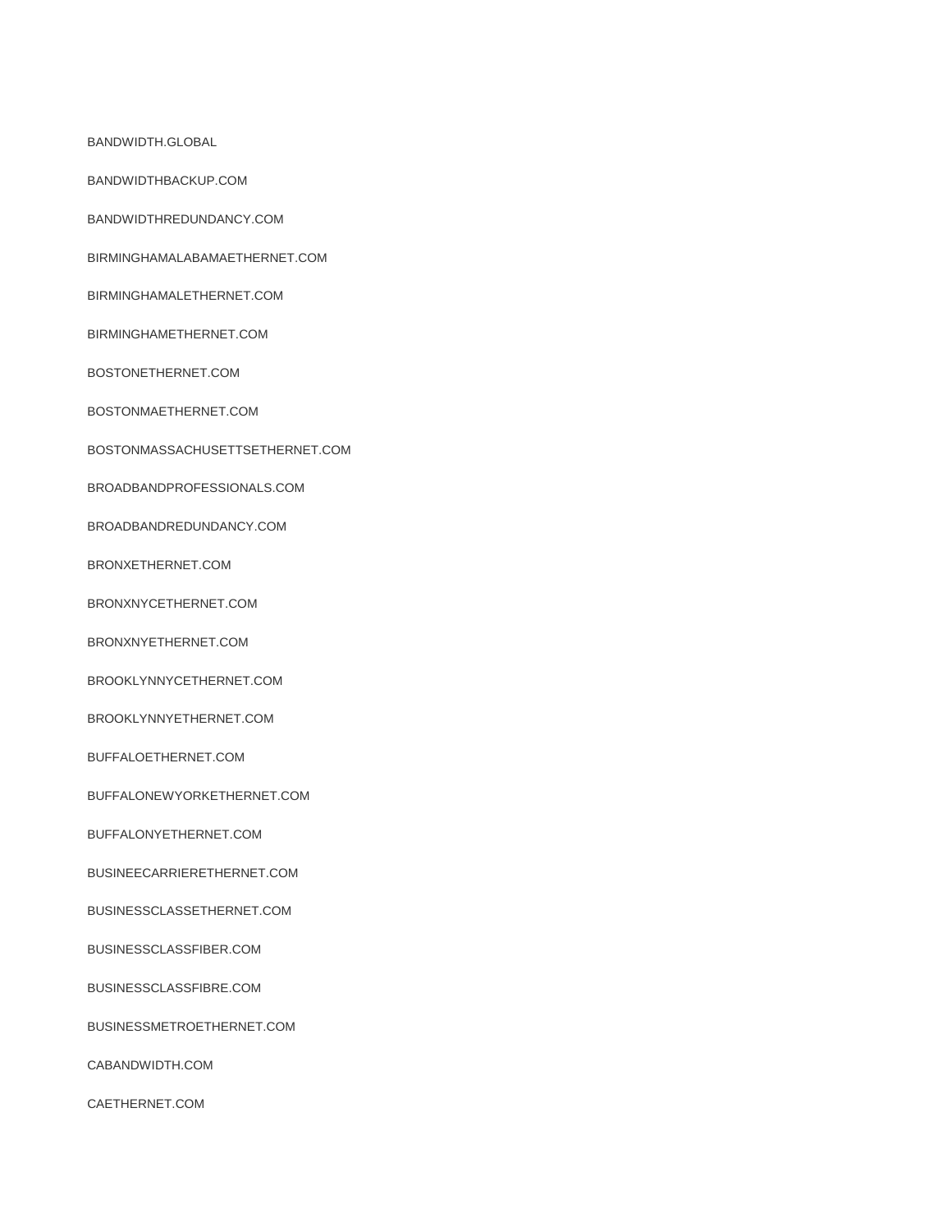BANDWIDTH.GLOBAL

BANDWIDTHBACKUP.COM

BANDWIDTHREDUNDANCY.COM

BIRMINGHAMALABAMAETHERNET.COM

BIRMINGHAMALETHERNET.COM

BIRMINGHAMETHERNET.COM

BOSTONETHERNET.COM

BOSTONMAETHERNET.COM

BOSTONMASSACHUSETTSETHERNET.COM

BROADBANDPROFESSIONALS.COM

BROADBANDREDUNDANCY.COM

BRONXETHERNET.COM

BRONXNYCETHERNET.COM

BRONXNYETHERNET.COM

BROOKLYNNYCETHERNET.COM

BROOKLYNNYETHERNET.COM

BUFFALOETHERNET.COM

BUFFALONEWYORKETHERNET.COM

BUFFALONYETHERNET.COM

BUSINEECARRIERETHERNET.COM

BUSINESSCLASSETHERNET.COM

BUSINESSCLASSFIBER.COM

BUSINESSCLASSFIBRE.COM

BUSINESSMETROETHERNET.COM

CABANDWIDTH.COM

CAETHERNET.COM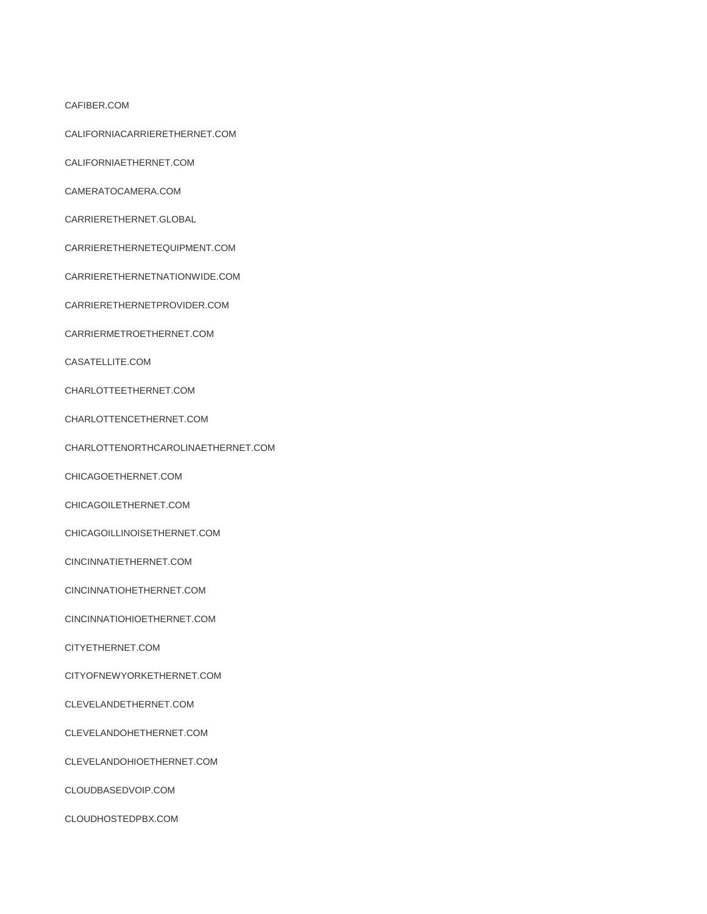CAFIBER.COM

CALIFORNIACARRIERETHERNET.COM

CALIFORNIAETHERNET.COM

CAMERATOCAMERA.COM

CARRIERETHERNET.GLOBAL

CARRIERETHERNETEQUIPMENT.COM

CARRIERETHERNETNATIONWIDE.COM

CARRIERETHERNETPROVIDER.COM

CARRIERMETROETHERNET.COM

CASATELLITE.COM

CHARLOTTEETHERNET.COM

CHARLOTTENCETHERNET.COM

CHARLOTTENORTHCAROLINAETHERNET.COM

CHICAGOETHERNET.COM

CHICAGOILETHERNET.COM

CHICAGOILLINOISETHERNET.COM

CINCINNATIETHERNET.COM

CINCINNATIOHETHERNET.COM

CINCINNATIOHIOETHERNET.COM

CITYETHERNET.COM

CITYOFNEWYORKETHERNET.COM

CLEVELANDETHERNET.COM

CLEVELANDOHETHERNET.COM

CLEVELANDOHIOETHERNET.COM

CLOUDBASEDVOIP.COM

CLOUDHOSTEDPBX.COM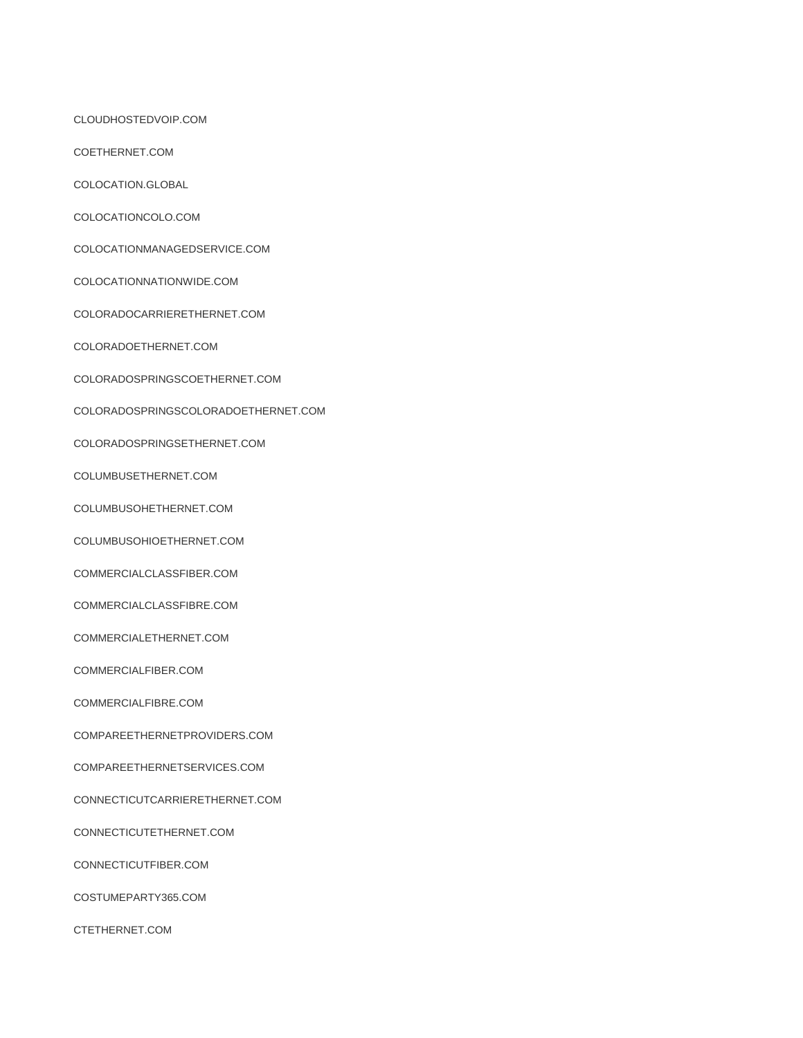CLOUDHOSTEDVOIP.COM

COETHERNET.COM

COLOCATION.GLOBAL

COLOCATIONCOLO.COM

COLOCATIONMANAGEDSERVICE.COM

COLOCATIONNATIONWIDE.COM

COLORADOCARRIERETHERNET.COM

COLORADOETHERNET.COM

COLORADOSPRINGSCOETHERNET.COM

COLORADOSPRINGSCOLORADOETHERNET.COM

COLORADOSPRINGSETHERNET.COM

COLUMBUSETHERNET.COM

COLUMBUSOHETHERNET.COM

COLUMBUSOHIOETHERNET.COM

COMMERCIALCLASSFIBER.COM

COMMERCIALCLASSFIBRE.COM

COMMERCIALETHERNET.COM

COMMERCIALFIBER.COM

COMMERCIALFIBRE.COM

COMPAREETHERNETPROVIDERS.COM

COMPAREETHERNETSERVICES.COM

CONNECTICUTCARRIERETHERNET.COM

CONNECTICUTETHERNET.COM

CONNECTICUTFIBER.COM

COSTUMEPARTY365.COM

CTETHERNET.COM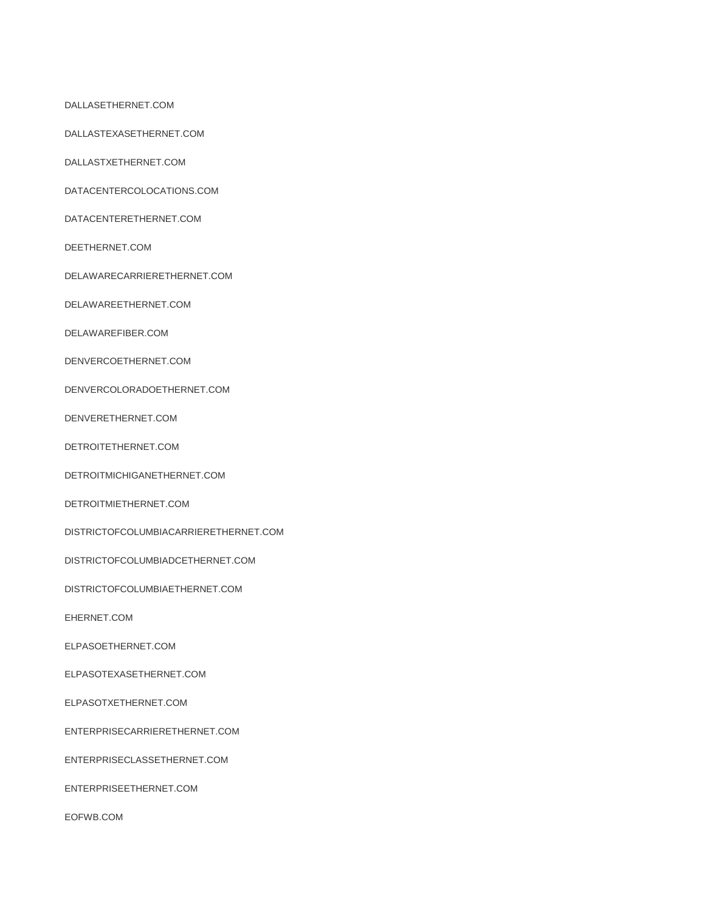DALLASETHERNET.COM

DALLASTEXASETHERNET.COM

DALLASTXETHERNET.COM

DATACENTERCOLOCATIONS.COM

DATACENTERETHERNET.COM

DEETHERNET.COM

DELAWARECARRIERETHERNET.COM

DELAWAREETHERNET.COM

DELAWAREFIBER.COM

DENVERCOETHERNET.COM

DENVERCOLORADOETHERNET.COM

DENVERETHERNET.COM

DETROITETHERNET.COM

DETROITMICHIGANETHERNET.COM

DETROITMIETHERNET.COM

DISTRICTOFCOLUMBIACARRIERETHERNET.COM

DISTRICTOFCOLUMBIADCETHERNET.COM

DISTRICTOFCOLUMBIAETHERNET.COM

EHERNET.COM

ELPASOETHERNET.COM

ELPASOTEXASETHERNET.COM

ELPASOTXETHERNET.COM

ENTERPRISECARRIERETHERNET.COM

ENTERPRISECLASSETHERNET.COM

ENTERPRISEETHERNET.COM

EOFWB.COM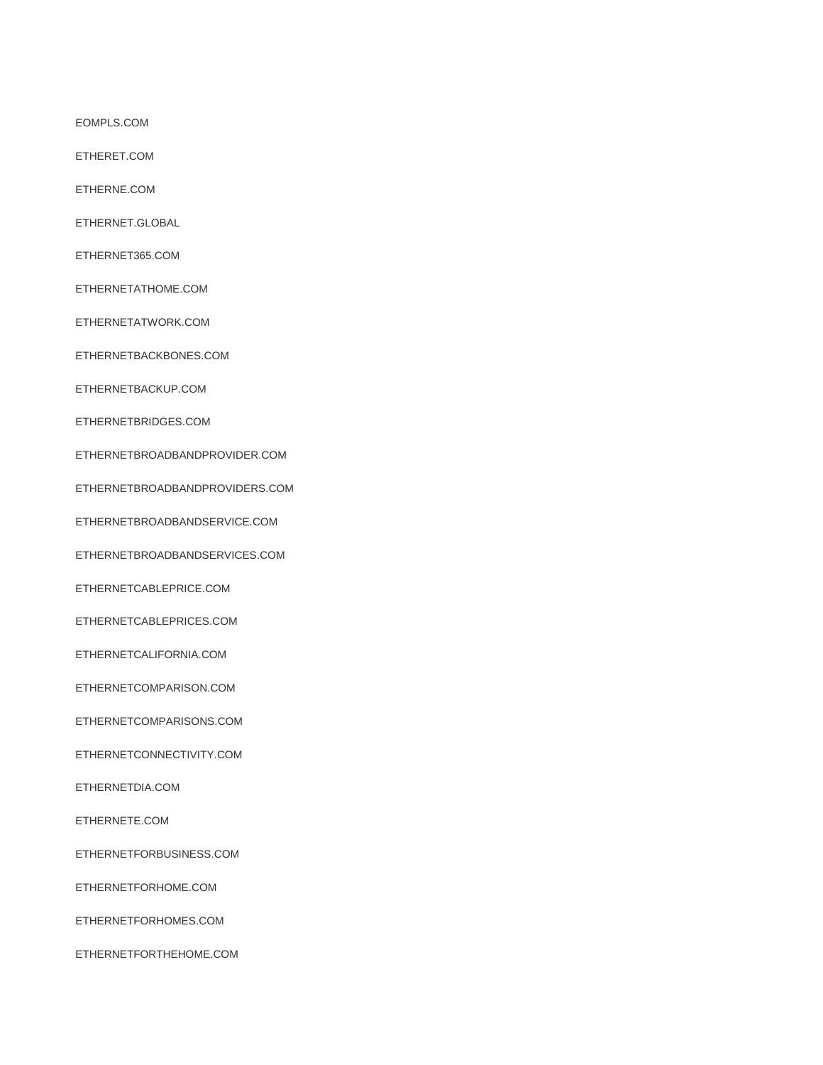EOMPLS.COM

ETHERET.COM

ETHERNE.COM

ETHERNET.GLOBAL

ETHERNET365.COM

ETHERNETATHOME.COM

ETHERNETATWORK.COM

ETHERNETBACKBONES.COM

ETHERNETBACKUP.COM

ETHERNETBRIDGES.COM

ETHERNETBROADBANDPROVIDER.COM

ETHERNETBROADBANDPROVIDERS.COM

ETHERNETBROADBANDSERVICE.COM

ETHERNETBROADBANDSERVICES.COM

ETHERNETCABLEPRICE.COM

ETHERNETCABLEPRICES.COM

ETHERNETCALIFORNIA.COM

ETHERNETCOMPARISON.COM

ETHERNETCOMPARISONS.COM

ETHERNETCONNECTIVITY.COM

ETHERNETDIA.COM

ETHERNETE.COM

ETHERNETFORBUSINESS.COM

ETHERNETFORHOME.COM

ETHERNETFORHOMES.COM

ETHERNETFORTHEHOME.COM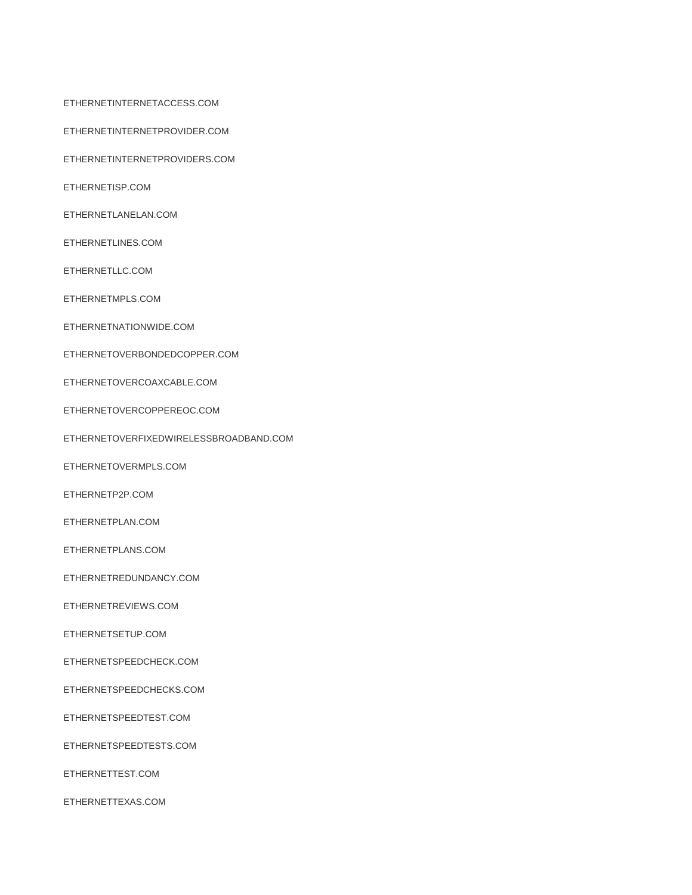ETHERNETINTERNETACCESS.COM

ETHERNETINTERNETPROVIDER.COM

ETHERNETINTERNETPROVIDERS.COM

ETHERNETISP.COM

ETHERNETLANELAN.COM

ETHERNETLINES.COM

ETHERNETLLC.COM

ETHERNETMPLS.COM

ETHERNETNATIONWIDE.COM

ETHERNETOVERBONDEDCOPPER.COM

ETHERNETOVERCOAXCABLE.COM

ETHERNETOVERCOPPEREOC.COM

ETHERNETOVERFIXEDWIRELESSBROADBAND.COM

ETHERNETOVERMPLS.COM

ETHERNETP2P.COM

ETHERNETPLAN.COM

ETHERNETPLANS.COM

ETHERNETREDUNDANCY.COM

ETHERNETREVIEWS.COM

ETHERNETSETUP.COM

ETHERNETSPEEDCHECK.COM

ETHERNETSPEEDCHECKS.COM

ETHERNETSPEEDTEST.COM

ETHERNETSPEEDTESTS.COM

ETHERNETTEST.COM

ETHERNETTEXAS.COM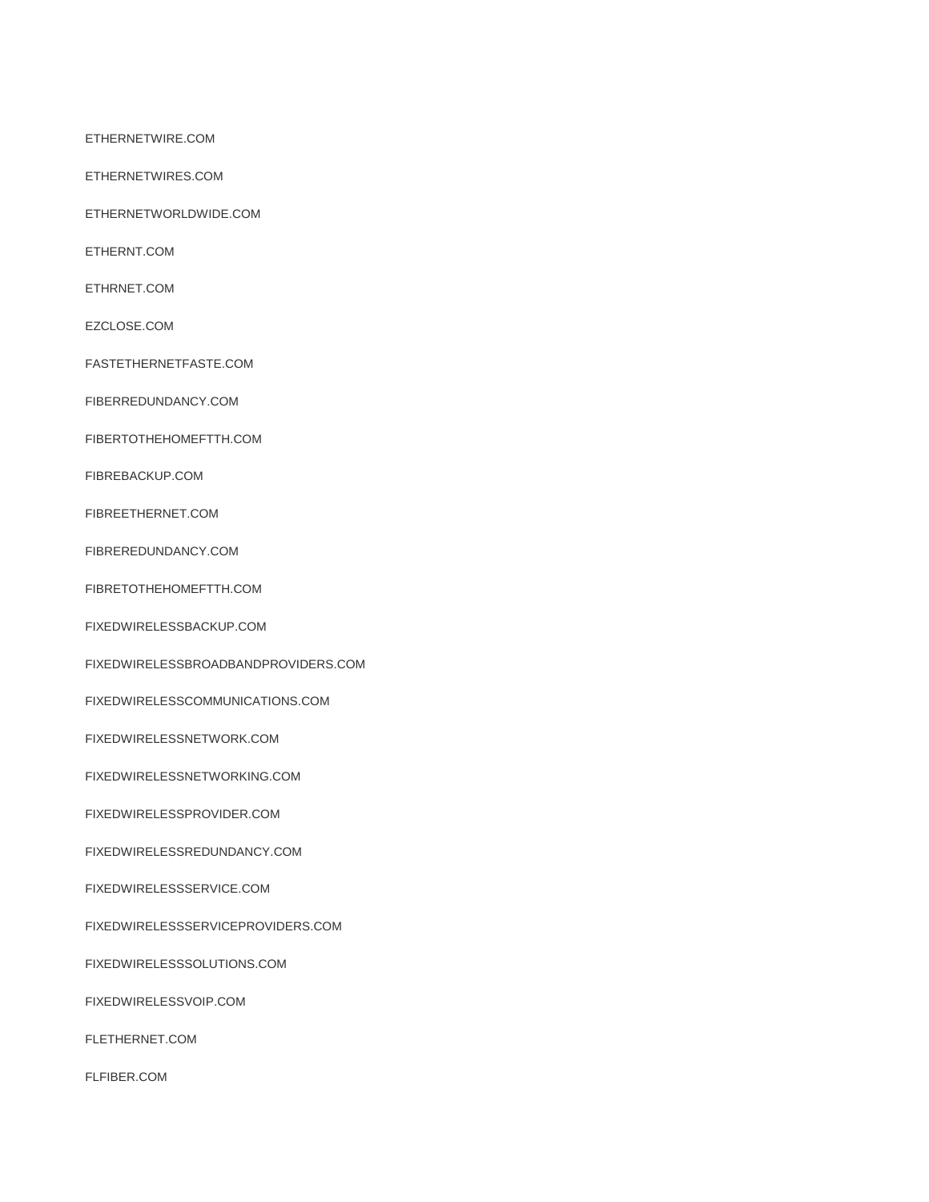ETHERNETWIRE.COM

ETHERNETWIRES.COM

ETHERNETWORLDWIDE.COM

ETHERNT.COM

ETHRNET.COM

EZCLOSE.COM

FASTETHERNETFASTE.COM

FIBERREDUNDANCY.COM

FIBERTOTHEHOMEFTTH.COM

FIBREBACKUP.COM

FIBREETHERNET.COM

FIBREREDUNDANCY.COM

FIBRETOTHEHOMEFTTH.COM

FIXEDWIRELESSBACKUP.COM

FIXEDWIRELESSBROADBANDPROVIDERS.COM

FIXEDWIRELESSCOMMUNICATIONS.COM

FIXEDWIRELESSNETWORK.COM

FIXEDWIRELESSNETWORKING.COM

FIXEDWIRELESSPROVIDER.COM

FIXEDWIRELESSREDUNDANCY.COM

FIXEDWIRELESSSERVICE.COM

FIXEDWIRELESSSERVICEPROVIDERS.COM

FIXEDWIRELESSSOLUTIONS.COM

FIXEDWIRELESSVOIP.COM

FLETHERNET.COM

FLFIBER.COM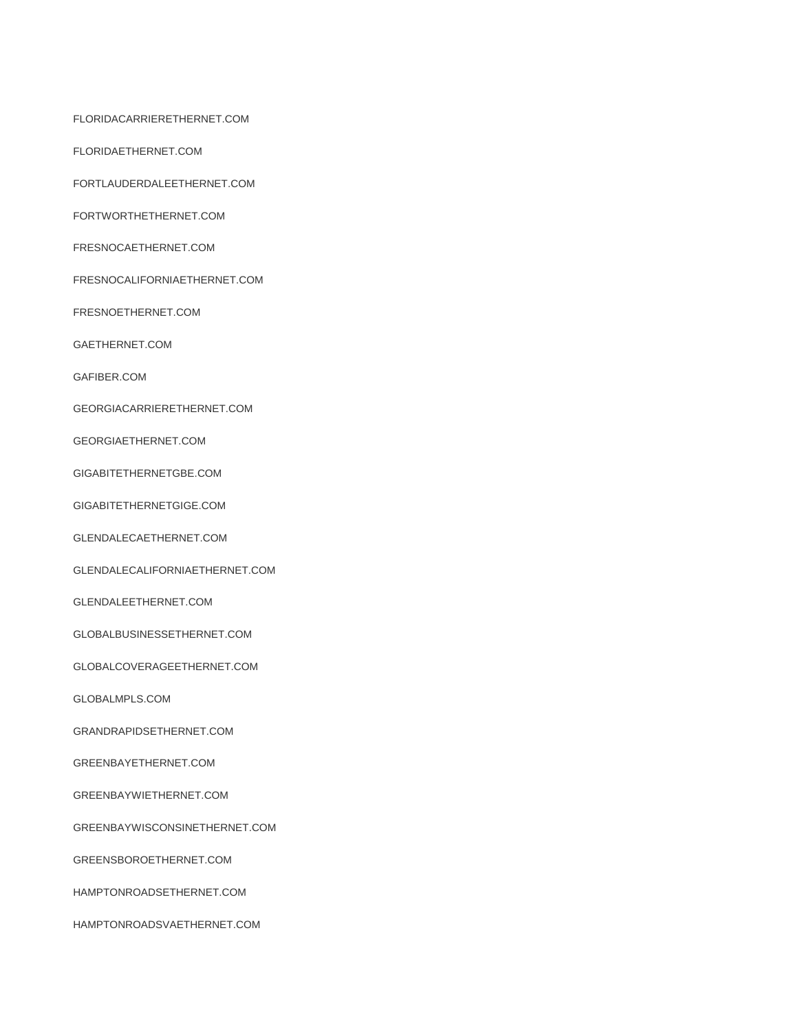FLORIDACARRIERETHERNET.COM

FLORIDAETHERNET.COM

FORTLAUDERDALEETHERNET.COM

FORTWORTHETHERNET.COM

FRESNOCAETHERNET.COM

FRESNOCALIFORNIAETHERNET.COM

FRESNOETHERNET.COM

GAETHERNET.COM

GAFIBER.COM

GEORGIACARRIERETHERNET.COM

GEORGIAETHERNET.COM

GIGABITETHERNETGBE.COM

GIGABITETHERNETGIGE.COM

GLENDALECAETHERNET.COM

GLENDALECALIFORNIAETHERNET.COM

GLENDALEETHERNET.COM

GLOBALBUSINESSETHERNET.COM

GLOBALCOVERAGEETHERNET.COM

GLOBALMPLS.COM

GRANDRAPIDSETHERNET.COM

GREENBAYETHERNET.COM

GREENBAYWIETHERNET.COM

GREENBAYWISCONSINETHERNET.COM

GREENSBOROETHERNET.COM

HAMPTONROADSETHERNET.COM

HAMPTONROADSVAETHERNET.COM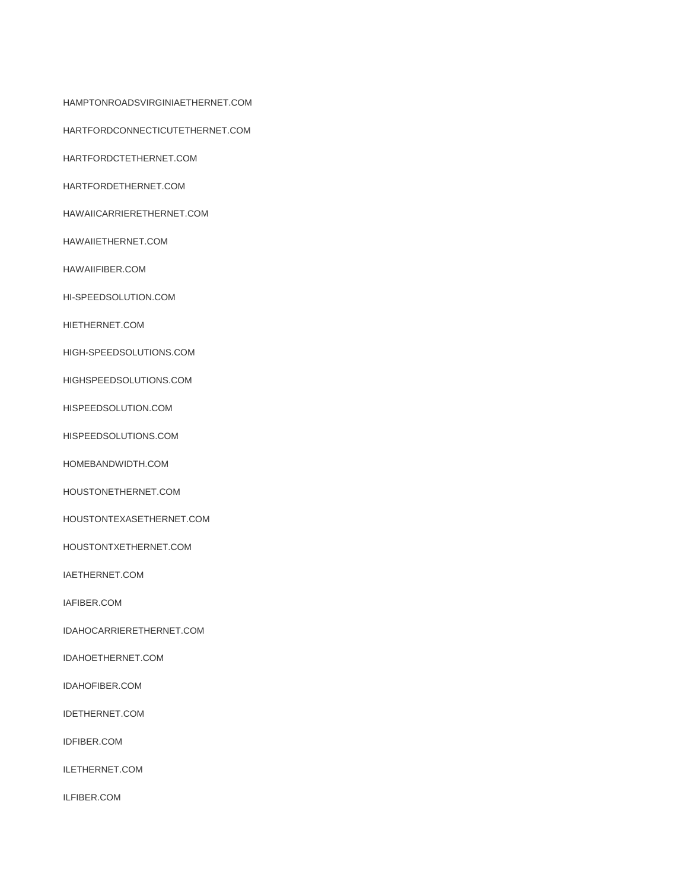HAMPTONROADSVIRGINIAETHERNET.COM

HARTFORDCONNECTICUTETHERNET.COM

HARTFORDCTETHERNET.COM

HARTFORDETHERNET.COM

HAWAIICARRIERETHERNET.COM

HAWAIIETHERNET.COM

HAWAIIFIBER.COM

HI-SPEEDSOLUTION.COM

HIETHERNET.COM

HIGH-SPEEDSOLUTIONS.COM

HIGHSPEEDSOLUTIONS.COM

HISPEEDSOLUTION.COM

HISPEEDSOLUTIONS.COM

HOMEBANDWIDTH.COM

HOUSTONETHERNET.COM

HOUSTONTEXASETHERNET.COM

HOUSTONTXETHERNET.COM

IAETHERNET.COM

IAFIBER.COM

IDAHOCARRIERETHERNET.COM

IDAHOETHERNET.COM

IDAHOFIBER.COM

IDETHERNET.COM

IDFIBER.COM

ILETHERNET.COM

ILFIBER.COM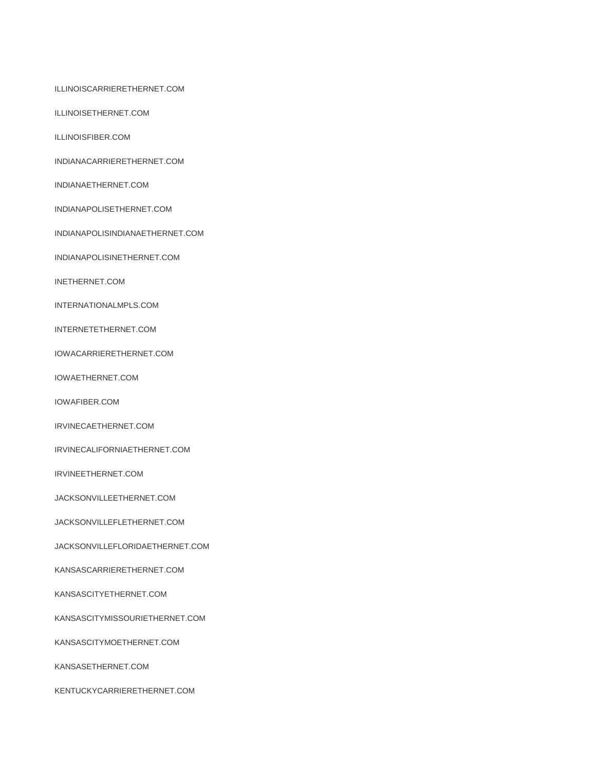ILLINOISCARRIERETHERNET.COM

ILLINOISETHERNET.COM

ILLINOISFIBER.COM

INDIANACARRIERETHERNET.COM

INDIANAETHERNET.COM

INDIANAPOLISETHERNET.COM

INDIANAPOLISINDIANAETHERNET.COM

INDIANAPOLISINETHERNET.COM

INETHERNET.COM

INTERNATIONALMPLS.COM

INTERNETETHERNET.COM

IOWACARRIERETHERNET.COM

IOWAETHERNET.COM

IOWAFIBER.COM

IRVINECAETHERNET.COM

IRVINECALIFORNIAETHERNET.COM

IRVINEETHERNET.COM

JACKSONVILLEETHERNET.COM

JACKSONVILLEFLETHERNET.COM

JACKSONVILLEFLORIDAETHERNET.COM

KANSASCARRIERETHERNET.COM

KANSASCITYETHERNET.COM

KANSASCITYMISSOURIETHERNET.COM

KANSASCITYMOETHERNET.COM

KANSASETHERNET.COM

KENTUCKYCARRIERETHERNET.COM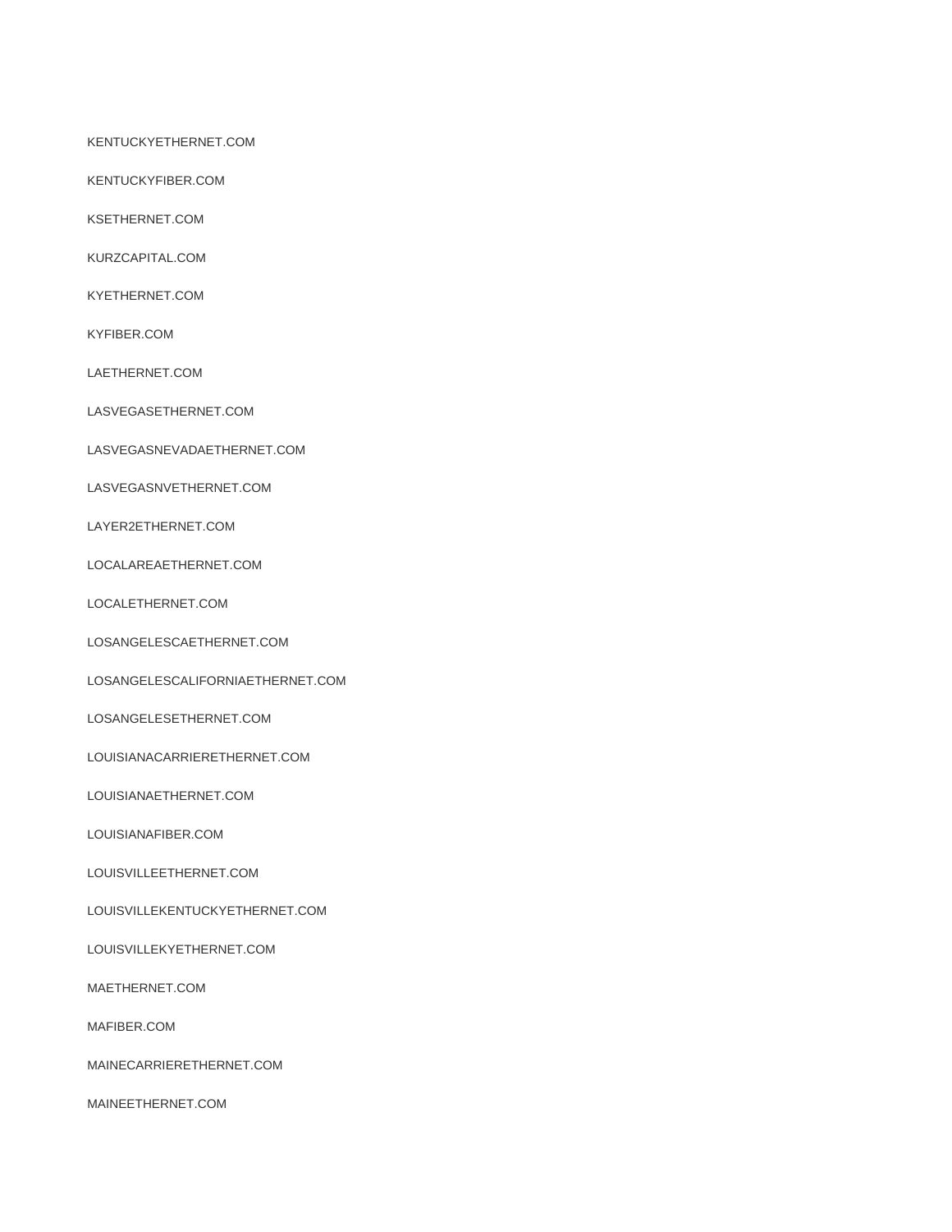KENTUCKYETHERNET.COM

KENTUCKYFIBER.COM

KSETHERNET.COM

KURZCAPITAL.COM

KYETHERNET.COM

KYFIBER.COM

LAETHERNET.COM

LASVEGASETHERNET.COM

LASVEGASNEVADAETHERNET.COM

LASVEGASNVETHERNET.COM

LAYER2ETHERNET.COM

LOCALAREAETHERNET.COM

LOCALETHERNET.COM

LOSANGELESCAETHERNET.COM

LOSANGELESCALIFORNIAETHERNET.COM

LOSANGELESETHERNET.COM

LOUISIANACARRIERETHERNET.COM

LOUISIANAETHERNET.COM

LOUISIANAFIBER.COM

LOUISVILLEETHERNET.COM

LOUISVILLEKENTUCKYETHERNET.COM

LOUISVILLEKYETHERNET.COM

MAETHERNET.COM

MAFIBER.COM

MAINECARRIERETHERNET.COM

MAINEETHERNET.COM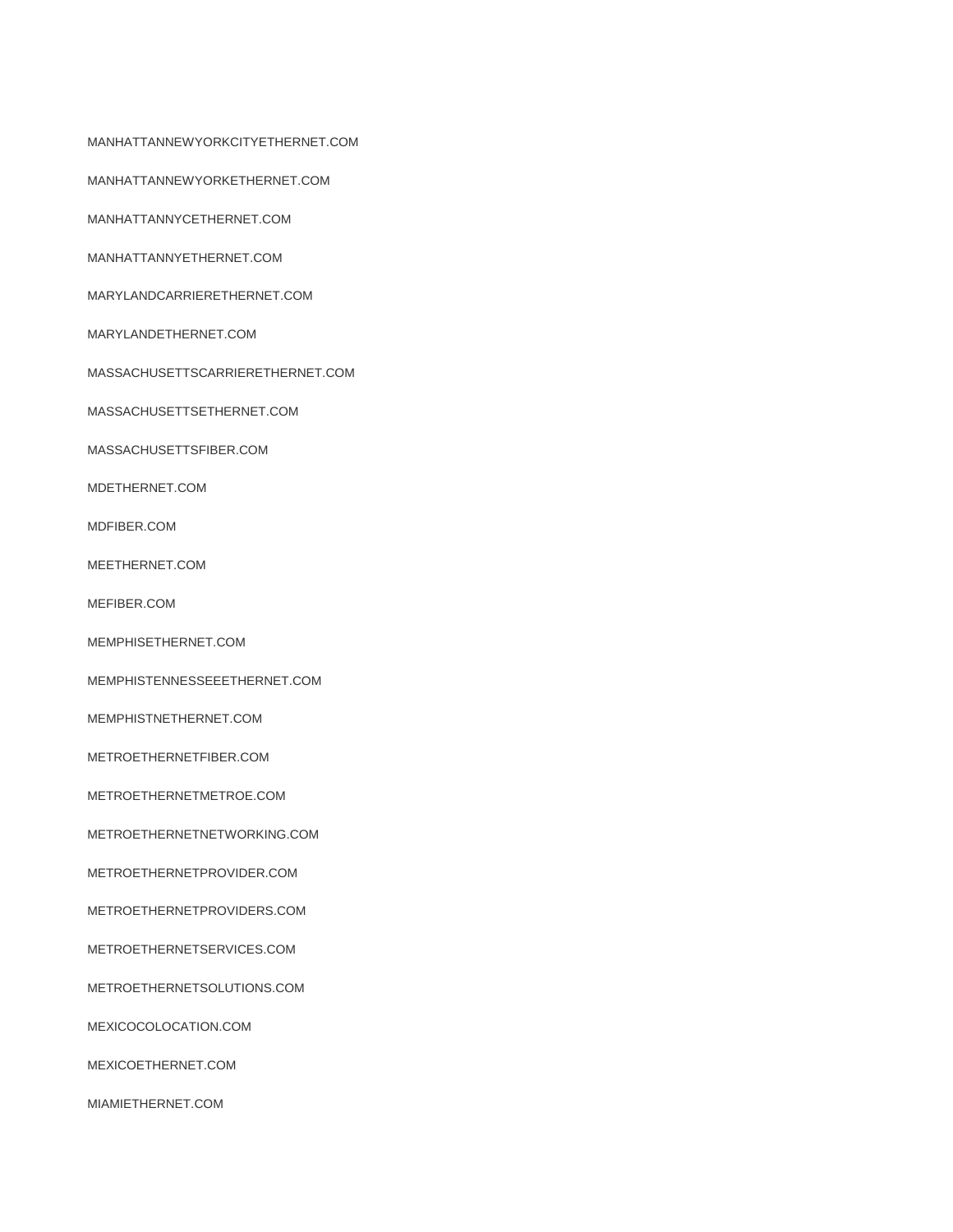MANHATTANNEWYORKCITYETHERNET.COM

MANHATTANNEWYORKETHERNET.COM

MANHATTANNYCETHERNET.COM

MANHATTANNYETHERNET.COM

MARYLANDCARRIERETHERNET.COM

MARYLANDETHERNET.COM

MASSACHUSETTSCARRIERETHERNET.COM

MASSACHUSETTSETHERNET.COM

MASSACHUSETTSFIBER.COM

MDETHERNET.COM

MDFIBER.COM

MEETHERNET.COM

MEFIBER.COM

MEMPHISETHERNET.COM

MEMPHISTENNESSEEETHERNET.COM

MEMPHISTNETHERNET.COM

METROETHERNETFIBER.COM

METROETHERNETMETROE.COM

METROETHERNETNETWORKING.COM

METROETHERNETPROVIDER.COM

METROETHERNETPROVIDERS.COM

METROETHERNETSERVICES.COM

METROETHERNETSOLUTIONS.COM

MEXICOCOLOCATION.COM

MEXICOETHERNET.COM

MIAMIETHERNET.COM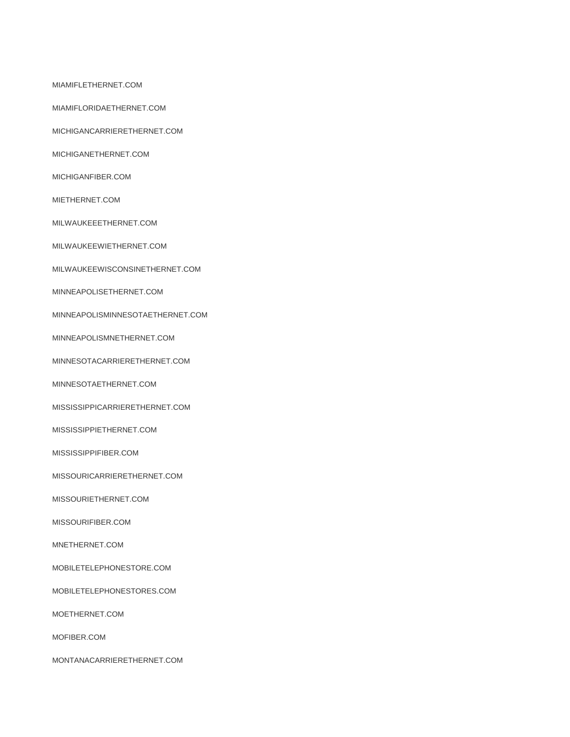MIAMIFLETHERNET.COM

MIAMIFLORIDAETHERNET.COM

MICHIGANCARRIERETHERNET.COM

MICHIGANETHERNET.COM

MICHIGANFIBER.COM

MIETHERNET.COM

MILWAUKEEETHERNET.COM

MILWAUKEEWIETHERNET.COM

MILWAUKEEWISCONSINETHERNET.COM

MINNEAPOLISETHERNET.COM

MINNEAPOLISMINNESOTAETHERNET.COM

MINNEAPOLISMNETHERNET.COM

MINNESOTACARRIERETHERNET.COM

MINNESOTAETHERNET.COM

MISSISSIPPICARRIERETHERNET.COM

MISSISSIPPIETHERNET.COM

MISSISSIPPIFIBER.COM

MISSOURICARRIERETHERNET.COM

MISSOURIETHERNET.COM

MISSOURIFIBER.COM

MNETHERNET.COM

MOBILETELEPHONESTORE.COM

MOBILETELEPHONESTORES.COM

MOETHERNET.COM

MOFIBER.COM

MONTANACARRIERETHERNET.COM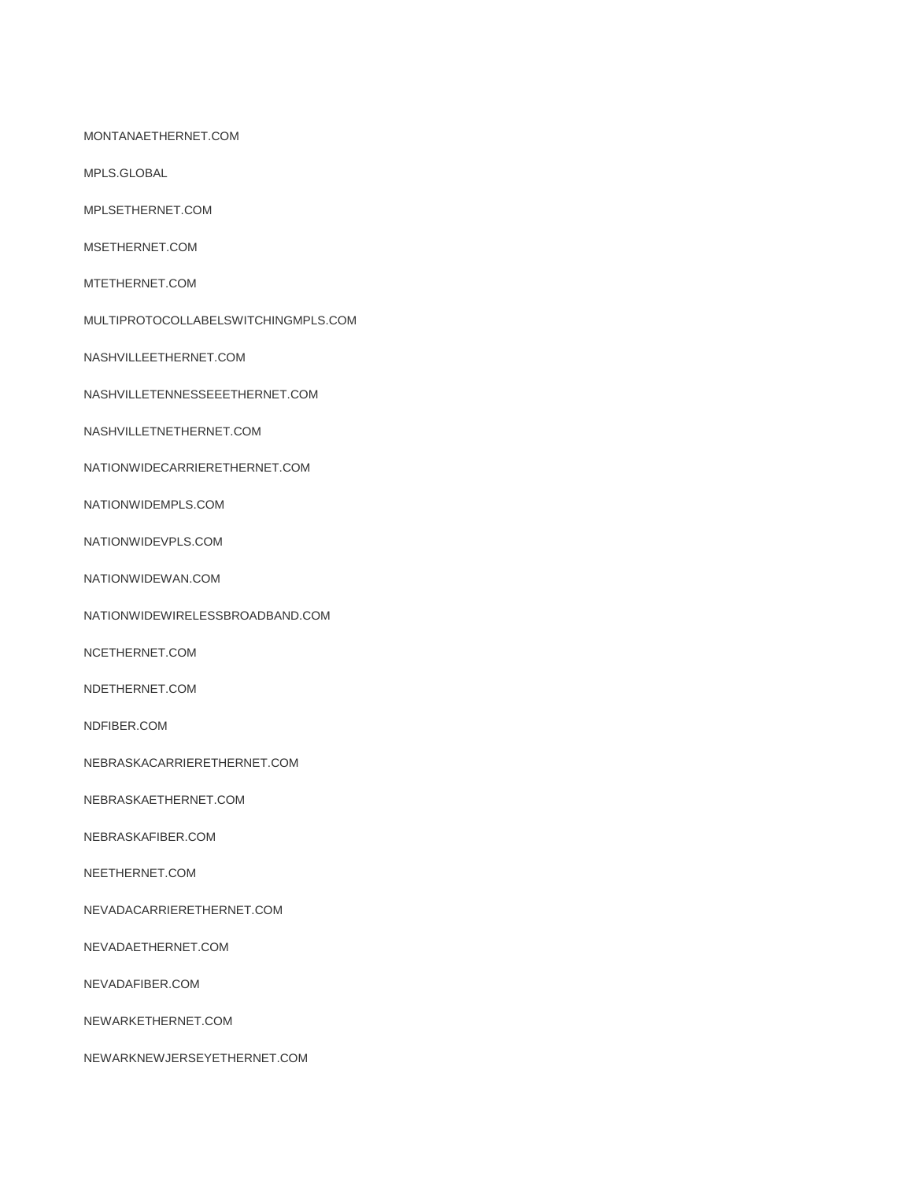MONTANAETHERNET.COM

MPLS.GLOBAL

MPLSETHERNET.COM

MSETHERNET.COM

MTETHERNET.COM

MULTIPROTOCOLLABELSWITCHINGMPLS.COM

NASHVILLEETHERNET.COM

NASHVILLETENNESSEEETHERNET.COM

NASHVILLETNETHERNET.COM

NATIONWIDECARRIERETHERNET.COM

NATIONWIDEMPLS.COM

NATIONWIDEVPLS.COM

NATIONWIDEWAN.COM

NATIONWIDEWIRELESSBROADBAND.COM

NCETHERNET.COM

NDETHERNET.COM

NDFIBER.COM

NEBRASKACARRIERETHERNET.COM

NEBRASKAETHERNET.COM

NEBRASKAFIBER.COM

NEETHERNET.COM

NEVADACARRIERETHERNET.COM

NEVADAETHERNET.COM

NEVADAFIBER.COM

NEWARKETHERNET.COM

NEWARKNEWJERSEYETHERNET.COM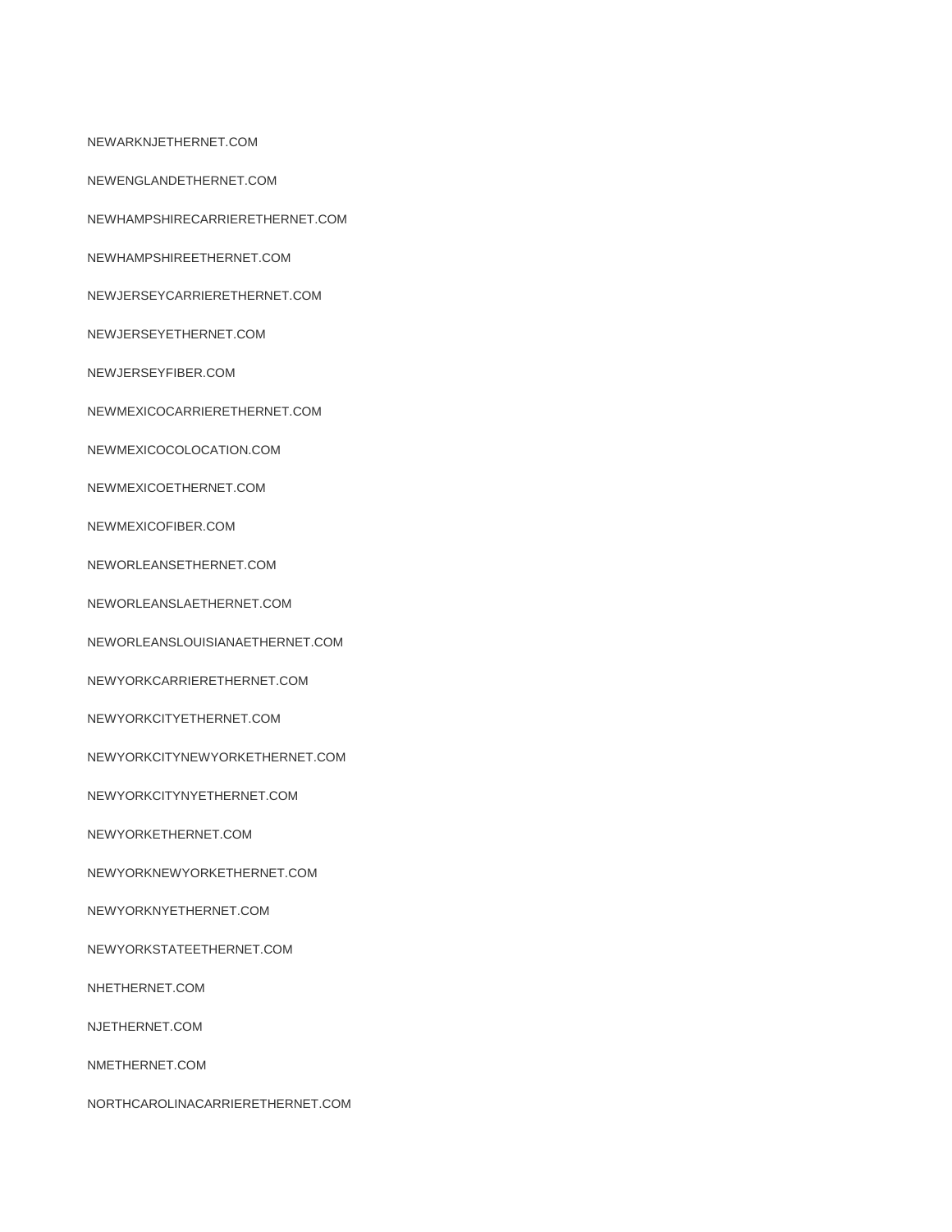NEWARKNJETHERNET.COM

NEWENGLANDETHERNET.COM

NEWHAMPSHIRECARRIERETHERNET.COM

NEWHAMPSHIREETHERNET.COM

NEWJERSEYCARRIERETHERNET.COM

NEWJERSEYETHERNET.COM

NEWJERSEYFIBER.COM

NEWMEXICOCARRIERETHERNET.COM

NEWMEXICOCOLOCATION.COM

NEWMEXICOETHERNET.COM

NEWMEXICOFIBER.COM

NEWORLEANSETHERNET.COM

NEWORLEANSLAETHERNET.COM

NEWORLEANSLOUISIANAETHERNET.COM

NEWYORKCARRIERETHERNET.COM

NEWYORKCITYETHERNET.COM

NEWYORKCITYNEWYORKETHERNET.COM

NEWYORKCITYNYETHERNET.COM

NEWYORKETHERNET.COM

NEWYORKNEWYORKETHERNET.COM

NEWYORKNYETHERNET.COM

NEWYORKSTATEETHERNET.COM

NHETHERNET.COM

NJETHERNET.COM

NMETHERNET.COM

NORTHCAROLINACARRIERETHERNET.COM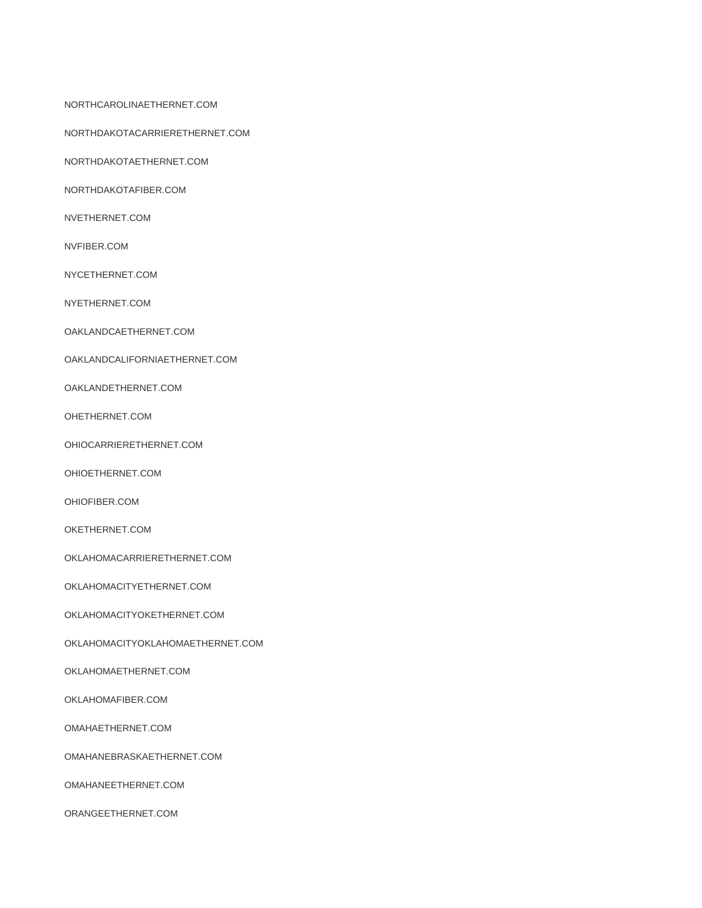NORTHCAROLINAETHERNET.COM

NORTHDAKOTACARRIERETHERNET.COM

NORTHDAKOTAETHERNET.COM

NORTHDAKOTAFIBER.COM

NVETHERNET.COM

NVFIBER.COM

NYCETHERNET.COM

NYETHERNET.COM

OAKLANDCAETHERNET.COM

OAKLANDCALIFORNIAETHERNET.COM

OAKLANDETHERNET.COM

OHETHERNET.COM

OHIOCARRIERETHERNET.COM

OHIOETHERNET.COM

OHIOFIBER.COM

OKETHERNET.COM

OKLAHOMACARRIERETHERNET.COM

OKLAHOMACITYETHERNET.COM

OKLAHOMACITYOKETHERNET.COM

OKLAHOMACITYOKLAHOMAETHERNET.COM

OKLAHOMAETHERNET.COM

OKLAHOMAFIBER.COM

OMAHAETHERNET.COM

OMAHANEBRASKAETHERNET.COM

OMAHANEETHERNET.COM

ORANGEETHERNET.COM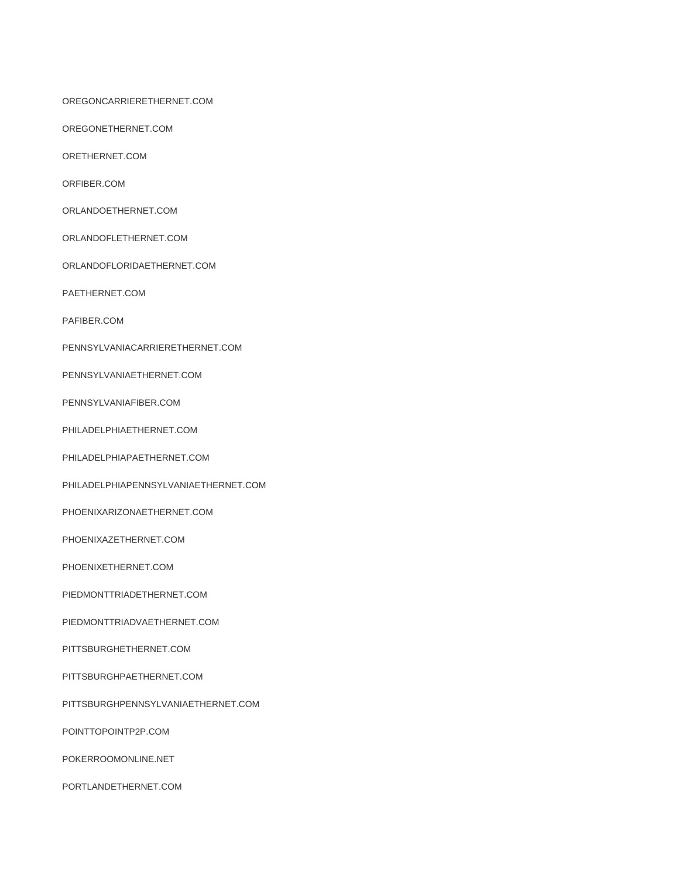OREGONCARRIERETHERNET.COM

OREGONETHERNET.COM

ORETHERNET.COM

ORFIBER.COM

ORLANDOETHERNET.COM

ORLANDOFLETHERNET.COM

ORLANDOFLORIDAETHERNET.COM

PAETHERNET.COM

PAFIBER.COM

PENNSYLVANIACARRIERETHERNET.COM

PENNSYLVANIAETHERNET.COM

PENNSYLVANIAFIBER.COM

PHILADELPHIAETHERNET.COM

PHILADELPHIAPAETHERNET.COM

PHILADELPHIAPENNSYLVANIAETHERNET.COM

PHOENIXARIZONAETHERNET.COM

PHOENIXAZETHERNET.COM

PHOENIXETHERNET.COM

PIEDMONTTRIADETHERNET.COM

PIEDMONTTRIADVAETHERNET.COM

PITTSBURGHETHERNET.COM

PITTSBURGHPAETHERNET.COM

PITTSBURGHPENNSYLVANIAETHERNET.COM

POINTTOPOINTP2P.COM

POKERROOMONLINE.NET

PORTLANDETHERNET.COM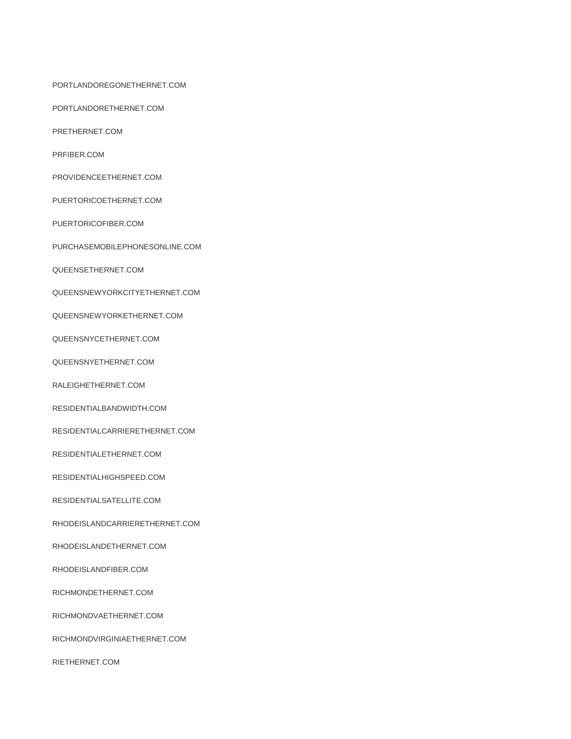PORTLANDOREGONETHERNET.COM

PORTLANDORETHERNET.COM

PRETHERNET.COM

PRFIBER.COM

PROVIDENCEETHERNET.COM

PUERTORICOETHERNET.COM

PUERTORICOFIBER.COM

PURCHASEMOBILEPHONESONLINE.COM

QUEENSETHERNET.COM

QUEENSNEWYORKCITYETHERNET.COM

QUEENSNEWYORKETHERNET.COM

QUEENSNYCETHERNET.COM

QUEENSNYETHERNET.COM

RALEIGHETHERNET.COM

RESIDENTIALBANDWIDTH.COM

RESIDENTIALCARRIERETHERNET.COM

RESIDENTIALETHERNET.COM

RESIDENTIALHIGHSPEED.COM

RESIDENTIALSATELLITE.COM

RHODEISLANDCARRIERETHERNET.COM

RHODEISLANDETHERNET.COM

RHODEISLANDFIBER.COM

RICHMONDETHERNET.COM

RICHMONDVAETHERNET.COM

RICHMONDVIRGINIAETHERNET.COM

RIETHERNET.COM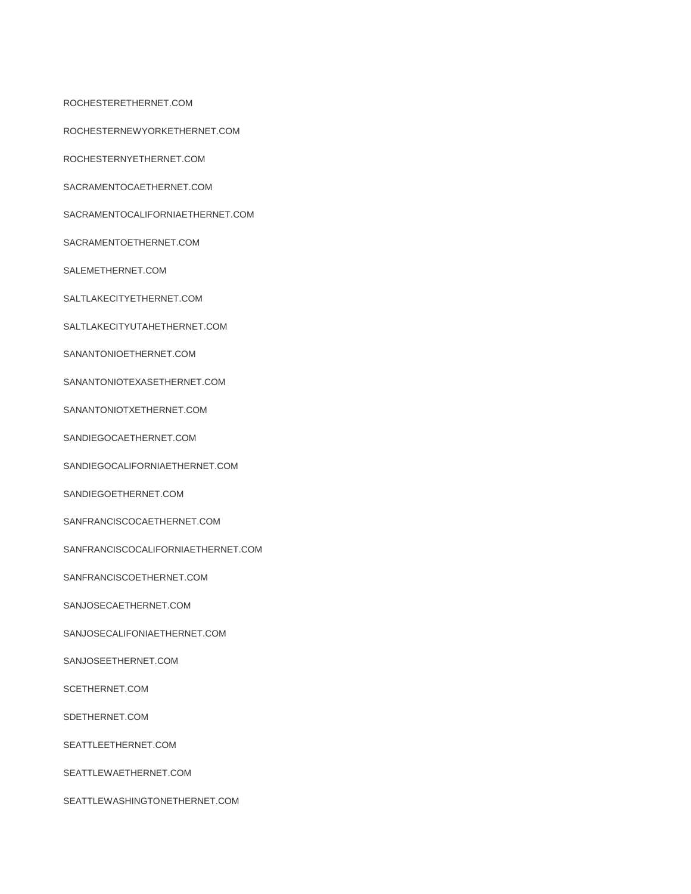ROCHESTERETHERNET.COM

ROCHESTERNEWYORKETHERNET.COM

ROCHESTERNYETHERNET.COM

SACRAMENTOCAETHERNET.COM

SACRAMENTOCALIFORNIAETHERNET.COM

SACRAMENTOETHERNET.COM

SALEMETHERNET.COM

SALTLAKECITYETHERNET.COM

SALTLAKECITYUTAHETHERNET.COM

SANANTONIOETHERNET.COM

SANANTONIOTEXASETHERNET.COM

SANANTONIOTXETHERNET.COM

SANDIEGOCAETHERNET.COM

SANDIEGOCALIFORNIAETHERNET.COM

SANDIEGOETHERNET.COM

SANFRANCISCOCAETHERNET.COM

SANFRANCISCOCALIFORNIAETHERNET.COM

SANFRANCISCOETHERNET.COM

SANJOSECAETHERNET.COM

SANJOSECALIFONIAETHERNET.COM

SANJOSEETHERNET.COM

SCETHERNET.COM

SDETHERNET.COM

SEATTLEETHERNET.COM

SEATTLEWAETHERNET.COM

SEATTLEWASHINGTONETHERNET.COM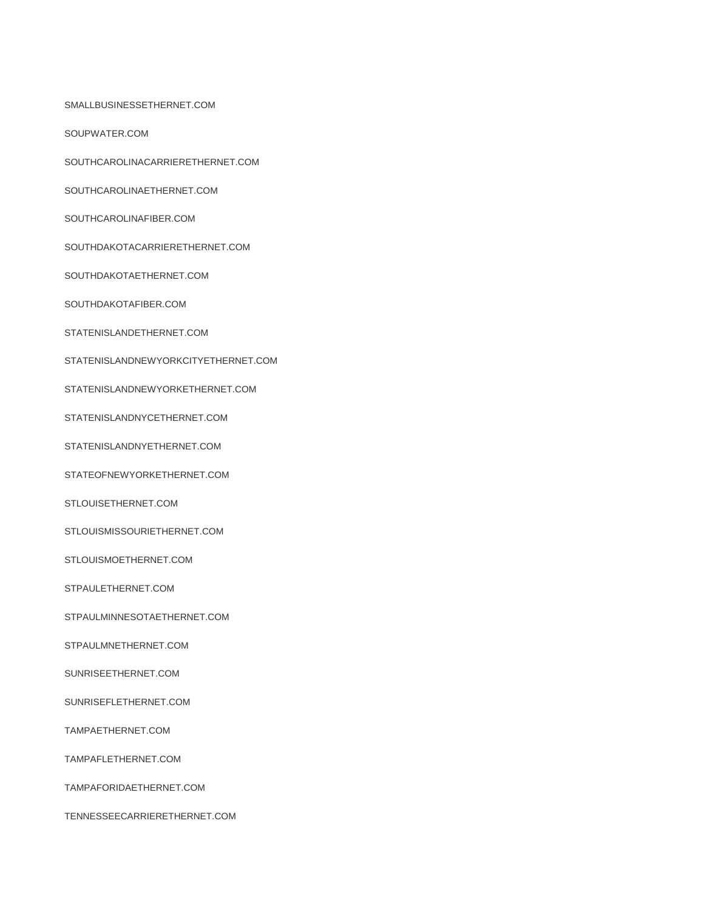SMALLBUSINESSETHERNET.COM

SOUPWATER.COM

SOUTHCAROLINACARRIERETHERNET.COM

SOUTHCAROLINAETHERNET.COM

SOUTHCAROLINAFIBER.COM

SOUTHDAKOTACARRIERETHERNET.COM

SOUTHDAKOTAETHERNET.COM

SOUTHDAKOTAFIBER.COM

STATENISLANDETHERNET.COM

STATENISLANDNEWYORKCITYETHERNET.COM

STATENISLANDNEWYORKETHERNET.COM

STATENISLANDNYCETHERNET.COM

STATENISLANDNYETHERNET.COM

STATEOFNEWYORKETHERNET.COM

STLOUISETHERNET.COM

STLOUISMISSOURIETHERNET.COM

STLOUISMOETHERNET.COM

STPAULETHERNET.COM

STPAULMINNESOTAETHERNET.COM

STPAULMNETHERNET.COM

SUNRISEETHERNET.COM

SUNRISEFLETHERNET.COM

TAMPAETHERNET.COM

TAMPAFLETHERNET.COM

TAMPAFORIDAETHERNET.COM

TENNESSEECARRIERETHERNET.COM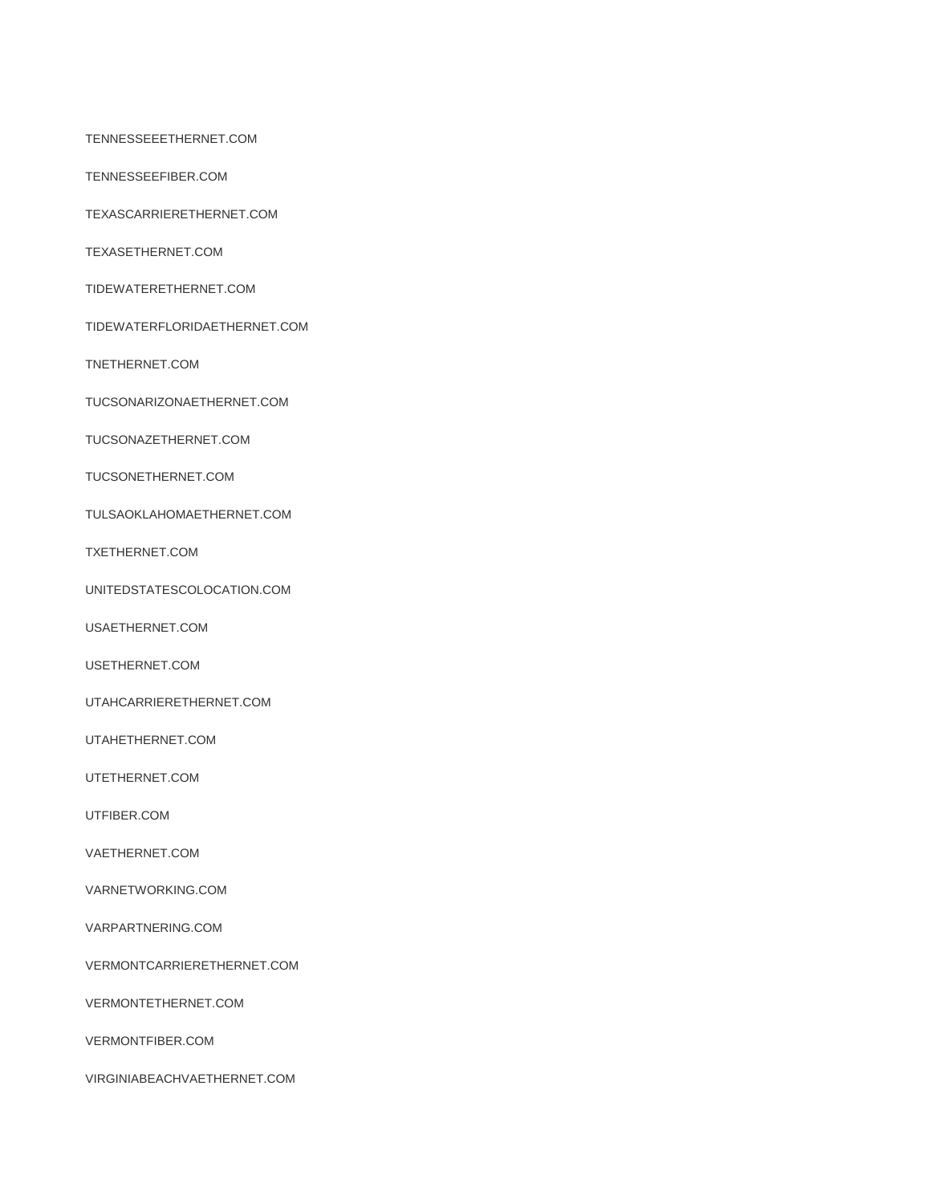TENNESSEEETHERNET.COM

TENNESSEEFIBER.COM

TEXASCARRIERETHERNET.COM

TEXASETHERNET.COM

TIDEWATERETHERNET.COM

TIDEWATERFLORIDAETHERNET.COM

TNETHERNET.COM

TUCSONARIZONAETHERNET.COM

TUCSONAZETHERNET.COM

TUCSONETHERNET.COM

TULSAOKLAHOMAETHERNET.COM

TXETHERNET.COM

UNITEDSTATESCOLOCATION.COM

USAETHERNET.COM

USETHERNET.COM

UTAHCARRIERETHERNET.COM

UTAHETHERNET.COM

UTETHERNET.COM

UTFIBER.COM

VAETHERNET.COM

VARNETWORKING.COM

VARPARTNERING.COM

VERMONTCARRIERETHERNET.COM

VERMONTETHERNET.COM

VERMONTFIBER.COM

VIRGINIABEACHVAETHERNET.COM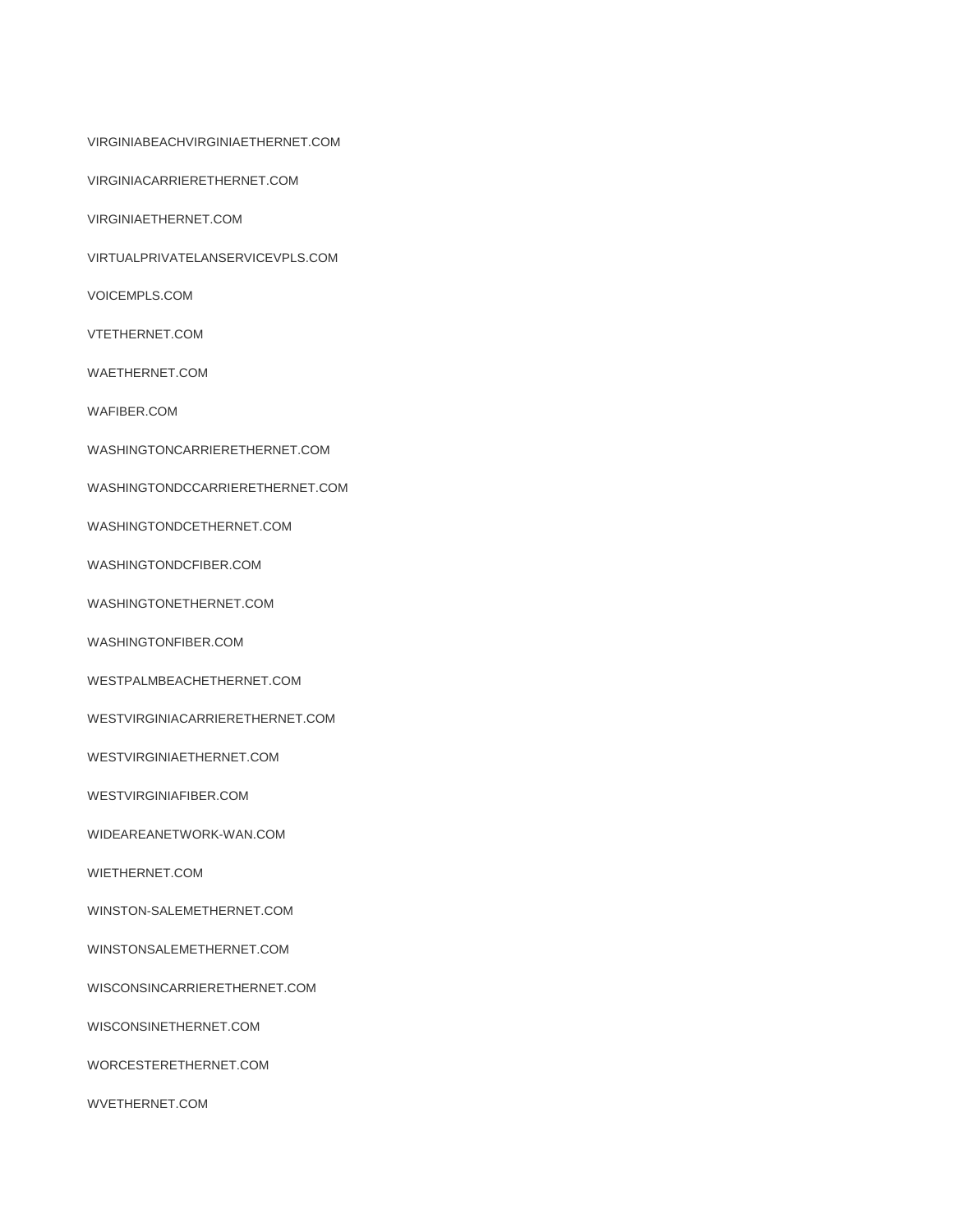VIRGINIABEACHVIRGINIAETHERNET.COM

VIRGINIACARRIERETHERNET.COM

VIRGINIAETHERNET.COM

VIRTUALPRIVATELANSERVICEVPLS.COM

VOICEMPLS.COM

VTETHERNET.COM

WAETHERNET.COM

WAFIBER.COM

WASHINGTONCARRIERETHERNET.COM

WASHINGTONDCCARRIERETHERNET.COM

WASHINGTONDCETHERNET.COM

WASHINGTONDCFIBER.COM

WASHINGTONETHERNET.COM

WASHINGTONFIBER.COM

WESTPALMBEACHETHERNET.COM

WESTVIRGINIACARRIERETHERNET.COM

WESTVIRGINIAETHERNET.COM

WESTVIRGINIAFIBER.COM

WIDEAREANETWORK-WAN.COM

WIETHERNET.COM

WINSTON-SALEMETHERNET.COM

WINSTONSALEMETHERNET.COM

WISCONSINCARRIERETHERNET.COM

WISCONSINETHERNET.COM

WORCESTERETHERNET.COM

WVETHERNET.COM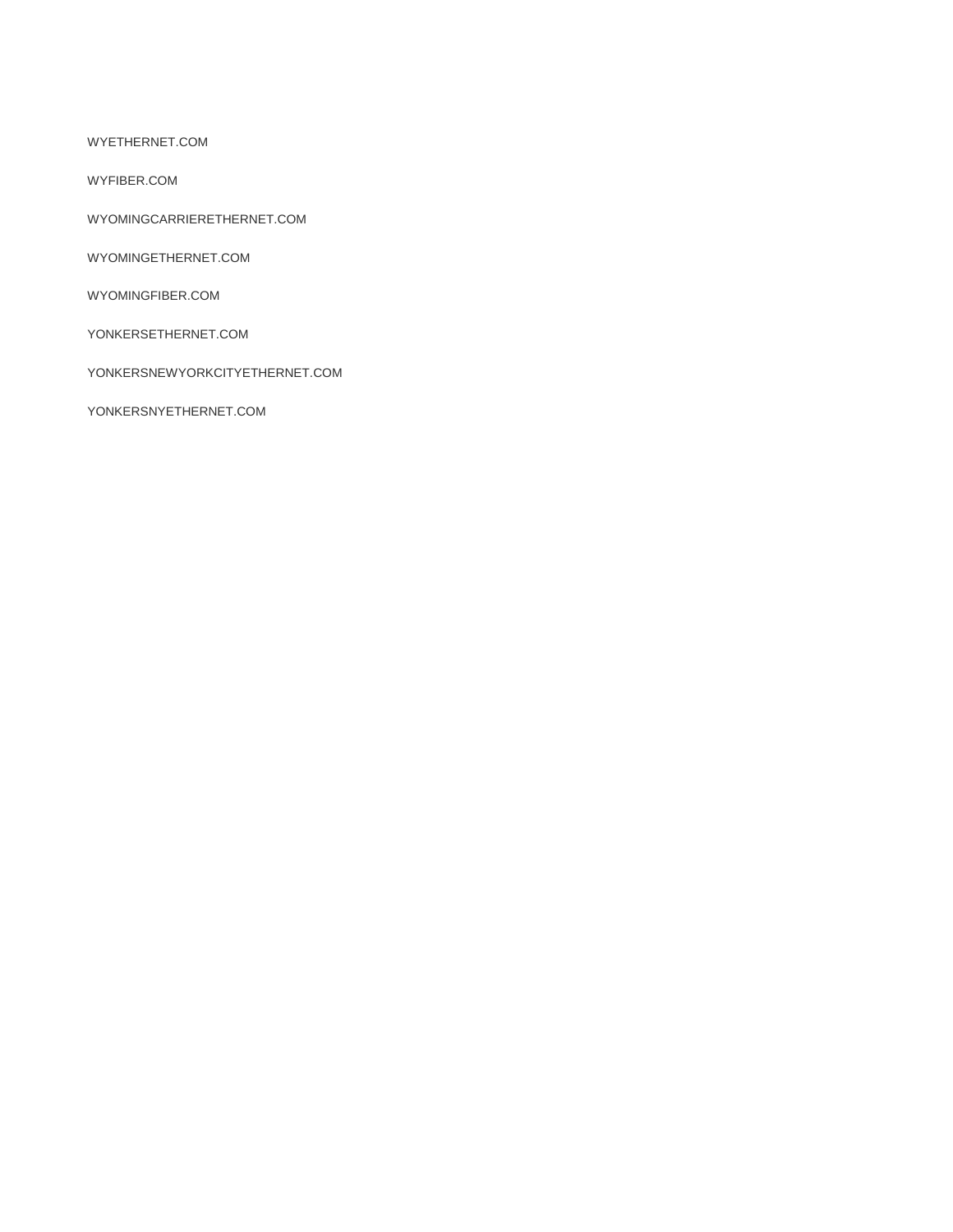WYETHERNET.COM

WYFIBER.COM

WYOMINGCARRIERETHERNET.COM

WYOMINGETHERNET.COM

WYOMINGFIBER.COM

YONKERSETHERNET.COM

YONKERSNEWYORKCITYETHERNET.COM

YONKERSNYETHERNET.COM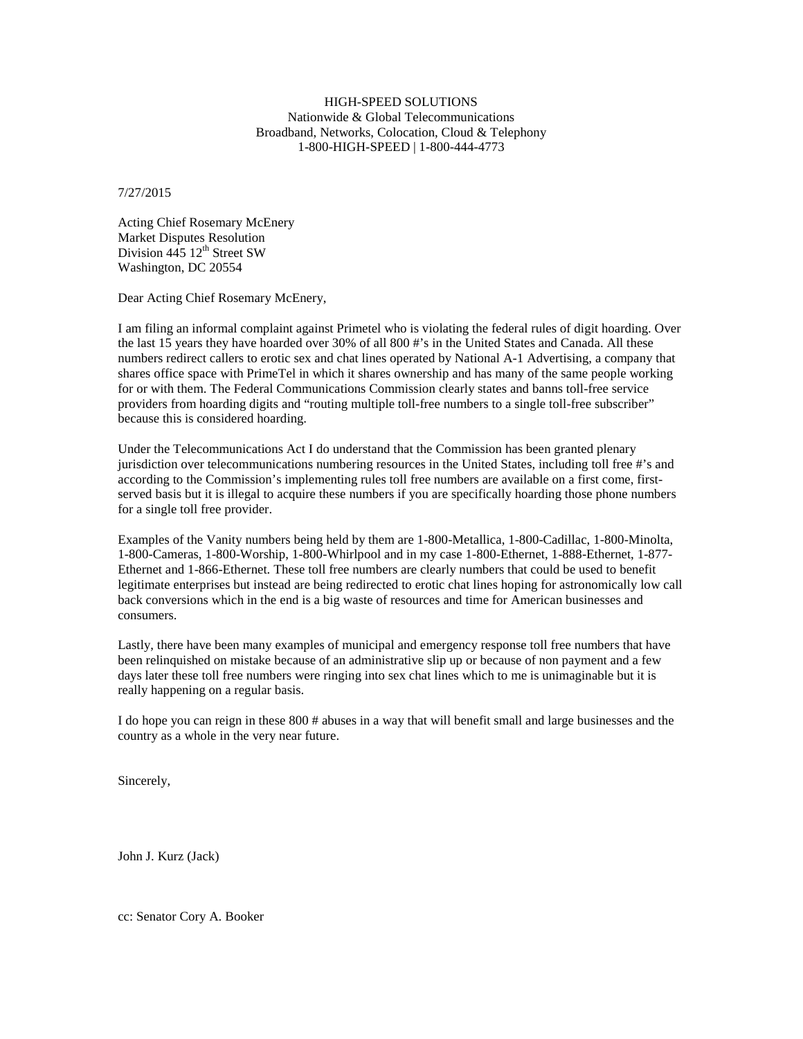HIGH-SPEED SOLUTIONS
Nationwide & Global Telecommunications
Broadband, Networks, Colocation, Cloud & Telephony
1-800-HIGH-SPEED | 1-800-444-4773

7/27/2015

Acting Chief Rosemary McEnery
Market Disputes Resolution
Division 445 12th Street SW
Washington, DC 20554

Dear Acting Chief Rosemary McEnery,

I am filing an informal complaint against Primetel who is violating the federal rules of digit hoarding. Over the last 15 years they have hoarded over 30% of all 800 #'s in the United States and Canada. All these numbers redirect callers to erotic sex and chat lines operated by National A-1 Advertising, a company that shares office space with PrimeTel in which it shares ownership and has many of the same people working for or with them. The Federal Communications Commission clearly states and banns toll-free service providers from hoarding digits and "routing multiple toll-free numbers to a single toll-free subscriber" because this is considered hoarding.

Under the Telecommunications Act I do understand that the Commission has been granted plenary jurisdiction over telecommunications numbering resources in the United States, including toll free #'s and according to the Commission's implementing rules toll free numbers are available on a first come, first-served basis but it is illegal to acquire these numbers if you are specifically hoarding those phone numbers for a single toll free provider.

Examples of the Vanity numbers being held by them are 1-800-Metallica, 1-800-Cadillac, 1-800-Minolta, 1-800-Cameras, 1-800-Worship, 1-800-Whirlpool and in my case 1-800-Ethernet, 1-888-Ethernet, 1-877-Ethernet and 1-866-Ethernet. These toll free numbers are clearly numbers that could be used to benefit legitimate enterprises but instead are being redirected to erotic chat lines hoping for astronomically low call back conversions which in the end is a big waste of resources and time for American businesses and consumers.

Lastly, there have been many examples of municipal and emergency response toll free numbers that have been relinquished on mistake because of an administrative slip up or because of non payment and a few days later these toll free numbers were ringing into sex chat lines which to me is unimaginable but it is really happening on a regular basis.

I do hope you can reign in these 800 # abuses in a way that will benefit small and large businesses and the country as a whole in the very near future.

Sincerely,

John J. Kurz (Jack)

cc: Senator Cory A. Booker